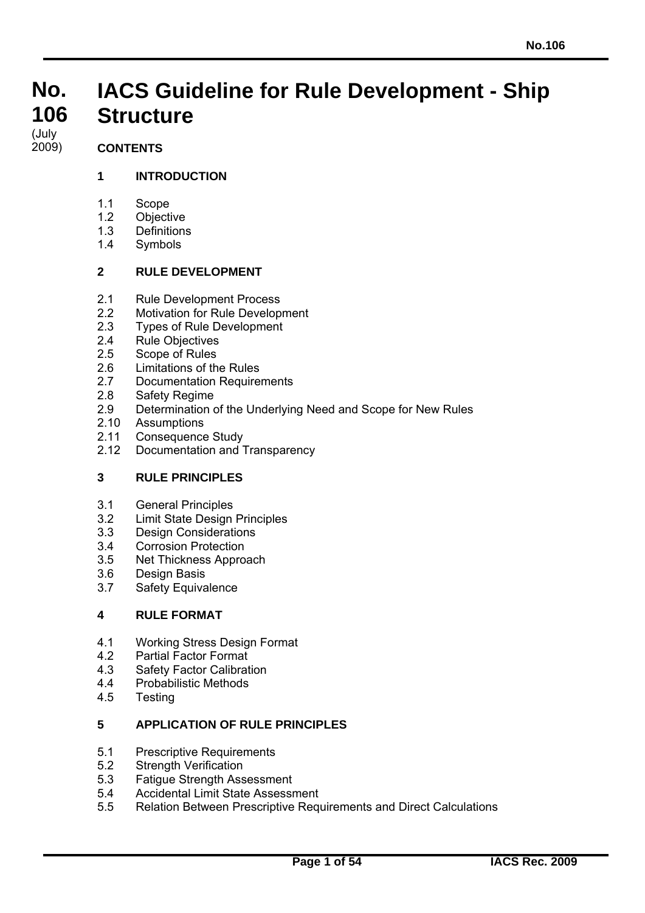# No. 106

(July 2009)

# IACS Guideline for Rule Development - Ship Structure

## CONTENTS

### 1 INTRODUCTION

1.1 Scope
1.2 Objective
1.3 Definitions
1.4 Symbols

### 2 RULE DEVELOPMENT

2.1 Rule Development Process
2.2 Motivation for Rule Development
2.3 Types of Rule Development
2.4 Rule Objectives
2.5 Scope of Rules
2.6 Limitations of the Rules
2.7 Documentation Requirements
2.8 Safety Regime
2.9 Determination of the Underlying Need and Scope for New Rules
2.10 Assumptions
2.11 Consequence Study
2.12 Documentation and Transparency

### 3 RULE PRINCIPLES

3.1 General Principles
3.2 Limit State Design Principles
3.3 Design Considerations
3.4 Corrosion Protection
3.5 Net Thickness Approach
3.6 Design Basis
3.7 Safety Equivalence

### 4 RULE FORMAT

4.1 Working Stress Design Format
4.2 Partial Factor Format
4.3 Safety Factor Calibration
4.4 Probabilistic Methods
4.5 Testing

### 5 APPLICATION OF RULE PRINCIPLES

5.1 Prescriptive Requirements
5.2 Strength Verification
5.3 Fatigue Strength Assessment
5.4 Accidental Limit State Assessment
5.5 Relation Between Prescriptive Requirements and Direct Calculations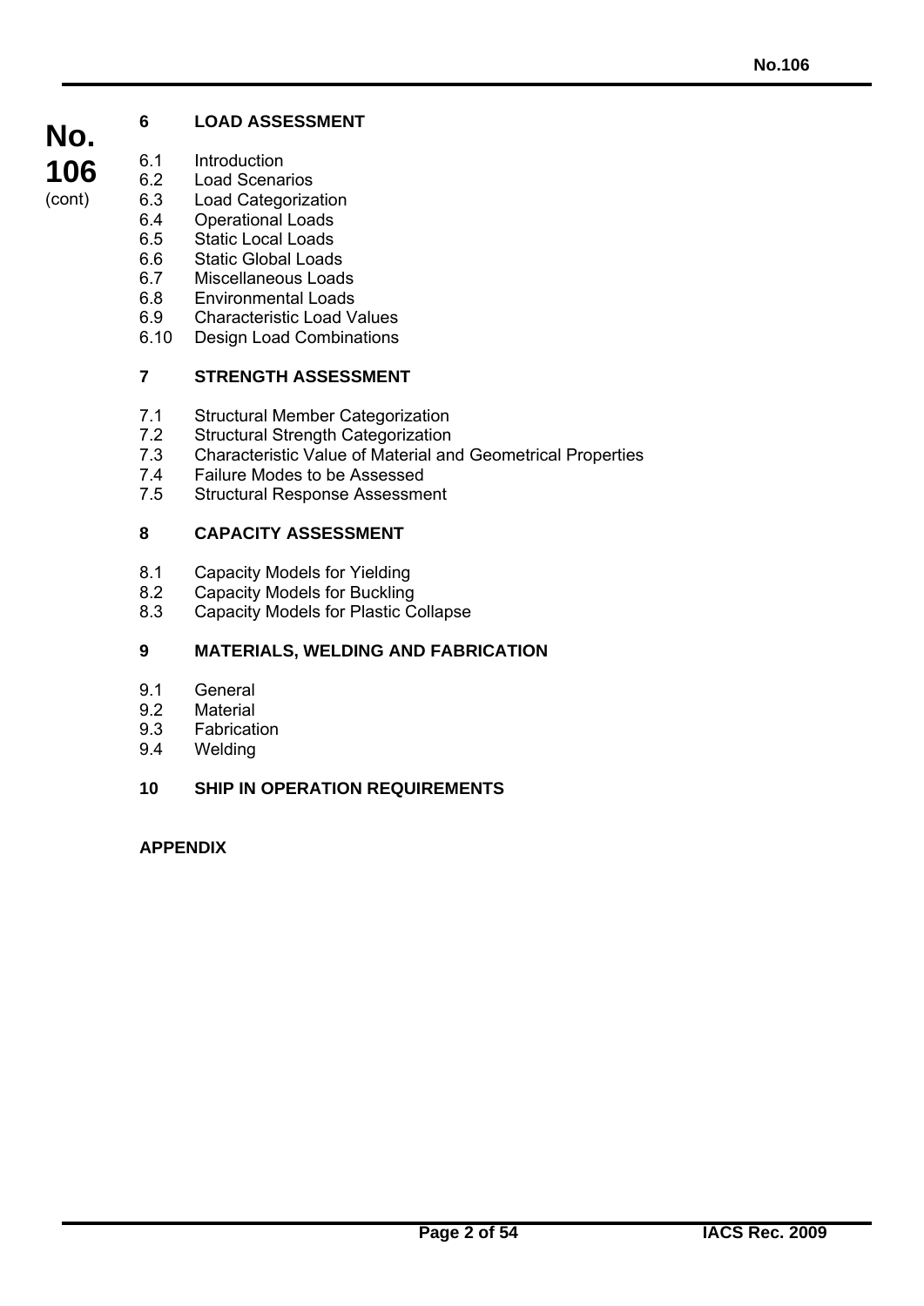**6 LOAD ASSESSMENT**

- 6.1 Introduction
- 6.2 Load Scenarios
- 6.3 Load Categorization
- 6.4 Operational Loads
- 6.5 Static Local Loads
- 6.6 Static Global Loads
- 6.7 Miscellaneous Loads
- 6.8 Environmental Loads
- 6.9 Characteristic Load Values
- 6.10 Design Load Combinations

**7 STRENGTH ASSESSMENT**

- 7.1 Structural Member Categorization
- 7.2 Structural Strength Categorization
- 7.3 Characteristic Value of Material and Geometrical Properties
- 7.4 Failure Modes to be Assessed
- 7.5 Structural Response Assessment

**8 CAPACITY ASSESSMENT**

- 8.1 Capacity Models for Yielding
- 8.2 Capacity Models for Buckling
- 8.3 Capacity Models for Plastic Collapse

**9 MATERIALS, WELDING AND FABRICATION**

- 9.1 General
- 9.2 Material
- 9.3 Fabrication
- 9.4 Welding

**10 SHIP IN OPERATION REQUIREMENTS**

**APPENDIX**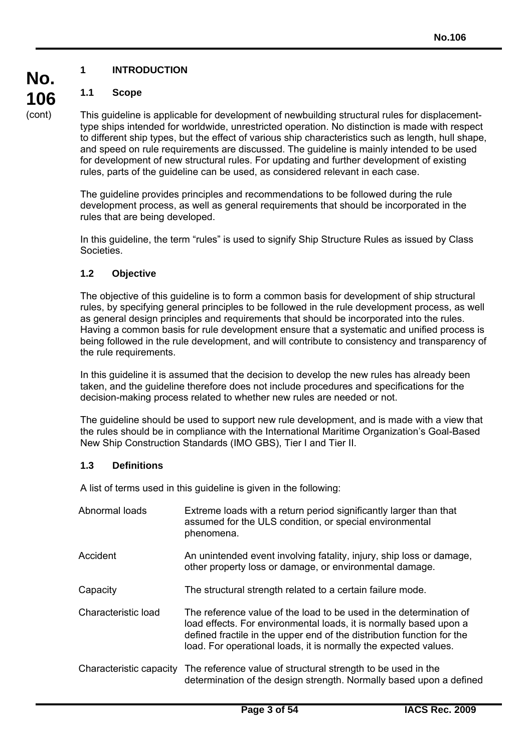## 1 INTRODUCTION

### 1.1 Scope

This guideline is applicable for development of newbuilding structural rules for displacement-type ships intended for worldwide, unrestricted operation. No distinction is made with respect to different ship types, but the effect of various ship characteristics such as length, hull shape, and speed on rule requirements are discussed. The guideline is mainly intended to be used for development of new structural rules. For updating and further development of existing rules, parts of the guideline can be used, as considered relevant in each case.

The guideline provides principles and recommendations to be followed during the rule development process, as well as general requirements that should be incorporated in the rules that are being developed.

In this guideline, the term "rules" is used to signify Ship Structure Rules as issued by Class Societies.

### 1.2 Objective

The objective of this guideline is to form a common basis for development of ship structural rules, by specifying general principles to be followed in the rule development process, as well as general design principles and requirements that should be incorporated into the rules. Having a common basis for rule development ensure that a systematic and unified process is being followed in the rule development, and will contribute to consistency and transparency of the rule requirements.

In this guideline it is assumed that the decision to develop the new rules has already been taken, and the guideline therefore does not include procedures and specifications for the decision-making process related to whether new rules are needed or not.

The guideline should be used to support new rule development, and is made with a view that the rules should be in compliance with the International Maritime Organization's Goal-Based New Ship Construction Standards (IMO GBS), Tier I and Tier II.

### 1.3 Definitions

A list of terms used in this guideline is given in the following:

| Term | Definition |
|---|---|
| Abnormal loads | Extreme loads with a return period significantly larger than that assumed for the ULS condition, or special environmental phenomena. |
| Accident | An unintended event involving fatality, injury, ship loss or damage, other property loss or damage, or environmental damage. |
| Capacity | The structural strength related to a certain failure mode. |
| Characteristic load | The reference value of the load to be used in the determination of load effects. For environmental loads, it is normally based upon a defined fractile in the upper end of the distribution function for the load. For operational loads, it is normally the expected values. |
| Characteristic capacity | The reference value of structural strength to be used in the determination of the design strength. Normally based upon a defined |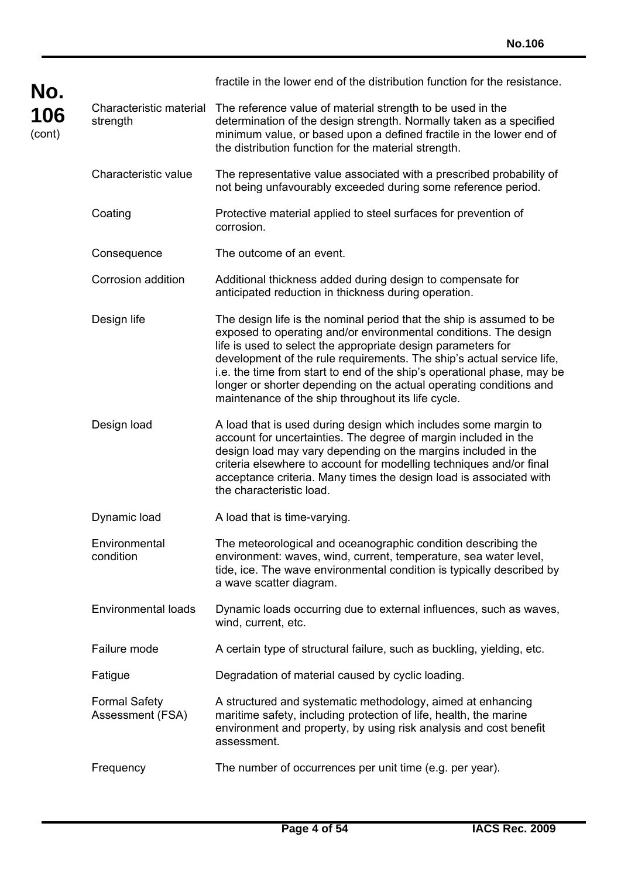fractile in the lower end of the distribution function for the resistance.

| | |
|---|---|
| Characteristic material strength | The reference value of material strength to be used in the determination of the design strength. Normally taken as a specified minimum value, or based upon a defined fractile in the lower end of the distribution function for the material strength. |
| Characteristic value | The representative value associated with a prescribed probability of not being unfavourably exceeded during some reference period. |
| Coating | Protective material applied to steel surfaces for prevention of corrosion. |
| Consequence | The outcome of an event. |
| Corrosion addition | Additional thickness added during design to compensate for anticipated reduction in thickness during operation. |
| Design life | The design life is the nominal period that the ship is assumed to be exposed to operating and/or environmental conditions. The design life is used to select the appropriate design parameters for development of the rule requirements. The ship's actual service life, i.e. the time from start to end of the ship's operational phase, may be longer or shorter depending on the actual operating conditions and maintenance of the ship throughout its life cycle. |
| Design load | A load that is used during design which includes some margin to account for uncertainties. The degree of margin included in the design load may vary depending on the margins included in the criteria elsewhere to account for modelling techniques and/or final acceptance criteria. Many times the design load is associated with the characteristic load. |
| Dynamic load | A load that is time-varying. |
| Environmental condition | The meteorological and oceanographic condition describing the environment: waves, wind, current, temperature, sea water level, tide, ice. The wave environmental condition is typically described by a wave scatter diagram. |
| Environmental loads | Dynamic loads occurring due to external influences, such as waves, wind, current, etc. |
| Failure mode | A certain type of structural failure, such as buckling, yielding, etc. |
| Fatigue | Degradation of material caused by cyclic loading. |
| Formal Safety Assessment (FSA) | A structured and systematic methodology, aimed at enhancing maritime safety, including protection of life, health, the marine environment and property, by using risk analysis and cost benefit assessment. |
| Frequency | The number of occurrences per unit time (e.g. per year). |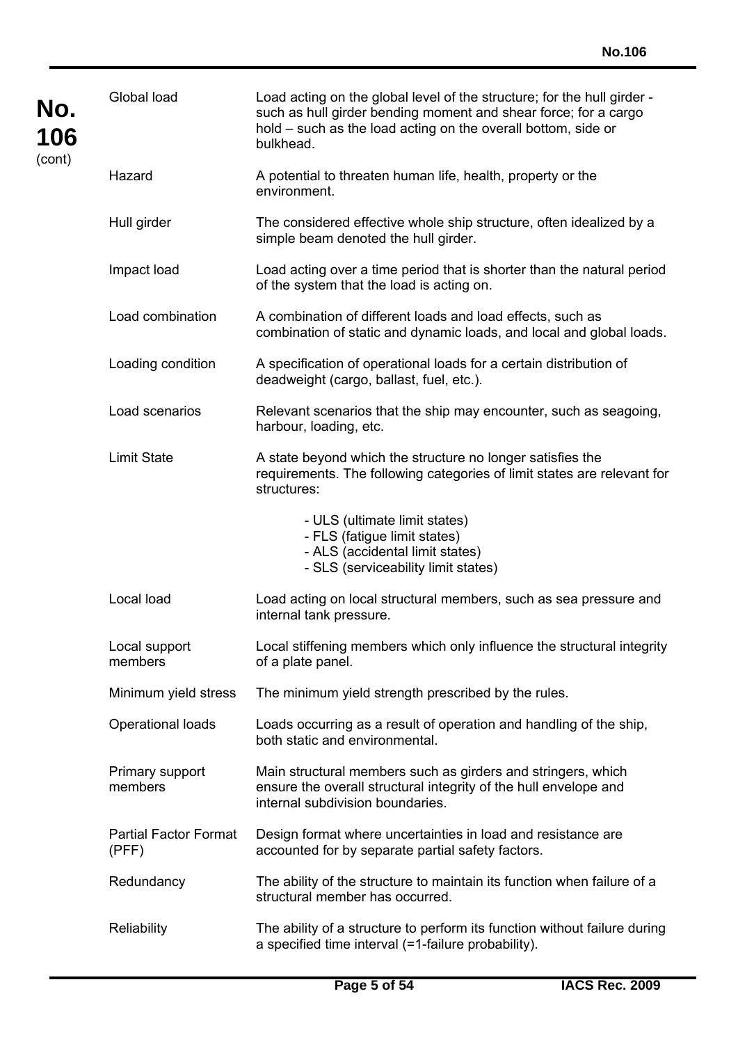| | |
|---|---|
| Global load | Load acting on the global level of the structure; for the hull girder - such as hull girder bending moment and shear force; for a cargo hold – such as the load acting on the overall bottom, side or bulkhead. |
| Hazard | A potential to threaten human life, health, property or the environment. |
| Hull girder | The considered effective whole ship structure, often idealized by a simple beam denoted the hull girder. |
| Impact load | Load acting over a time period that is shorter than the natural period of the system that the load is acting on. |
| Load combination | A combination of different loads and load effects, such as combination of static and dynamic loads, and local and global loads. |
| Loading condition | A specification of operational loads for a certain distribution of deadweight (cargo, ballast, fuel, etc.). |
| Load scenarios | Relevant scenarios that the ship may encounter, such as seagoing, harbour, loading, etc. |
| Limit State | A state beyond which the structure no longer satisfies the requirements. The following categories of limit states are relevant for structures:<br><br>- ULS (ultimate limit states)<br>- FLS (fatigue limit states)<br>- ALS (accidental limit states)<br>- SLS (serviceability limit states) |
| Local load | Load acting on local structural members, such as sea pressure and internal tank pressure. |
| Local support members | Local stiffening members which only influence the structural integrity of a plate panel. |
| Minimum yield stress | The minimum yield strength prescribed by the rules. |
| Operational loads | Loads occurring as a result of operation and handling of the ship, both static and environmental. |
| Primary support members | Main structural members such as girders and stringers, which ensure the overall structural integrity of the hull envelope and internal subdivision boundaries. |
| Partial Factor Format (PFF) | Design format where uncertainties in load and resistance are accounted for by separate partial safety factors. |
| Redundancy | The ability of the structure to maintain its function when failure of a structural member has occurred. |
| Reliability | The ability of a structure to perform its function without failure during a specified time interval (=1-failure probability). |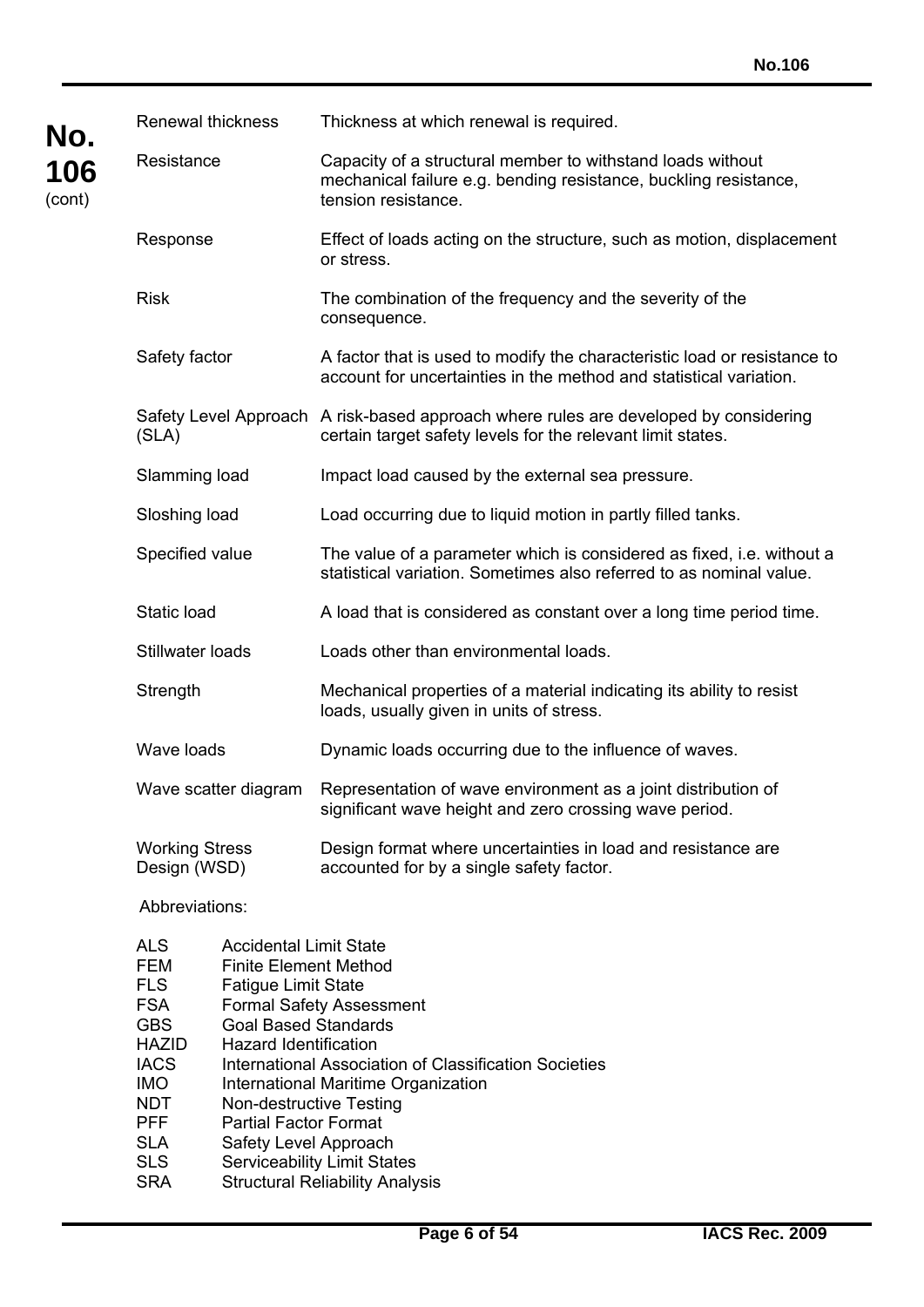| Term | Definition |
| --- | --- |
| Renewal thickness | Thickness at which renewal is required. |
| Resistance | Capacity of a structural member to withstand loads without mechanical failure e.g. bending resistance, buckling resistance, tension resistance. |
| Response | Effect of loads acting on the structure, such as motion, displacement or stress. |
| Risk | The combination of the frequency and the severity of the consequence. |
| Safety factor | A factor that is used to modify the characteristic load or resistance to account for uncertainties in the method and statistical variation. |
| Safety Level Approach (SLA) | A risk-based approach where rules are developed by considering certain target safety levels for the relevant limit states. |
| Slamming load | Impact load caused by the external sea pressure. |
| Sloshing load | Load occurring due to liquid motion in partly filled tanks. |
| Specified value | The value of a parameter which is considered as fixed, i.e. without a statistical variation. Sometimes also referred to as nominal value. |
| Static load | A load that is considered as constant over a long time period time. |
| Stillwater loads | Loads other than environmental loads. |
| Strength | Mechanical properties of a material indicating its ability to resist loads, usually given in units of stress. |
| Wave loads | Dynamic loads occurring due to the influence of waves. |
| Wave scatter diagram | Representation of wave environment as a joint distribution of significant wave height and zero crossing wave period. |
| Working Stress Design (WSD) | Design format where uncertainties in load and resistance are accounted for by a single safety factor. |

Abbreviations:

| | |
| --- | --- |
| ALS | Accidental Limit State |
| FEM | Finite Element Method |
| FLS | Fatigue Limit State |
| FSA | Formal Safety Assessment |
| GBS | Goal Based Standards |
| HAZID | Hazard Identification |
| IACS | International Association of Classification Societies |
| IMO | International Maritime Organization |
| NDT | Non-destructive Testing |
| PFF | Partial Factor Format |
| SLA | Safety Level Approach |
| SLS | Serviceability Limit States |
| SRA | Structural Reliability Analysis |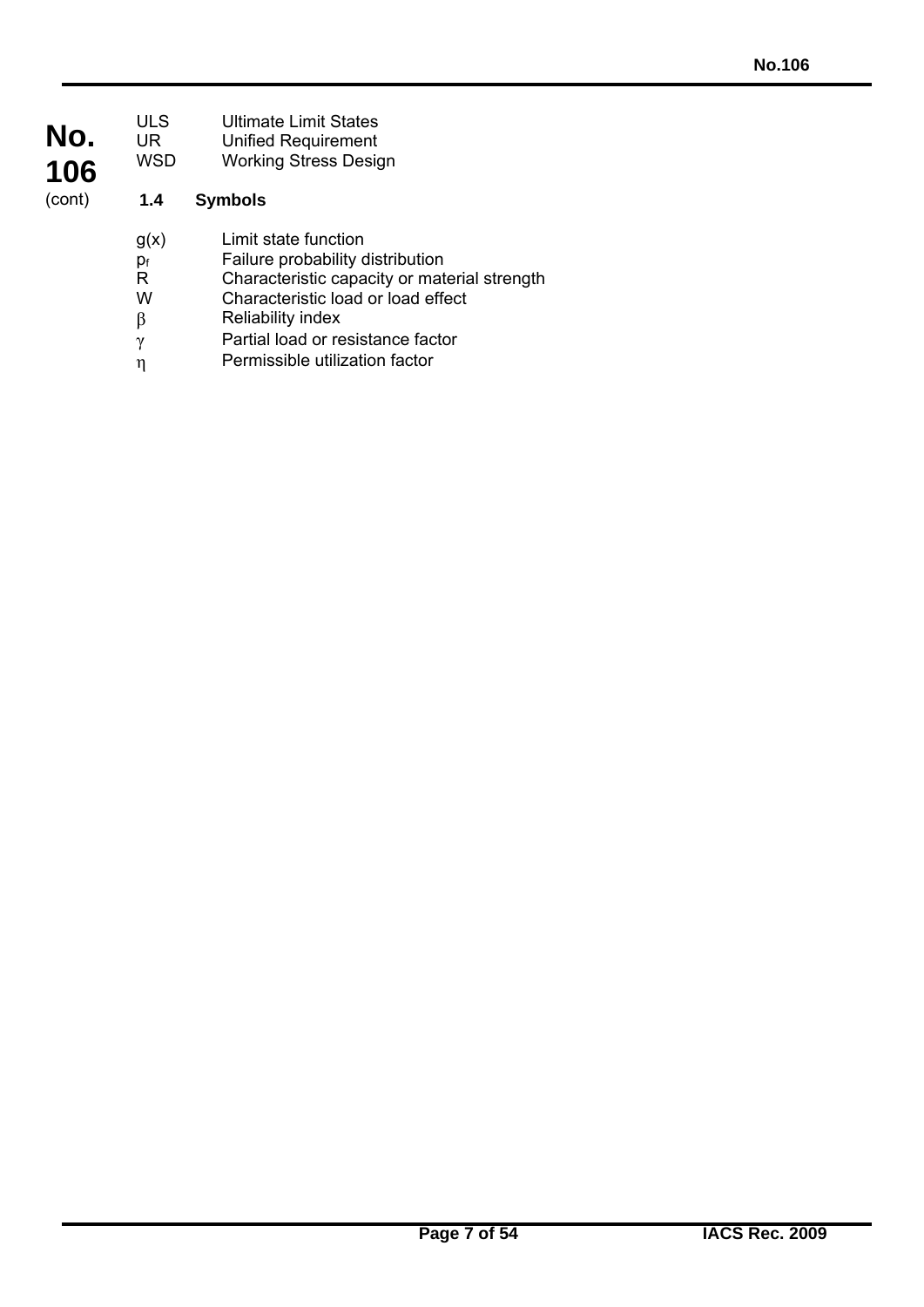| | |
|---|---|
| ULS | Ultimate Limit States |
| UR | Unified Requirement |
| WSD | Working Stress Design |

### 1.4 Symbols

| | |
|---|---|
| $g(x)$ | Limit state function |
| $p_f$ | Failure probability distribution |
| $R$ | Characteristic capacity or material strength |
| $W$ | Characteristic load or load effect |
| $\beta$ | Reliability index |
| $\gamma$ | Partial load or resistance factor |
| $\eta$ | Permissible utilization factor |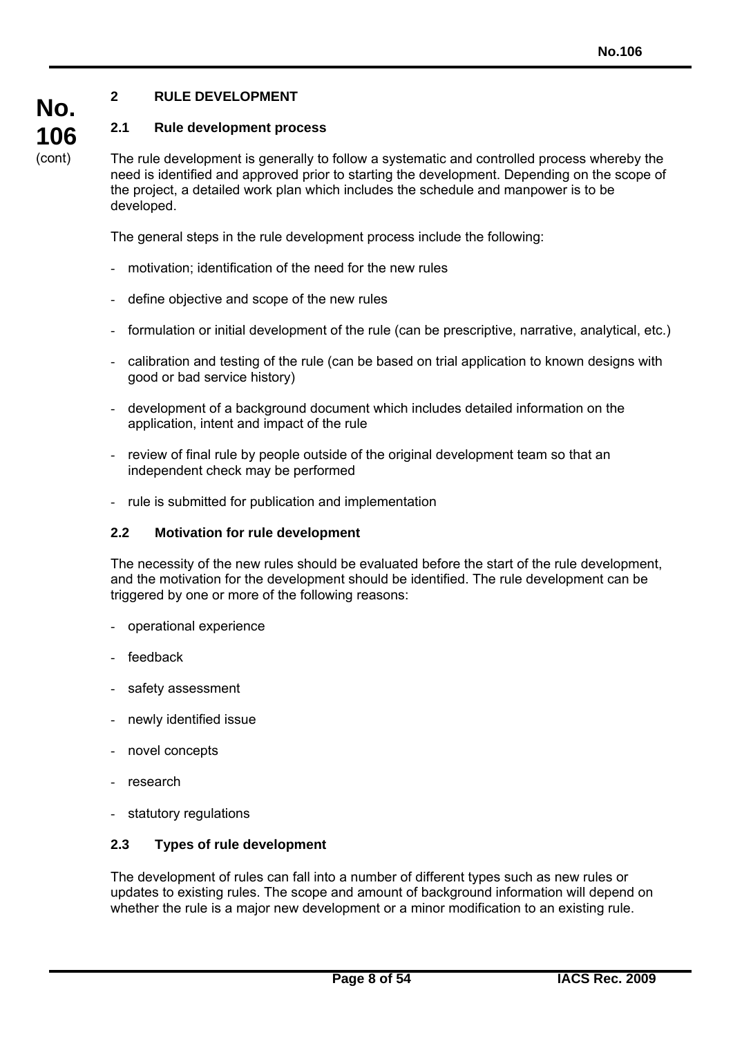## 2 RULE DEVELOPMENT

### 2.1 Rule development process

The rule development is generally to follow a systematic and controlled process whereby the need is identified and approved prior to starting the development. Depending on the scope of the project, a detailed work plan which includes the schedule and manpower is to be developed.

The general steps in the rule development process include the following:

- motivation; identification of the need for the new rules
- define objective and scope of the new rules
- formulation or initial development of the rule (can be prescriptive, narrative, analytical, etc.)
- calibration and testing of the rule (can be based on trial application to known designs with good or bad service history)
- development of a background document which includes detailed information on the application, intent and impact of the rule
- review of final rule by people outside of the original development team so that an independent check may be performed
- rule is submitted for publication and implementation

### 2.2 Motivation for rule development

The necessity of the new rules should be evaluated before the start of the rule development, and the motivation for the development should be identified. The rule development can be triggered by one or more of the following reasons:

- operational experience
- feedback
- safety assessment
- newly identified issue
- novel concepts
- research
- statutory regulations

### 2.3 Types of rule development

The development of rules can fall into a number of different types such as new rules or updates to existing rules. The scope and amount of background information will depend on whether the rule is a major new development or a minor modification to an existing rule.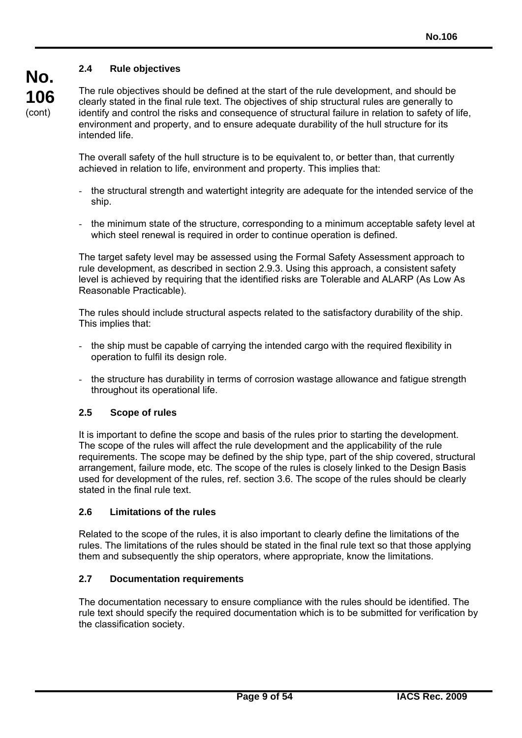### 2.4 Rule objectives

The rule objectives should be defined at the start of the rule development, and should be clearly stated in the final rule text. The objectives of ship structural rules are generally to identify and control the risks and consequence of structural failure in relation to safety of life, environment and property, and to ensure adequate durability of the hull structure for its intended life.

The overall safety of the hull structure is to be equivalent to, or better than, that currently achieved in relation to life, environment and property. This implies that:

- the structural strength and watertight integrity are adequate for the intended service of the ship.
- the minimum state of the structure, corresponding to a minimum acceptable safety level at which steel renewal is required in order to continue operation is defined.

The target safety level may be assessed using the Formal Safety Assessment approach to rule development, as described in section 2.9.3. Using this approach, a consistent safety level is achieved by requiring that the identified risks are Tolerable and ALARP (As Low As Reasonable Practicable).

The rules should include structural aspects related to the satisfactory durability of the ship. This implies that:

- the ship must be capable of carrying the intended cargo with the required flexibility in operation to fulfil its design role.
- the structure has durability in terms of corrosion wastage allowance and fatigue strength throughout its operational life.

### 2.5 Scope of rules

It is important to define the scope and basis of the rules prior to starting the development. The scope of the rules will affect the rule development and the applicability of the rule requirements. The scope may be defined by the ship type, part of the ship covered, structural arrangement, failure mode, etc. The scope of the rules is closely linked to the Design Basis used for development of the rules, ref. section 3.6. The scope of the rules should be clearly stated in the final rule text.

### 2.6 Limitations of the rules

Related to the scope of the rules, it is also important to clearly define the limitations of the rules. The limitations of the rules should be stated in the final rule text so that those applying them and subsequently the ship operators, where appropriate, know the limitations.

### 2.7 Documentation requirements

The documentation necessary to ensure compliance with the rules should be identified. The rule text should specify the required documentation which is to be submitted for verification by the classification society.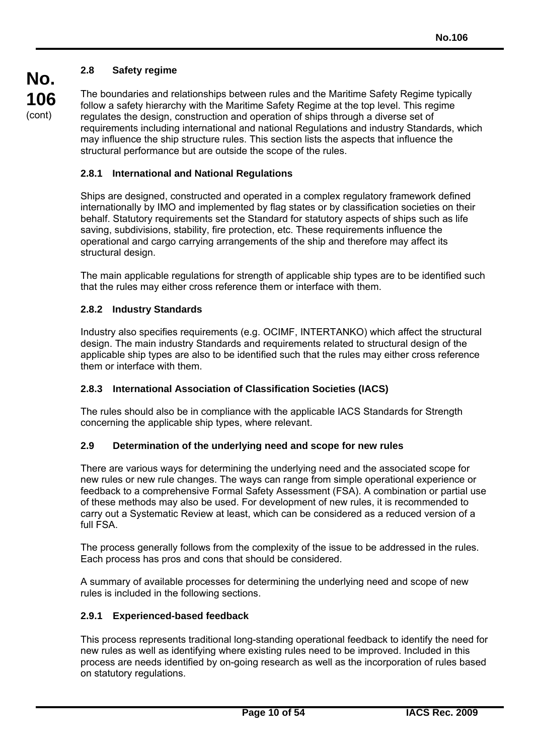### 2.8 Safety regime

The boundaries and relationships between rules and the Maritime Safety Regime typically follow a safety hierarchy with the Maritime Safety Regime at the top level. This regime regulates the design, construction and operation of ships through a diverse set of requirements including international and national Regulations and industry Standards, which may influence the ship structure rules. This section lists the aspects that influence the structural performance but are outside the scope of the rules.

#### 2.8.1 International and National Regulations

Ships are designed, constructed and operated in a complex regulatory framework defined internationally by IMO and implemented by flag states or by classification societies on their behalf. Statutory requirements set the Standard for statutory aspects of ships such as life saving, subdivisions, stability, fire protection, etc. These requirements influence the operational and cargo carrying arrangements of the ship and therefore may affect its structural design.

The main applicable regulations for strength of applicable ship types are to be identified such that the rules may either cross reference them or interface with them.

#### 2.8.2 Industry Standards

Industry also specifies requirements (e.g. OCIMF, INTERTANKO) which affect the structural design. The main industry Standards and requirements related to structural design of the applicable ship types are also to be identified such that the rules may either cross reference them or interface with them.

#### 2.8.3 International Association of Classification Societies (IACS)

The rules should also be in compliance with the applicable IACS Standards for Strength concerning the applicable ship types, where relevant.

### 2.9 Determination of the underlying need and scope for new rules

There are various ways for determining the underlying need and the associated scope for new rules or new rule changes. The ways can range from simple operational experience or feedback to a comprehensive Formal Safety Assessment (FSA). A combination or partial use of these methods may also be used. For development of new rules, it is recommended to carry out a Systematic Review at least, which can be considered as a reduced version of a full FSA.

The process generally follows from the complexity of the issue to be addressed in the rules. Each process has pros and cons that should be considered.

A summary of available processes for determining the underlying need and scope of new rules is included in the following sections.

#### 2.9.1 Experienced-based feedback

This process represents traditional long-standing operational feedback to identify the need for new rules as well as identifying where existing rules need to be improved. Included in this process are needs identified by on-going research as well as the incorporation of rules based on statutory regulations.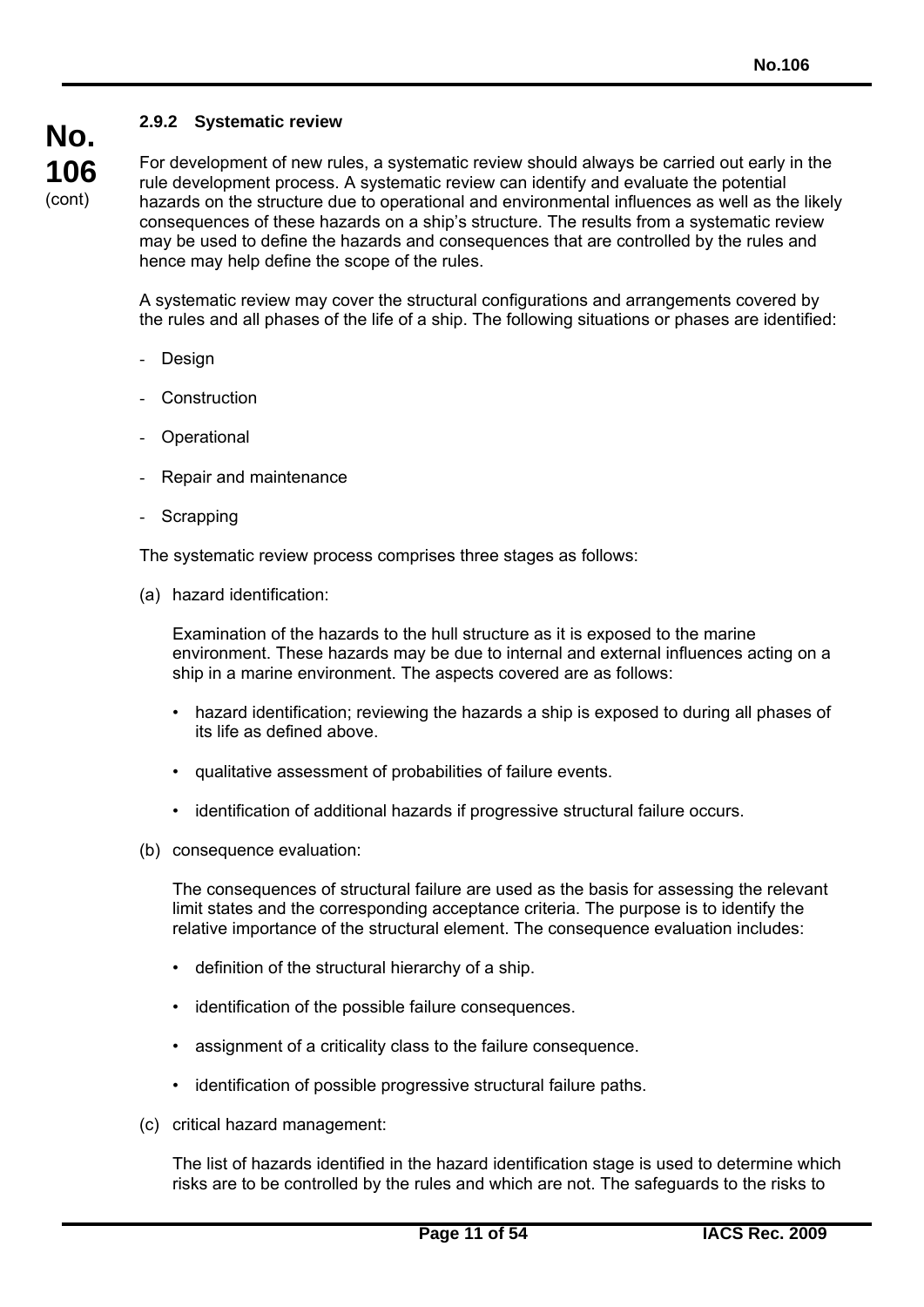#### 2.9.2 Systematic review

For development of new rules, a systematic review should always be carried out early in the rule development process. A systematic review can identify and evaluate the potential hazards on the structure due to operational and environmental influences as well as the likely consequences of these hazards on a ship's structure. The results from a systematic review may be used to define the hazards and consequences that are controlled by the rules and hence may help define the scope of the rules.

A systematic review may cover the structural configurations and arrangements covered by the rules and all phases of the life of a ship. The following situations or phases are identified:

- Design
- Construction
- Operational
- Repair and maintenance
- Scrapping

The systematic review process comprises three stages as follows:

(a) hazard identification:

Examination of the hazards to the hull structure as it is exposed to the marine environment. These hazards may be due to internal and external influences acting on a ship in a marine environment. The aspects covered are as follows:

- hazard identification; reviewing the hazards a ship is exposed to during all phases of its life as defined above.
- qualitative assessment of probabilities of failure events.
- identification of additional hazards if progressive structural failure occurs.

(b) consequence evaluation:

The consequences of structural failure are used as the basis for assessing the relevant limit states and the corresponding acceptance criteria. The purpose is to identify the relative importance of the structural element. The consequence evaluation includes:

- definition of the structural hierarchy of a ship.
- identification of the possible failure consequences.
- assignment of a criticality class to the failure consequence.
- identification of possible progressive structural failure paths.

(c) critical hazard management:

The list of hazards identified in the hazard identification stage is used to determine which risks are to be controlled by the rules and which are not. The safeguards to the risks to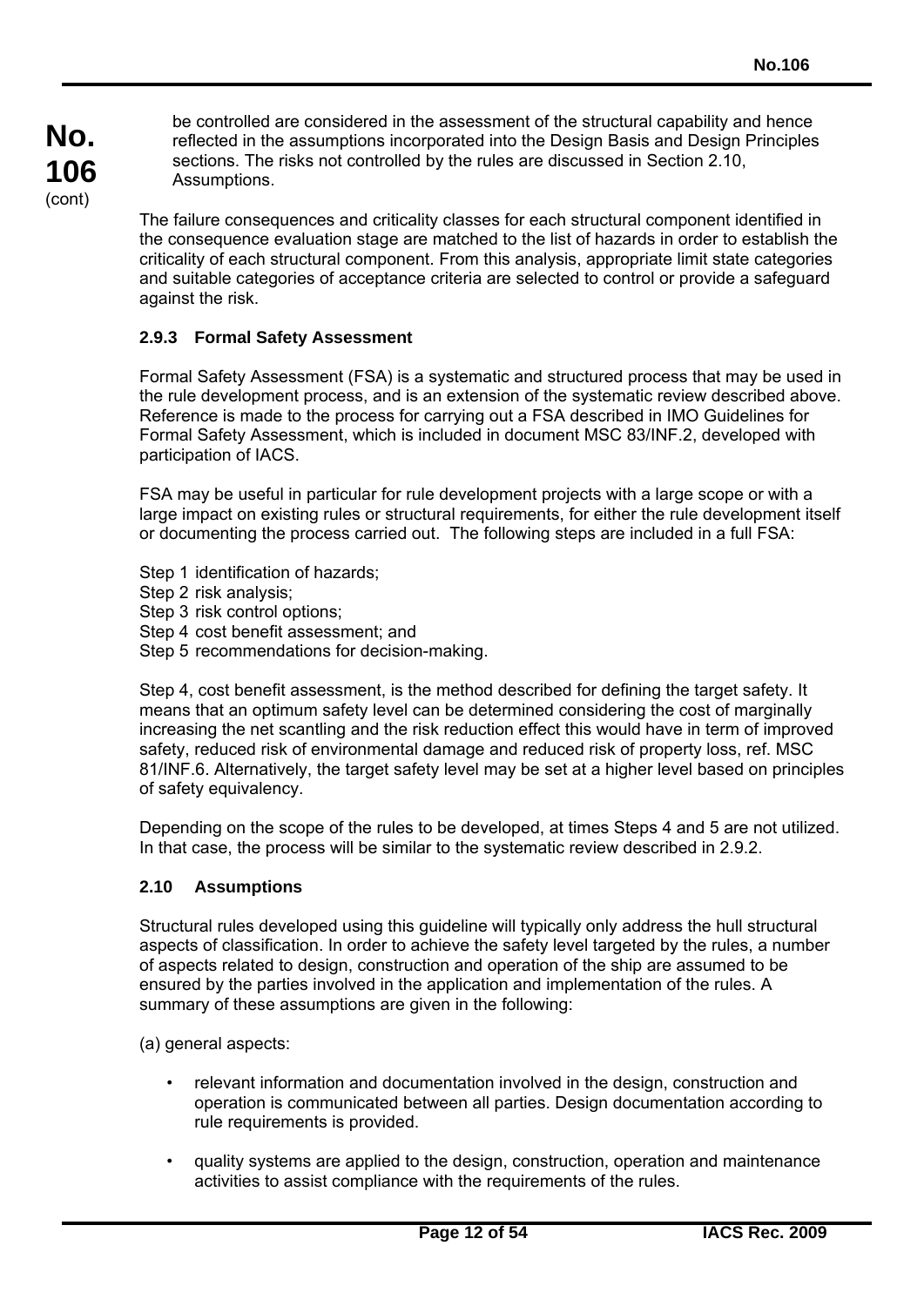be controlled are considered in the assessment of the structural capability and hence reflected in the assumptions incorporated into the Design Basis and Design Principles sections. The risks not controlled by the rules are discussed in Section 2.10, Assumptions.

The failure consequences and criticality classes for each structural component identified in the consequence evaluation stage are matched to the list of hazards in order to establish the criticality of each structural component. From this analysis, appropriate limit state categories and suitable categories of acceptance criteria are selected to control or provide a safeguard against the risk.

### 2.9.3 Formal Safety Assessment

Formal Safety Assessment (FSA) is a systematic and structured process that may be used in the rule development process, and is an extension of the systematic review described above. Reference is made to the process for carrying out a FSA described in IMO Guidelines for Formal Safety Assessment, which is included in document MSC 83/INF.2, developed with participation of IACS.

FSA may be useful in particular for rule development projects with a large scope or with a large impact on existing rules or structural requirements, for either the rule development itself or documenting the process carried out. The following steps are included in a full FSA:

Step 1 identification of hazards;
Step 2 risk analysis;
Step 3 risk control options;
Step 4 cost benefit assessment; and
Step 5 recommendations for decision-making.

Step 4, cost benefit assessment, is the method described for defining the target safety. It means that an optimum safety level can be determined considering the cost of marginally increasing the net scantling and the risk reduction effect this would have in term of improved safety, reduced risk of environmental damage and reduced risk of property loss, ref. MSC 81/INF.6. Alternatively, the target safety level may be set at a higher level based on principles of safety equivalency.

Depending on the scope of the rules to be developed, at times Steps 4 and 5 are not utilized. In that case, the process will be similar to the systematic review described in 2.9.2.

## 2.10 Assumptions

Structural rules developed using this guideline will typically only address the hull structural aspects of classification. In order to achieve the safety level targeted by the rules, a number of aspects related to design, construction and operation of the ship are assumed to be ensured by the parties involved in the application and implementation of the rules. A summary of these assumptions are given in the following:

(a) general aspects:

- relevant information and documentation involved in the design, construction and operation is communicated between all parties. Design documentation according to rule requirements is provided.
- quality systems are applied to the design, construction, operation and maintenance activities to assist compliance with the requirements of the rules.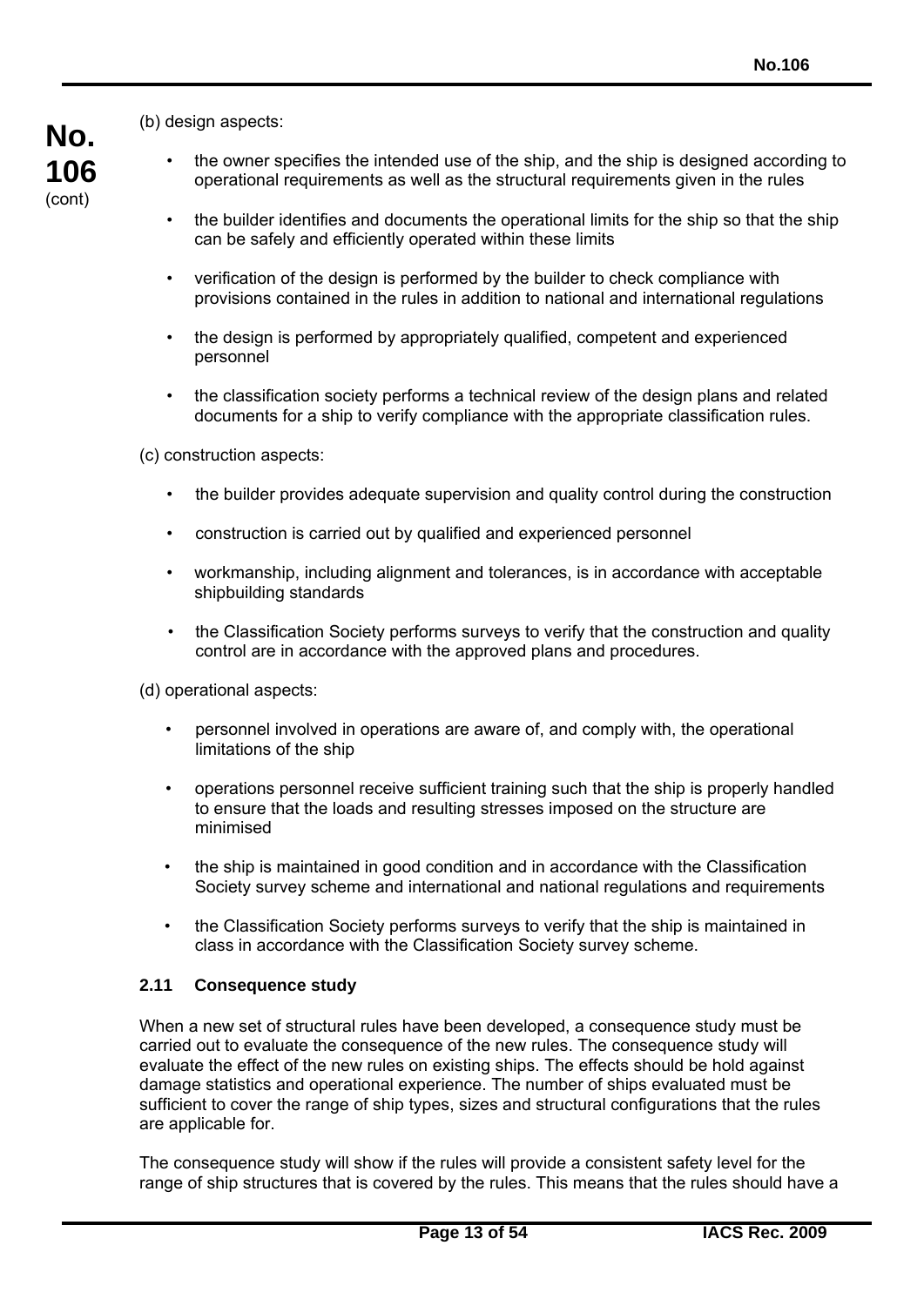(b) design aspects:

- the owner specifies the intended use of the ship, and the ship is designed according to operational requirements as well as the structural requirements given in the rules
- the builder identifies and documents the operational limits for the ship so that the ship can be safely and efficiently operated within these limits
- verification of the design is performed by the builder to check compliance with provisions contained in the rules in addition to national and international regulations
- the design is performed by appropriately qualified, competent and experienced personnel
- the classification society performs a technical review of the design plans and related documents for a ship to verify compliance with the appropriate classification rules.

(c) construction aspects:

- the builder provides adequate supervision and quality control during the construction
- construction is carried out by qualified and experienced personnel
- workmanship, including alignment and tolerances, is in accordance with acceptable shipbuilding standards
- the Classification Society performs surveys to verify that the construction and quality control are in accordance with the approved plans and procedures.

(d) operational aspects:

- personnel involved in operations are aware of, and comply with, the operational limitations of the ship
- operations personnel receive sufficient training such that the ship is properly handled to ensure that the loads and resulting stresses imposed on the structure are minimised
- the ship is maintained in good condition and in accordance with the Classification Society survey scheme and international and national regulations and requirements
- the Classification Society performs surveys to verify that the ship is maintained in class in accordance with the Classification Society survey scheme.

### 2.11 Consequence study

When a new set of structural rules have been developed, a consequence study must be carried out to evaluate the consequence of the new rules. The consequence study will evaluate the effect of the new rules on existing ships. The effects should be hold against damage statistics and operational experience. The number of ships evaluated must be sufficient to cover the range of ship types, sizes and structural configurations that the rules are applicable for.

The consequence study will show if the rules will provide a consistent safety level for the range of ship structures that is covered by the rules. This means that the rules should have a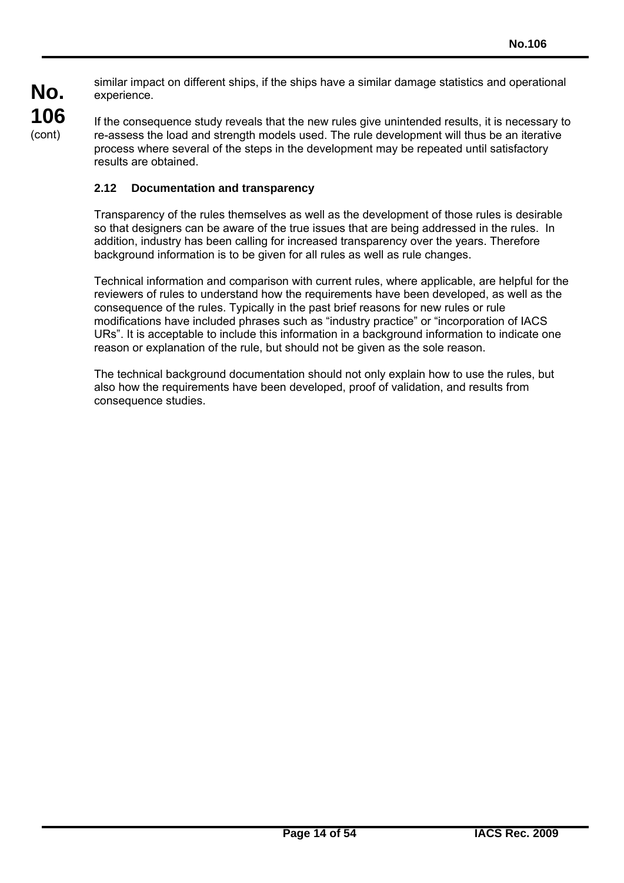similar impact on different ships, if the ships have a similar damage statistics and operational experience.

If the consequence study reveals that the new rules give unintended results, it is necessary to re-assess the load and strength models used. The rule development will thus be an iterative process where several of the steps in the development may be repeated until satisfactory results are obtained.

### 2.12 Documentation and transparency

Transparency of the rules themselves as well as the development of those rules is desirable so that designers can be aware of the true issues that are being addressed in the rules. In addition, industry has been calling for increased transparency over the years. Therefore background information is to be given for all rules as well as rule changes.

Technical information and comparison with current rules, where applicable, are helpful for the reviewers of rules to understand how the requirements have been developed, as well as the consequence of the rules. Typically in the past brief reasons for new rules or rule modifications have included phrases such as "industry practice" or "incorporation of IACS URs". It is acceptable to include this information in a background information to indicate one reason or explanation of the rule, but should not be given as the sole reason.

The technical background documentation should not only explain how to use the rules, but also how the requirements have been developed, proof of validation, and results from consequence studies.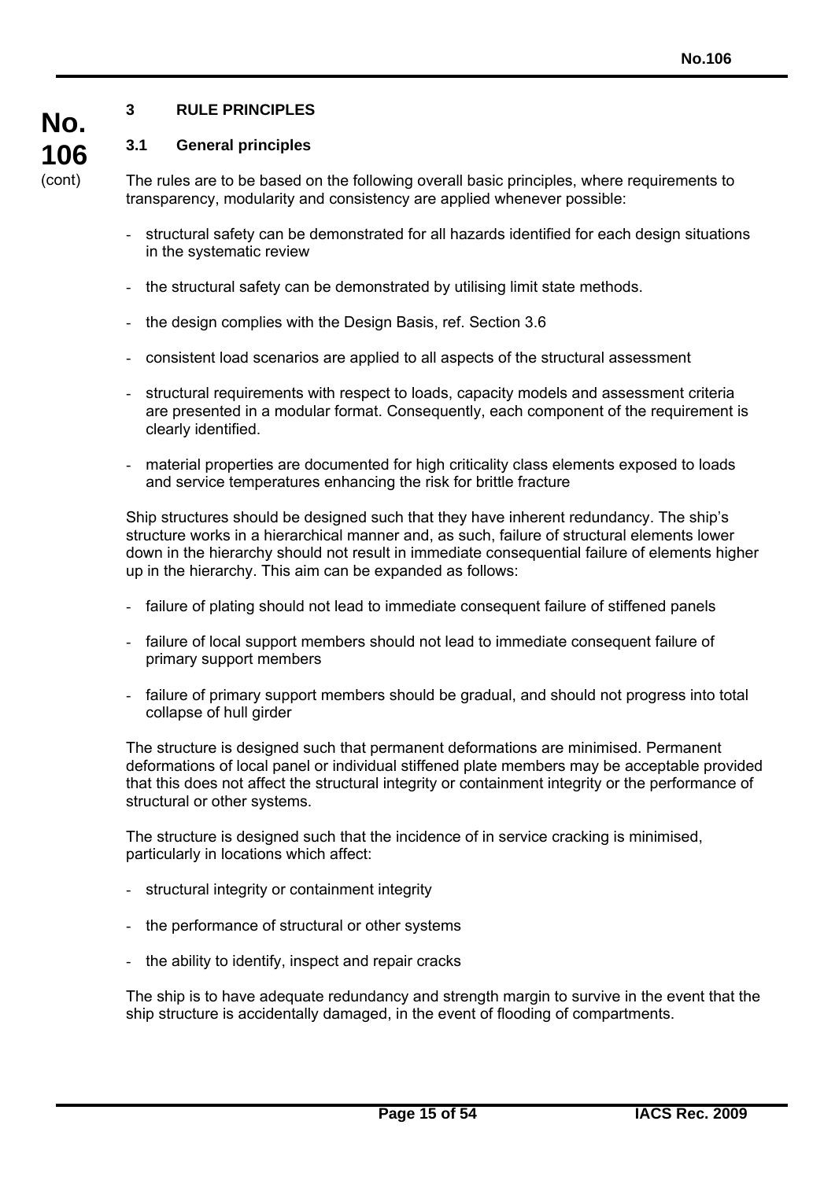## 3 RULE PRINCIPLES

### 3.1 General principles

The rules are to be based on the following overall basic principles, where requirements to transparency, modularity and consistency are applied whenever possible:

- structural safety can be demonstrated for all hazards identified for each design situations in the systematic review
- the structural safety can be demonstrated by utilising limit state methods.
- the design complies with the Design Basis, ref. Section 3.6
- consistent load scenarios are applied to all aspects of the structural assessment
- structural requirements with respect to loads, capacity models and assessment criteria are presented in a modular format. Consequently, each component of the requirement is clearly identified.
- material properties are documented for high criticality class elements exposed to loads and service temperatures enhancing the risk for brittle fracture

Ship structures should be designed such that they have inherent redundancy. The ship's structure works in a hierarchical manner and, as such, failure of structural elements lower down in the hierarchy should not result in immediate consequential failure of elements higher up in the hierarchy. This aim can be expanded as follows:

- failure of plating should not lead to immediate consequent failure of stiffened panels
- failure of local support members should not lead to immediate consequent failure of primary support members
- failure of primary support members should be gradual, and should not progress into total collapse of hull girder

The structure is designed such that permanent deformations are minimised. Permanent deformations of local panel or individual stiffened plate members may be acceptable provided that this does not affect the structural integrity or containment integrity or the performance of structural or other systems.

The structure is designed such that the incidence of in service cracking is minimised, particularly in locations which affect:

- structural integrity or containment integrity
- the performance of structural or other systems
- the ability to identify, inspect and repair cracks

The ship is to have adequate redundancy and strength margin to survive in the event that the ship structure is accidentally damaged, in the event of flooding of compartments.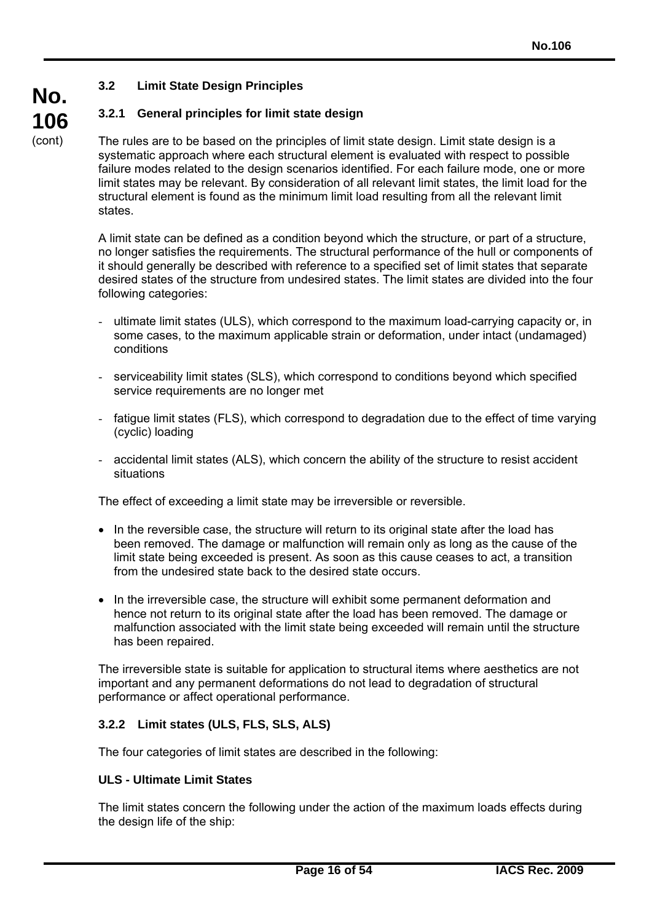### 3.2 Limit State Design Principles

#### 3.2.1 General principles for limit state design

The rules are to be based on the principles of limit state design. Limit state design is a systematic approach where each structural element is evaluated with respect to possible failure modes related to the design scenarios identified. For each failure mode, one or more limit states may be relevant. By consideration of all relevant limit states, the limit load for the structural element is found as the minimum limit load resulting from all the relevant limit states.

A limit state can be defined as a condition beyond which the structure, or part of a structure, no longer satisfies the requirements. The structural performance of the hull or components of it should generally be described with reference to a specified set of limit states that separate desired states of the structure from undesired states. The limit states are divided into the four following categories:

- ultimate limit states (ULS), which correspond to the maximum load-carrying capacity or, in some cases, to the maximum applicable strain or deformation, under intact (undamaged) conditions
- serviceability limit states (SLS), which correspond to conditions beyond which specified service requirements are no longer met
- fatigue limit states (FLS), which correspond to degradation due to the effect of time varying (cyclic) loading
- accidental limit states (ALS), which concern the ability of the structure to resist accident situations

The effect of exceeding a limit state may be irreversible or reversible.

- In the reversible case, the structure will return to its original state after the load has been removed. The damage or malfunction will remain only as long as the cause of the limit state being exceeded is present. As soon as this cause ceases to act, a transition from the undesired state back to the desired state occurs.
- In the irreversible case, the structure will exhibit some permanent deformation and hence not return to its original state after the load has been removed. The damage or malfunction associated with the limit state being exceeded will remain until the structure has been repaired.

The irreversible state is suitable for application to structural items where aesthetics are not important and any permanent deformations do not lead to degradation of structural performance or affect operational performance.

#### 3.2.2 Limit states (ULS, FLS, SLS, ALS)

The four categories of limit states are described in the following:

**ULS - Ultimate Limit States**

The limit states concern the following under the action of the maximum loads effects during the design life of the ship: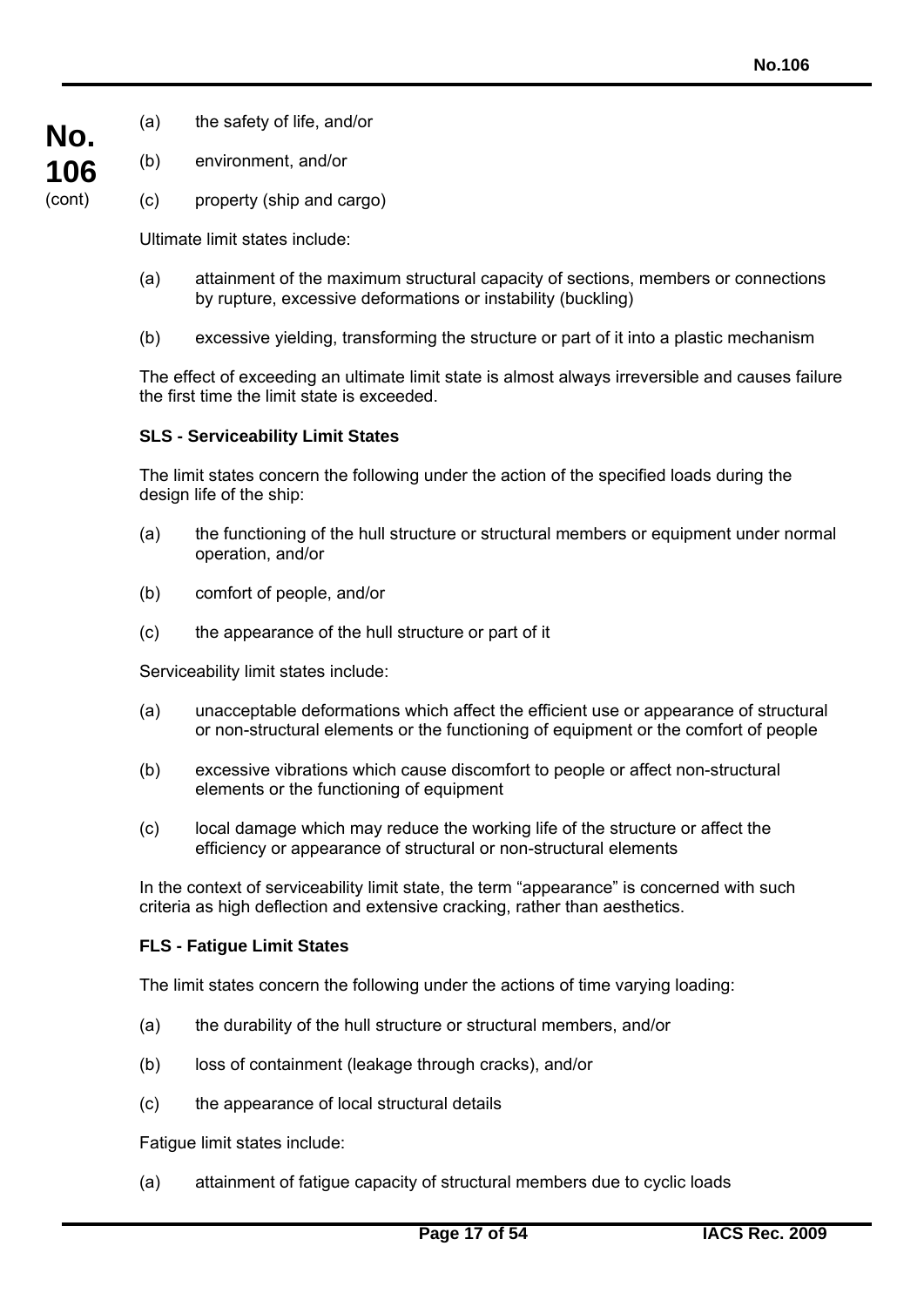(a) the safety of life, and/or

(b) environment, and/or

(c) property (ship and cargo)

Ultimate limit states include:

(a) attainment of the maximum structural capacity of sections, members or connections by rupture, excessive deformations or instability (buckling)

(b) excessive yielding, transforming the structure or part of it into a plastic mechanism

The effect of exceeding an ultimate limit state is almost always irreversible and causes failure the first time the limit state is exceeded.

**SLS - Serviceability Limit States**

The limit states concern the following under the action of the specified loads during the design life of the ship:

(a) the functioning of the hull structure or structural members or equipment under normal operation, and/or

(b) comfort of people, and/or

(c) the appearance of the hull structure or part of it

Serviceability limit states include:

(a) unacceptable deformations which affect the efficient use or appearance of structural or non-structural elements or the functioning of equipment or the comfort of people

(b) excessive vibrations which cause discomfort to people or affect non-structural elements or the functioning of equipment

(c) local damage which may reduce the working life of the structure or affect the efficiency or appearance of structural or non-structural elements

In the context of serviceability limit state, the term "appearance" is concerned with such criteria as high deflection and extensive cracking, rather than aesthetics.

**FLS - Fatigue Limit States**

The limit states concern the following under the actions of time varying loading:

(a) the durability of the hull structure or structural members, and/or

(b) loss of containment (leakage through cracks), and/or

(c) the appearance of local structural details

Fatigue limit states include:

(a) attainment of fatigue capacity of structural members due to cyclic loads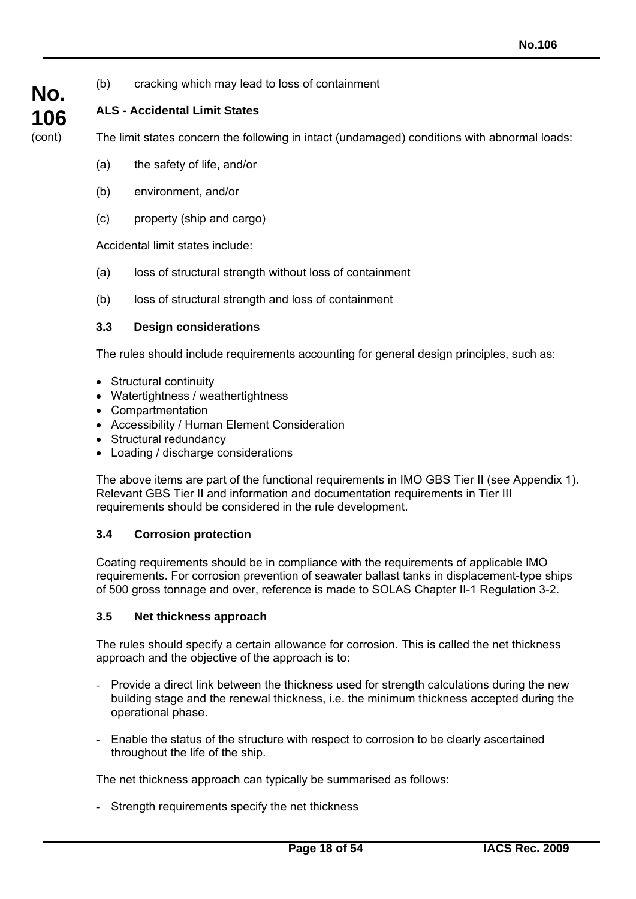(b) cracking which may lead to loss of containment

**ALS - Accidental Limit States**

The limit states concern the following in intact (undamaged) conditions with abnormal loads:

(a) the safety of life, and/or

(b) environment, and/or

(c) property (ship and cargo)

Accidental limit states include:

(a) loss of structural strength without loss of containment

(b) loss of structural strength and loss of containment

### 3.3 Design considerations

The rules should include requirements accounting for general design principles, such as:

- Structural continuity
- Watertightness / weathertightness
- Compartmentation
- Accessibility / Human Element Consideration
- Structural redundancy
- Loading / discharge considerations

The above items are part of the functional requirements in IMO GBS Tier II (see Appendix 1). Relevant GBS Tier II and information and documentation requirements in Tier III requirements should be considered in the rule development.

### 3.4 Corrosion protection

Coating requirements should be in compliance with the requirements of applicable IMO requirements. For corrosion prevention of seawater ballast tanks in displacement-type ships of 500 gross tonnage and over, reference is made to SOLAS Chapter II-1 Regulation 3-2.

### 3.5 Net thickness approach

The rules should specify a certain allowance for corrosion. This is called the net thickness approach and the objective of the approach is to:

- Provide a direct link between the thickness used for strength calculations during the new building stage and the renewal thickness, i.e. the minimum thickness accepted during the operational phase.
- Enable the status of the structure with respect to corrosion to be clearly ascertained throughout the life of the ship.

The net thickness approach can typically be summarised as follows:

- Strength requirements specify the net thickness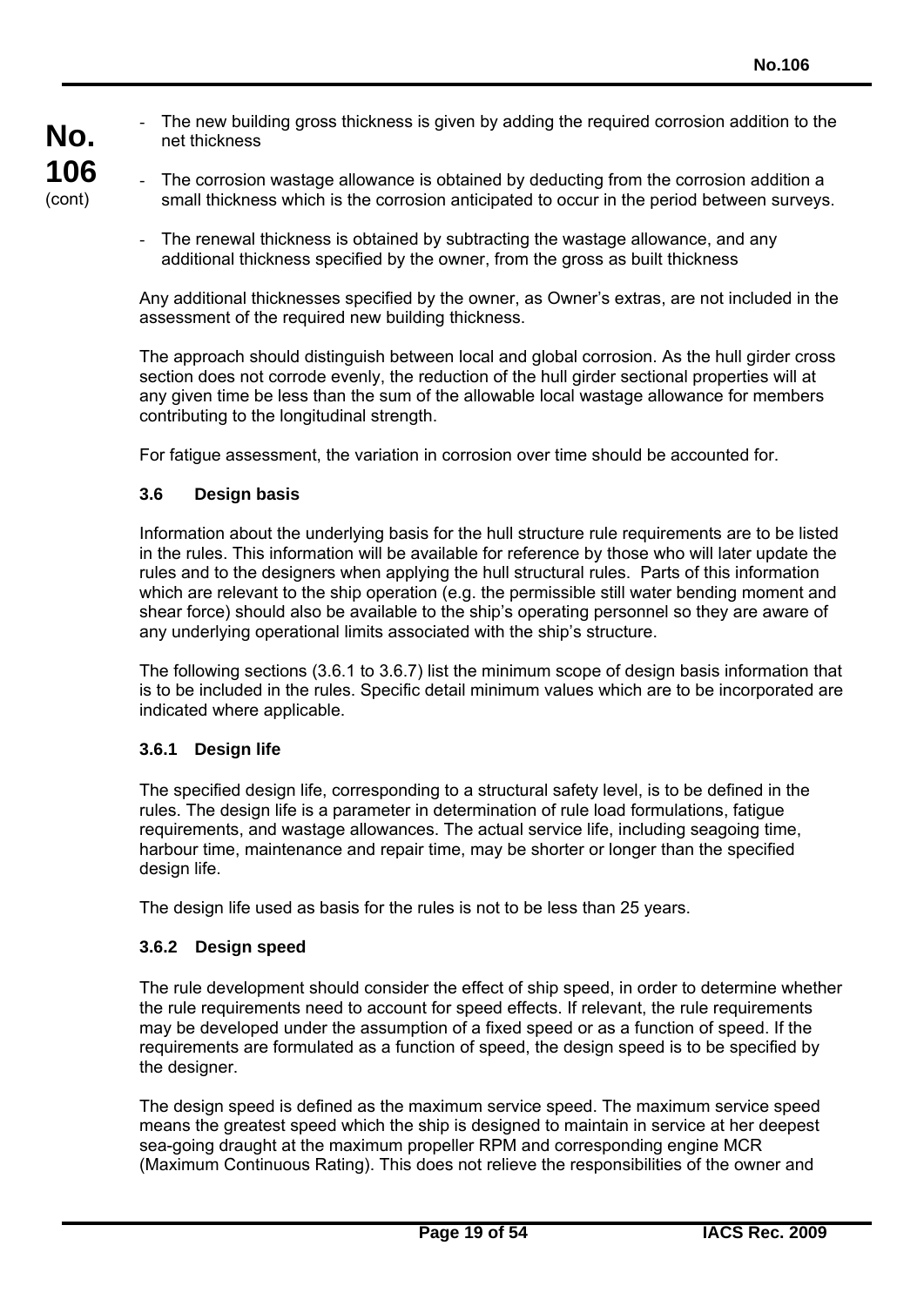- The new building gross thickness is given by adding the required corrosion addition to the net thickness

- The corrosion wastage allowance is obtained by deducting from the corrosion addition a small thickness which is the corrosion anticipated to occur in the period between surveys.

- The renewal thickness is obtained by subtracting the wastage allowance, and any additional thickness specified by the owner, from the gross as built thickness

Any additional thicknesses specified by the owner, as Owner's extras, are not included in the assessment of the required new building thickness.

The approach should distinguish between local and global corrosion. As the hull girder cross section does not corrode evenly, the reduction of the hull girder sectional properties will at any given time be less than the sum of the allowable local wastage allowance for members contributing to the longitudinal strength.

For fatigue assessment, the variation in corrosion over time should be accounted for.

### 3.6 Design basis

Information about the underlying basis for the hull structure rule requirements are to be listed in the rules. This information will be available for reference by those who will later update the rules and to the designers when applying the hull structural rules. Parts of this information which are relevant to the ship operation (e.g. the permissible still water bending moment and shear force) should also be available to the ship's operating personnel so they are aware of any underlying operational limits associated with the ship's structure.

The following sections (3.6.1 to 3.6.7) list the minimum scope of design basis information that is to be included in the rules. Specific detail minimum values which are to be incorporated are indicated where applicable.

#### 3.6.1 Design life

The specified design life, corresponding to a structural safety level, is to be defined in the rules. The design life is a parameter in determination of rule load formulations, fatigue requirements, and wastage allowances. The actual service life, including seagoing time, harbour time, maintenance and repair time, may be shorter or longer than the specified design life.

The design life used as basis for the rules is not to be less than 25 years.

#### 3.6.2 Design speed

The rule development should consider the effect of ship speed, in order to determine whether the rule requirements need to account for speed effects. If relevant, the rule requirements may be developed under the assumption of a fixed speed or as a function of speed. If the requirements are formulated as a function of speed, the design speed is to be specified by the designer.

The design speed is defined as the maximum service speed. The maximum service speed means the greatest speed which the ship is designed to maintain in service at her deepest sea-going draught at the maximum propeller RPM and corresponding engine MCR (Maximum Continuous Rating). This does not relieve the responsibilities of the owner and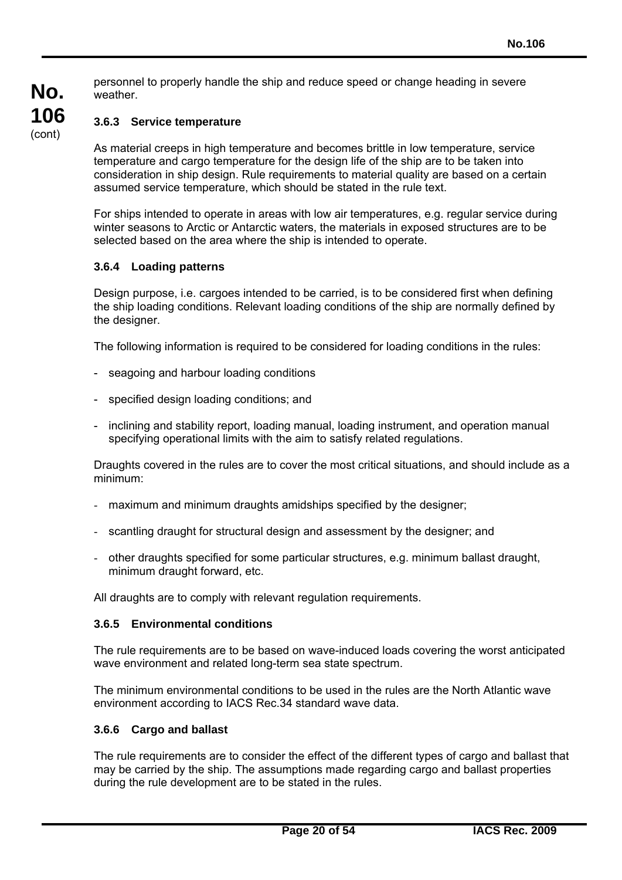personnel to properly handle the ship and reduce speed or change heading in severe weather.

#### 3.6.3 Service temperature

As material creeps in high temperature and becomes brittle in low temperature, service temperature and cargo temperature for the design life of the ship are to be taken into consideration in ship design. Rule requirements to material quality are based on a certain assumed service temperature, which should be stated in the rule text.

For ships intended to operate in areas with low air temperatures, e.g. regular service during winter seasons to Arctic or Antarctic waters, the materials in exposed structures are to be selected based on the area where the ship is intended to operate.

#### 3.6.4 Loading patterns

Design purpose, i.e. cargoes intended to be carried, is to be considered first when defining the ship loading conditions. Relevant loading conditions of the ship are normally defined by the designer.

The following information is required to be considered for loading conditions in the rules:

- seagoing and harbour loading conditions
- specified design loading conditions; and
- inclining and stability report, loading manual, loading instrument, and operation manual specifying operational limits with the aim to satisfy related regulations.

Draughts covered in the rules are to cover the most critical situations, and should include as a minimum:

- maximum and minimum draughts amidships specified by the designer;
- scantling draught for structural design and assessment by the designer; and
- other draughts specified for some particular structures, e.g. minimum ballast draught, minimum draught forward, etc.

All draughts are to comply with relevant regulation requirements.

#### 3.6.5 Environmental conditions

The rule requirements are to be based on wave-induced loads covering the worst anticipated wave environment and related long-term sea state spectrum.

The minimum environmental conditions to be used in the rules are the North Atlantic wave environment according to IACS Rec.34 standard wave data.

#### 3.6.6 Cargo and ballast

The rule requirements are to consider the effect of the different types of cargo and ballast that may be carried by the ship. The assumptions made regarding cargo and ballast properties during the rule development are to be stated in the rules.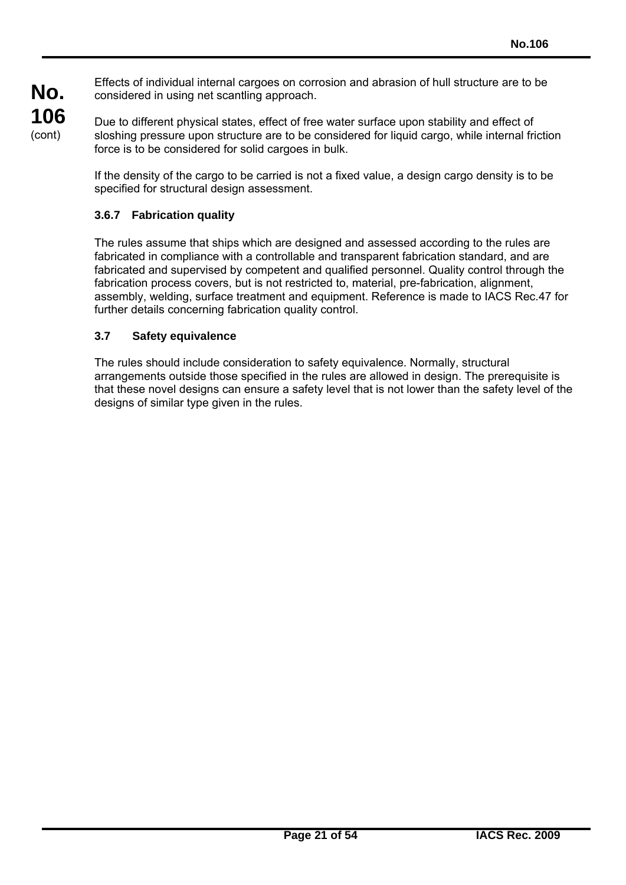Effects of individual internal cargoes on corrosion and abrasion of hull structure are to be considered in using net scantling approach.

Due to different physical states, effect of free water surface upon stability and effect of sloshing pressure upon structure are to be considered for liquid cargo, while internal friction force is to be considered for solid cargoes in bulk.

If the density of the cargo to be carried is not a fixed value, a design cargo density is to be specified for structural design assessment.

### 3.6.7 Fabrication quality

The rules assume that ships which are designed and assessed according to the rules are fabricated in compliance with a controllable and transparent fabrication standard, and are fabricated and supervised by competent and qualified personnel. Quality control through the fabrication process covers, but is not restricted to, material, pre-fabrication, alignment, assembly, welding, surface treatment and equipment. Reference is made to IACS Rec.47 for further details concerning fabrication quality control.

## 3.7 Safety equivalence

The rules should include consideration to safety equivalence. Normally, structural arrangements outside those specified in the rules are allowed in design. The prerequisite is that these novel designs can ensure a safety level that is not lower than the safety level of the designs of similar type given in the rules.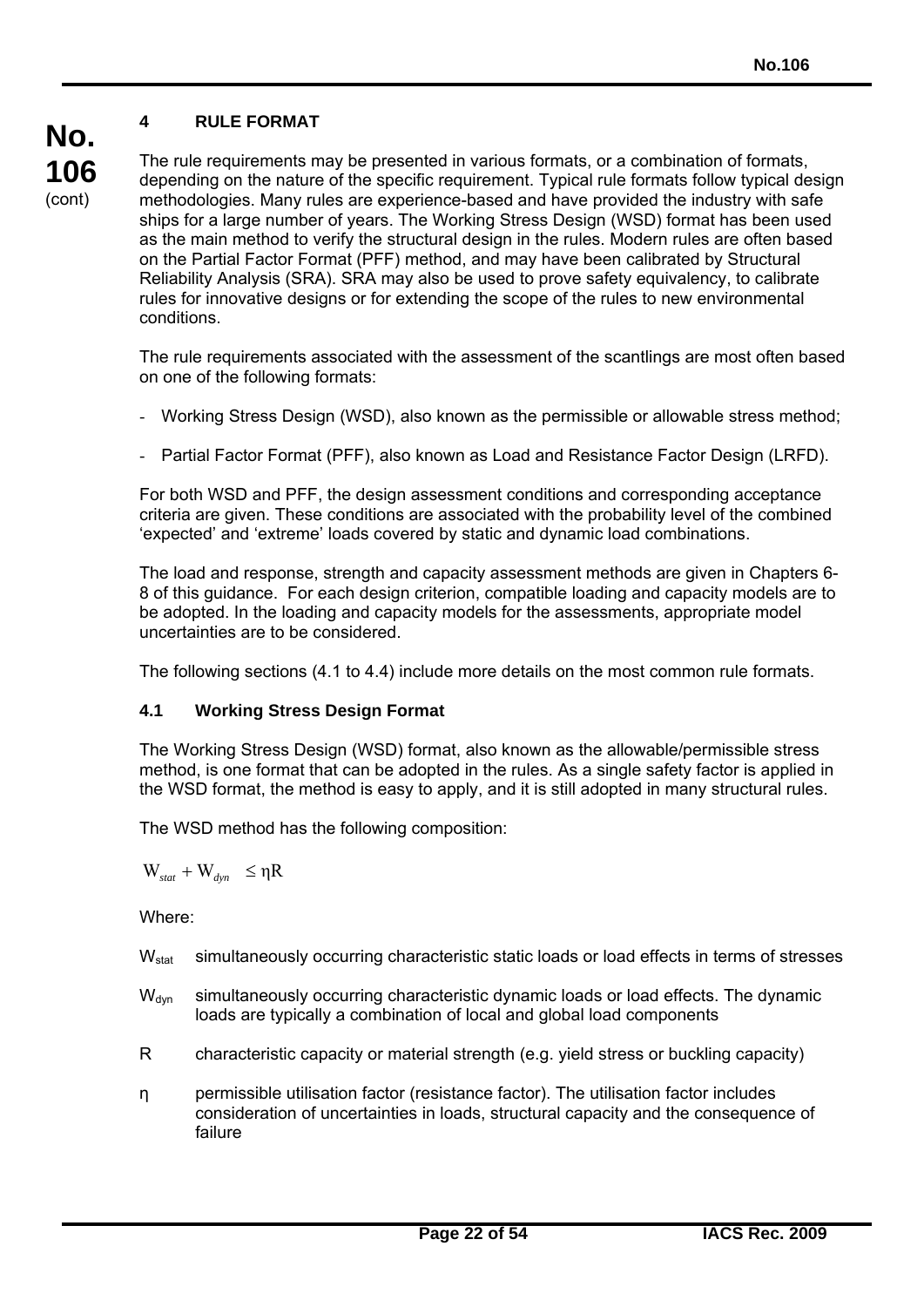## 4 RULE FORMAT

The rule requirements may be presented in various formats, or a combination of formats, depending on the nature of the specific requirement. Typical rule formats follow typical design methodologies. Many rules are experience-based and have provided the industry with safe ships for a large number of years. The Working Stress Design (WSD) format has been used as the main method to verify the structural design in the rules. Modern rules are often based on the Partial Factor Format (PFF) method, and may have been calibrated by Structural Reliability Analysis (SRA). SRA may also be used to prove safety equivalency, to calibrate rules for innovative designs or for extending the scope of the rules to new environmental conditions.

The rule requirements associated with the assessment of the scantlings are most often based on one of the following formats:

- Working Stress Design (WSD), also known as the permissible or allowable stress method;
- Partial Factor Format (PFF), also known as Load and Resistance Factor Design (LRFD).

For both WSD and PFF, the design assessment conditions and corresponding acceptance criteria are given. These conditions are associated with the probability level of the combined 'expected' and 'extreme' loads covered by static and dynamic load combinations.

The load and response, strength and capacity assessment methods are given in Chapters 6-8 of this guidance. For each design criterion, compatible loading and capacity models are to be adopted. In the loading and capacity models for the assessments, appropriate model uncertainties are to be considered.

The following sections (4.1 to 4.4) include more details on the most common rule formats.

### 4.1 Working Stress Design Format

The Working Stress Design (WSD) format, also known as the allowable/permissible stress method, is one format that can be adopted in the rules. As a single safety factor is applied in the WSD format, the method is easy to apply, and it is still adopted in many structural rules.

The WSD method has the following composition:

$$W_{stat} + W_{dyn} \leq \eta R$$

Where:

$W_{stat}$ simultaneously occurring characteristic static loads or load effects in terms of stresses

$W_{dyn}$ simultaneously occurring characteristic dynamic loads or load effects. The dynamic loads are typically a combination of local and global load components

$R$ characteristic capacity or material strength (e.g. yield stress or buckling capacity)

$\eta$ permissible utilisation factor (resistance factor). The utilisation factor includes consideration of uncertainties in loads, structural capacity and the consequence of failure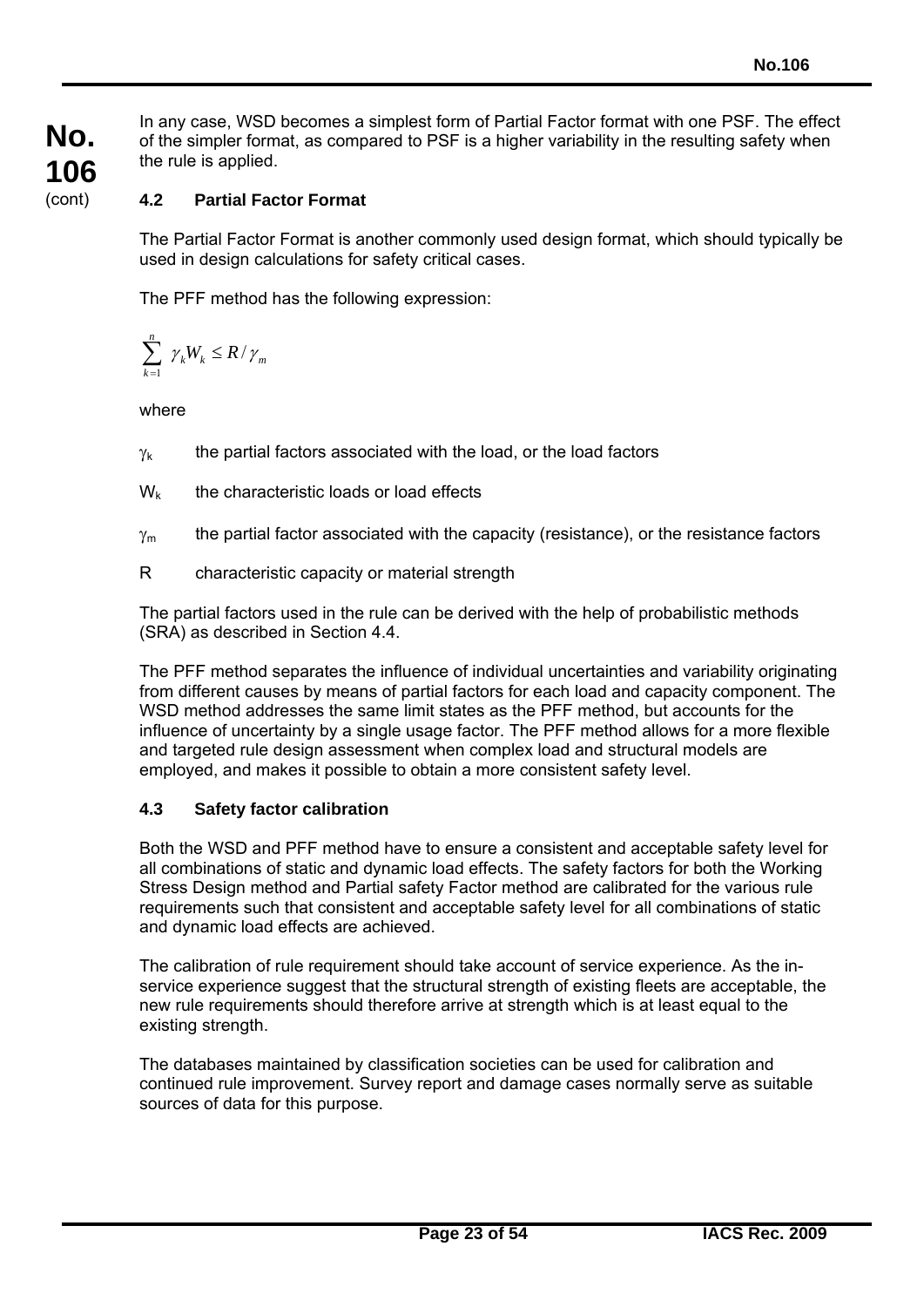In any case, WSD becomes a simplest form of Partial Factor format with one PSF. The effect of the simpler format, as compared to PSF is a higher variability in the resulting safety when the rule is applied.

### 4.2 Partial Factor Format

The Partial Factor Format is another commonly used design format, which should typically be used in design calculations for safety critical cases.

The PFF method has the following expression:

$$\sum_{k=1}^{n} \gamma_k W_k \leq R/\gamma_m$$

where

$\gamma_k$ the partial factors associated with the load, or the load factors

$W_k$ the characteristic loads or load effects

$\gamma_m$ the partial factor associated with the capacity (resistance), or the resistance factors

R characteristic capacity or material strength

The partial factors used in the rule can be derived with the help of probabilistic methods (SRA) as described in Section 4.4.

The PFF method separates the influence of individual uncertainties and variability originating from different causes by means of partial factors for each load and capacity component. The WSD method addresses the same limit states as the PFF method, but accounts for the influence of uncertainty by a single usage factor. The PFF method allows for a more flexible and targeted rule design assessment when complex load and structural models are employed, and makes it possible to obtain a more consistent safety level.

### 4.3 Safety factor calibration

Both the WSD and PFF method have to ensure a consistent and acceptable safety level for all combinations of static and dynamic load effects. The safety factors for both the Working Stress Design method and Partial safety Factor method are calibrated for the various rule requirements such that consistent and acceptable safety level for all combinations of static and dynamic load effects are achieved.

The calibration of rule requirement should take account of service experience. As the in-service experience suggest that the structural strength of existing fleets are acceptable, the new rule requirements should therefore arrive at strength which is at least equal to the existing strength.

The databases maintained by classification societies can be used for calibration and continued rule improvement. Survey report and damage cases normally serve as suitable sources of data for this purpose.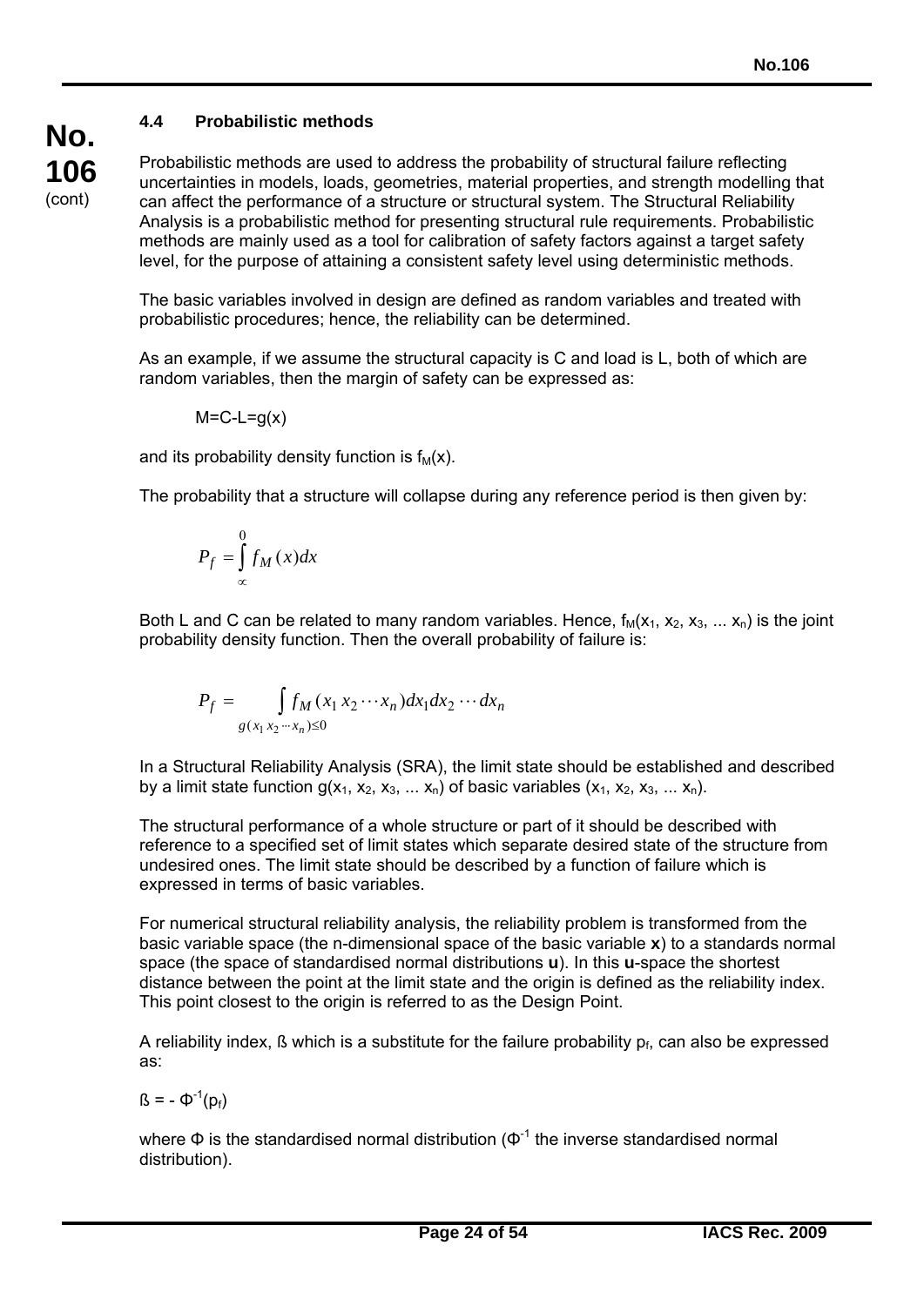### 4.4 Probabilistic methods

Probabilistic methods are used to address the probability of structural failure reflecting uncertainties in models, loads, geometries, material properties, and strength modelling that can affect the performance of a structure or structural system. The Structural Reliability Analysis is a probabilistic method for presenting structural rule requirements. Probabilistic methods are mainly used as a tool for calibration of safety factors against a target safety level, for the purpose of attaining a consistent safety level using deterministic methods.

The basic variables involved in design are defined as random variables and treated with probabilistic procedures; hence, the reliability can be determined.

As an example, if we assume the structural capacity is C and load is L, both of which are random variables, then the margin of safety can be expressed as:

$$M = C - L = g(x)$$

and its probability density function is $f_M(x)$.

The probability that a structure will collapse during any reference period is then given by:

$$P_f = \int_{\infty}^{0} f_M(x)dx$$

Both L and C can be related to many random variables. Hence, $f_M(x_1, x_2, x_3, \ldots x_n)$ is the joint probability density function. Then the overall probability of failure is:

$$P_f = \int_{g(x_1 x_2 \cdots x_n) \le 0} f_M(x_1 x_2 \cdots x_n) dx_1 dx_2 \cdots dx_n$$

In a Structural Reliability Analysis (SRA), the limit state should be established and described by a limit state function $g(x_1, x_2, x_3, \ldots x_n)$ of basic variables $(x_1, x_2, x_3, \ldots x_n)$.

The structural performance of a whole structure or part of it should be described with reference to a specified set of limit states which separate desired state of the structure from undesired ones. The limit state should be described by a function of failure which is expressed in terms of basic variables.

For numerical structural reliability analysis, the reliability problem is transformed from the basic variable space (the n-dimensional space of the basic variable **x**) to a standards normal space (the space of standardised normal distributions **u**). In this **u**-space the shortest distance between the point at the limit state and the origin is defined as the reliability index. This point closest to the origin is referred to as the Design Point.

A reliability index, ß which is a substitute for the failure probability $p_f$, can also be expressed as:

$$ß = -\Phi^{-1}(p_f)$$

where $\Phi$ is the standardised normal distribution ($\Phi^{-1}$ the inverse standardised normal distribution).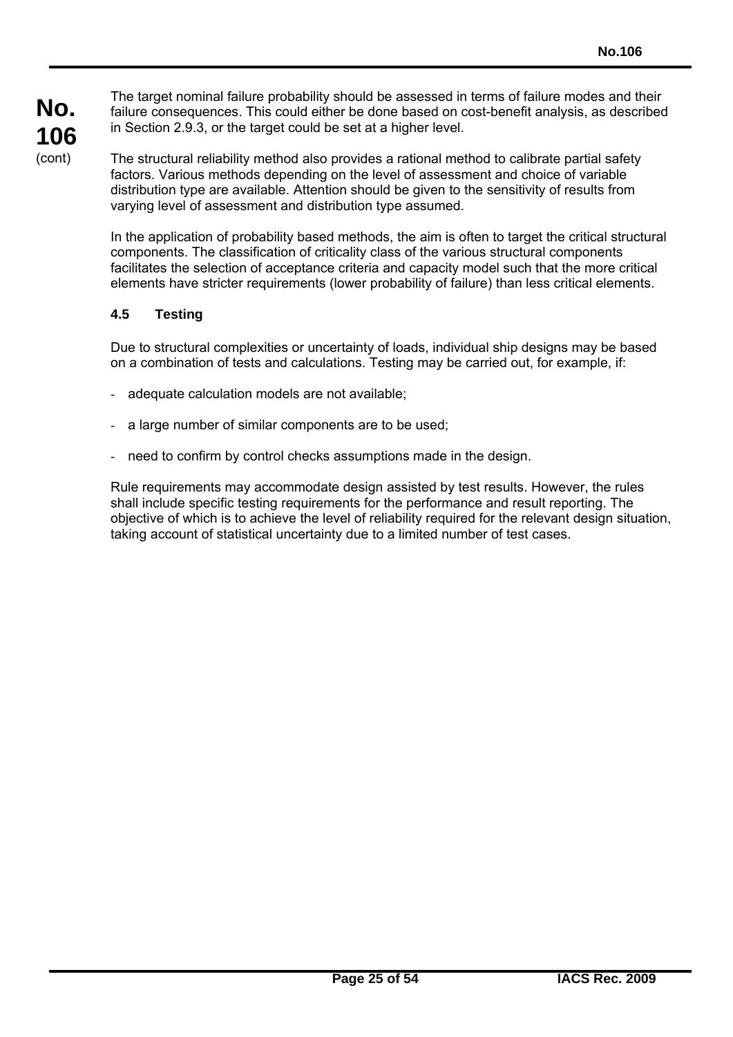The target nominal failure probability should be assessed in terms of failure modes and their failure consequences. This could either be done based on cost-benefit analysis, as described in Section 2.9.3, or the target could be set at a higher level.

The structural reliability method also provides a rational method to calibrate partial safety factors. Various methods depending on the level of assessment and choice of variable distribution type are available. Attention should be given to the sensitivity of results from varying level of assessment and distribution type assumed.

In the application of probability based methods, the aim is often to target the critical structural components. The classification of criticality class of the various structural components facilitates the selection of acceptance criteria and capacity model such that the more critical elements have stricter requirements (lower probability of failure) than less critical elements.

### 4.5 Testing

Due to structural complexities or uncertainty of loads, individual ship designs may be based on a combination of tests and calculations. Testing may be carried out, for example, if:

- adequate calculation models are not available;
- a large number of similar components are to be used;
- need to confirm by control checks assumptions made in the design.

Rule requirements may accommodate design assisted by test results. However, the rules shall include specific testing requirements for the performance and result reporting. The objective of which is to achieve the level of reliability required for the relevant design situation, taking account of statistical uncertainty due to a limited number of test cases.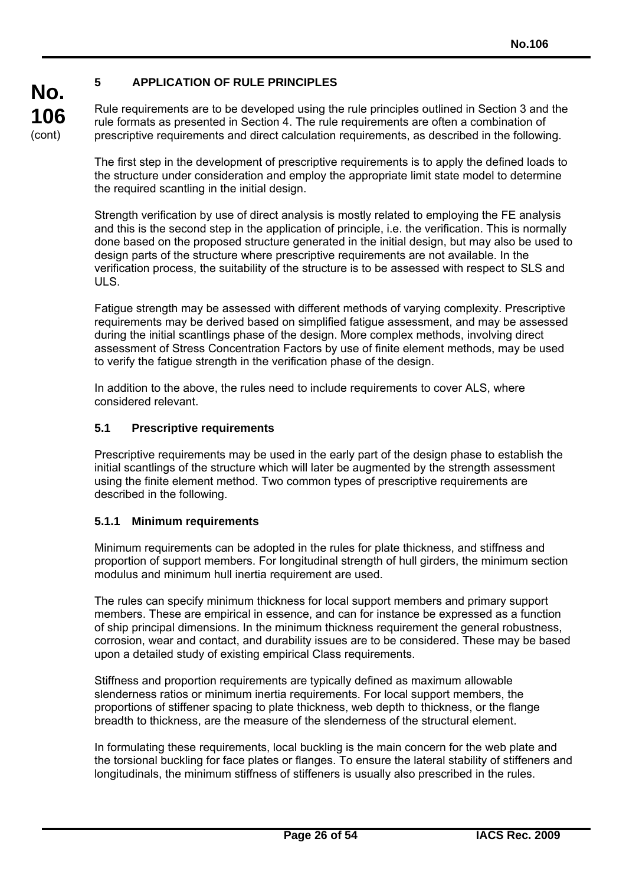## 5 APPLICATION OF RULE PRINCIPLES

Rule requirements are to be developed using the rule principles outlined in Section 3 and the rule formats as presented in Section 4. The rule requirements are often a combination of prescriptive requirements and direct calculation requirements, as described in the following.

The first step in the development of prescriptive requirements is to apply the defined loads to the structure under consideration and employ the appropriate limit state model to determine the required scantling in the initial design.

Strength verification by use of direct analysis is mostly related to employing the FE analysis and this is the second step in the application of principle, i.e. the verification. This is normally done based on the proposed structure generated in the initial design, but may also be used to design parts of the structure where prescriptive requirements are not available. In the verification process, the suitability of the structure is to be assessed with respect to SLS and ULS.

Fatigue strength may be assessed with different methods of varying complexity. Prescriptive requirements may be derived based on simplified fatigue assessment, and may be assessed during the initial scantlings phase of the design. More complex methods, involving direct assessment of Stress Concentration Factors by use of finite element methods, may be used to verify the fatigue strength in the verification phase of the design.

In addition to the above, the rules need to include requirements to cover ALS, where considered relevant.

### 5.1 Prescriptive requirements

Prescriptive requirements may be used in the early part of the design phase to establish the initial scantlings of the structure which will later be augmented by the strength assessment using the finite element method. Two common types of prescriptive requirements are described in the following.

#### 5.1.1 Minimum requirements

Minimum requirements can be adopted in the rules for plate thickness, and stiffness and proportion of support members. For longitudinal strength of hull girders, the minimum section modulus and minimum hull inertia requirement are used.

The rules can specify minimum thickness for local support members and primary support members. These are empirical in essence, and can for instance be expressed as a function of ship principal dimensions. In the minimum thickness requirement the general robustness, corrosion, wear and contact, and durability issues are to be considered. These may be based upon a detailed study of existing empirical Class requirements.

Stiffness and proportion requirements are typically defined as maximum allowable slenderness ratios or minimum inertia requirements. For local support members, the proportions of stiffener spacing to plate thickness, web depth to thickness, or the flange breadth to thickness, are the measure of the slenderness of the structural element.

In formulating these requirements, local buckling is the main concern for the web plate and the torsional buckling for face plates or flanges. To ensure the lateral stability of stiffeners and longitudinals, the minimum stiffness of stiffeners is usually also prescribed in the rules.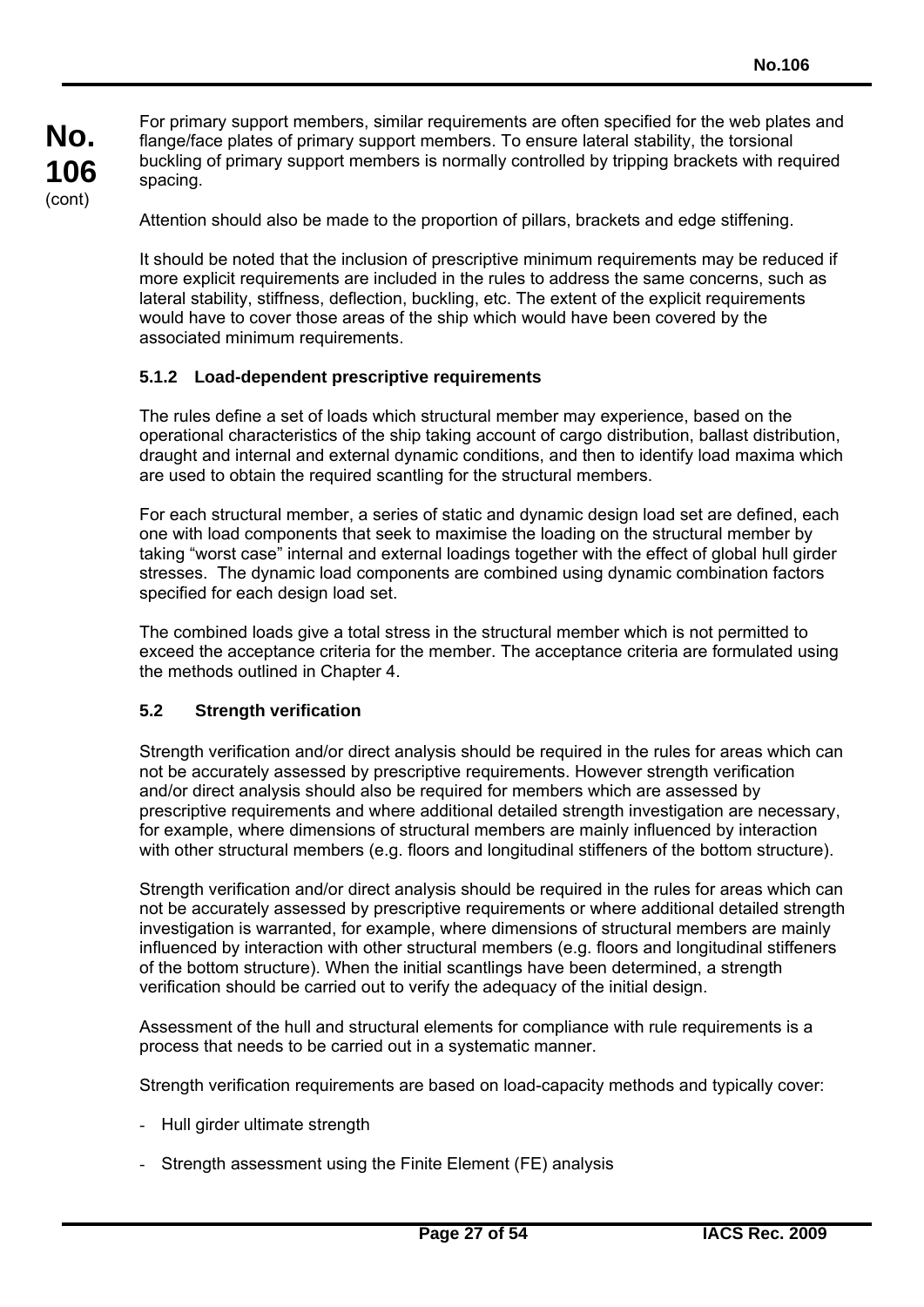For primary support members, similar requirements are often specified for the web plates and flange/face plates of primary support members. To ensure lateral stability, the torsional buckling of primary support members is normally controlled by tripping brackets with required spacing.

Attention should also be made to the proportion of pillars, brackets and edge stiffening.

It should be noted that the inclusion of prescriptive minimum requirements may be reduced if more explicit requirements are included in the rules to address the same concerns, such as lateral stability, stiffness, deflection, buckling, etc. The extent of the explicit requirements would have to cover those areas of the ship which would have been covered by the associated minimum requirements.

### 5.1.2 Load-dependent prescriptive requirements

The rules define a set of loads which structural member may experience, based on the operational characteristics of the ship taking account of cargo distribution, ballast distribution, draught and internal and external dynamic conditions, and then to identify load maxima which are used to obtain the required scantling for the structural members.

For each structural member, a series of static and dynamic design load set are defined, each one with load components that seek to maximise the loading on the structural member by taking "worst case" internal and external loadings together with the effect of global hull girder stresses. The dynamic load components are combined using dynamic combination factors specified for each design load set.

The combined loads give a total stress in the structural member which is not permitted to exceed the acceptance criteria for the member. The acceptance criteria are formulated using the methods outlined in Chapter 4.

## 5.2 Strength verification

Strength verification and/or direct analysis should be required in the rules for areas which can not be accurately assessed by prescriptive requirements. However strength verification and/or direct analysis should also be required for members which are assessed by prescriptive requirements and where additional detailed strength investigation are necessary, for example, where dimensions of structural members are mainly influenced by interaction with other structural members (e.g. floors and longitudinal stiffeners of the bottom structure).

Strength verification and/or direct analysis should be required in the rules for areas which can not be accurately assessed by prescriptive requirements or where additional detailed strength investigation is warranted, for example, where dimensions of structural members are mainly influenced by interaction with other structural members (e.g. floors and longitudinal stiffeners of the bottom structure). When the initial scantlings have been determined, a strength verification should be carried out to verify the adequacy of the initial design.

Assessment of the hull and structural elements for compliance with rule requirements is a process that needs to be carried out in a systematic manner.

Strength verification requirements are based on load-capacity methods and typically cover:

- Hull girder ultimate strength
- Strength assessment using the Finite Element (FE) analysis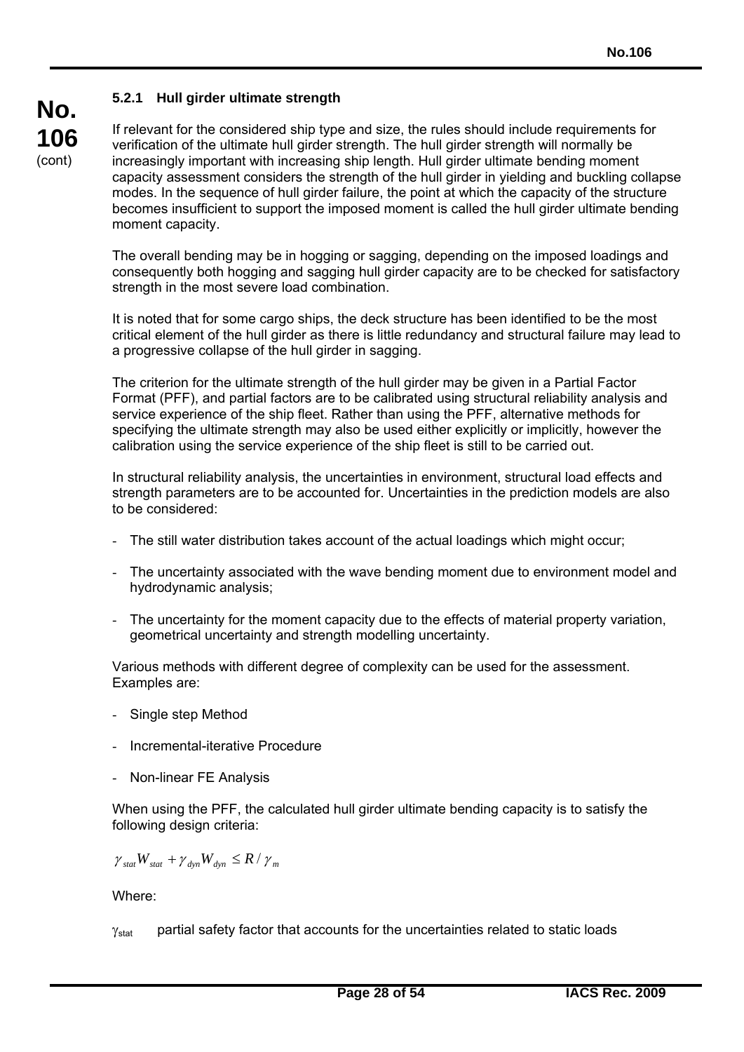#### 5.2.1 Hull girder ultimate strength

If relevant for the considered ship type and size, the rules should include requirements for verification of the ultimate hull girder strength. The hull girder strength will normally be increasingly important with increasing ship length. Hull girder ultimate bending moment capacity assessment considers the strength of the hull girder in yielding and buckling collapse modes. In the sequence of hull girder failure, the point at which the capacity of the structure becomes insufficient to support the imposed moment is called the hull girder ultimate bending moment capacity.

The overall bending may be in hogging or sagging, depending on the imposed loadings and consequently both hogging and sagging hull girder capacity are to be checked for satisfactory strength in the most severe load combination.

It is noted that for some cargo ships, the deck structure has been identified to be the most critical element of the hull girder as there is little redundancy and structural failure may lead to a progressive collapse of the hull girder in sagging.

The criterion for the ultimate strength of the hull girder may be given in a Partial Factor Format (PFF), and partial factors are to be calibrated using structural reliability analysis and service experience of the ship fleet. Rather than using the PFF, alternative methods for specifying the ultimate strength may also be used either explicitly or implicitly, however the calibration using the service experience of the ship fleet is still to be carried out.

In structural reliability analysis, the uncertainties in environment, structural load effects and strength parameters are to be accounted for. Uncertainties in the prediction models are also to be considered:

- The still water distribution takes account of the actual loadings which might occur;
- The uncertainty associated with the wave bending moment due to environment model and hydrodynamic analysis;
- The uncertainty for the moment capacity due to the effects of material property variation, geometrical uncertainty and strength modelling uncertainty.

Various methods with different degree of complexity can be used for the assessment. Examples are:

- Single step Method
- Incremental-iterative Procedure
- Non-linear FE Analysis

When using the PFF, the calculated hull girder ultimate bending capacity is to satisfy the following design criteria:

$$\gamma_{stat} W_{stat} + \gamma_{dyn} W_{dyn} \leq R / \gamma_m$$

Where:

$\gamma_{stat}$ partial safety factor that accounts for the uncertainties related to static loads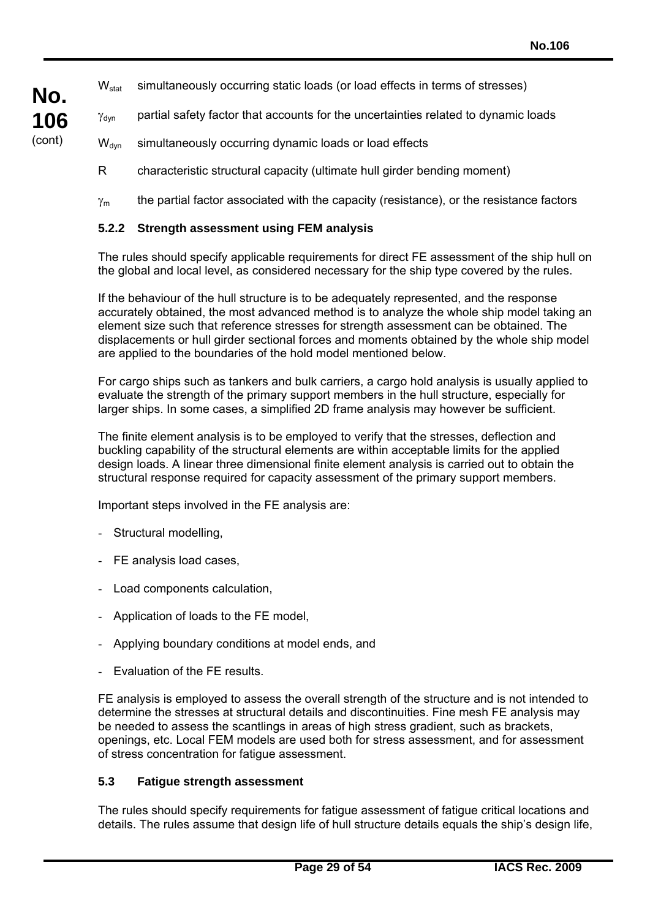$W_{stat}$ simultaneously occurring static loads (or load effects in terms of stresses)

$\gamma_{dyn}$ partial safety factor that accounts for the uncertainties related to dynamic loads

$W_{dyn}$ simultaneously occurring dynamic loads or load effects

R characteristic structural capacity (ultimate hull girder bending moment)

$\gamma_m$ the partial factor associated with the capacity (resistance), or the resistance factors

#### 5.2.2 Strength assessment using FEM analysis

The rules should specify applicable requirements for direct FE assessment of the ship hull on the global and local level, as considered necessary for the ship type covered by the rules.

If the behaviour of the hull structure is to be adequately represented, and the response accurately obtained, the most advanced method is to analyze the whole ship model taking an element size such that reference stresses for strength assessment can be obtained. The displacements or hull girder sectional forces and moments obtained by the whole ship model are applied to the boundaries of the hold model mentioned below.

For cargo ships such as tankers and bulk carriers, a cargo hold analysis is usually applied to evaluate the strength of the primary support members in the hull structure, especially for larger ships. In some cases, a simplified 2D frame analysis may however be sufficient.

The finite element analysis is to be employed to verify that the stresses, deflection and buckling capability of the structural elements are within acceptable limits for the applied design loads. A linear three dimensional finite element analysis is carried out to obtain the structural response required for capacity assessment of the primary support members.

Important steps involved in the FE analysis are:

- Structural modelling,
- FE analysis load cases,
- Load components calculation,
- Application of loads to the FE model,
- Applying boundary conditions at model ends, and
- Evaluation of the FE results.

FE analysis is employed to assess the overall strength of the structure and is not intended to determine the stresses at structural details and discontinuities. Fine mesh FE analysis may be needed to assess the scantlings in areas of high stress gradient, such as brackets, openings, etc. Local FEM models are used both for stress assessment, and for assessment of stress concentration for fatigue assessment.

### 5.3 Fatigue strength assessment

The rules should specify requirements for fatigue assessment of fatigue critical locations and details. The rules assume that design life of hull structure details equals the ship's design life,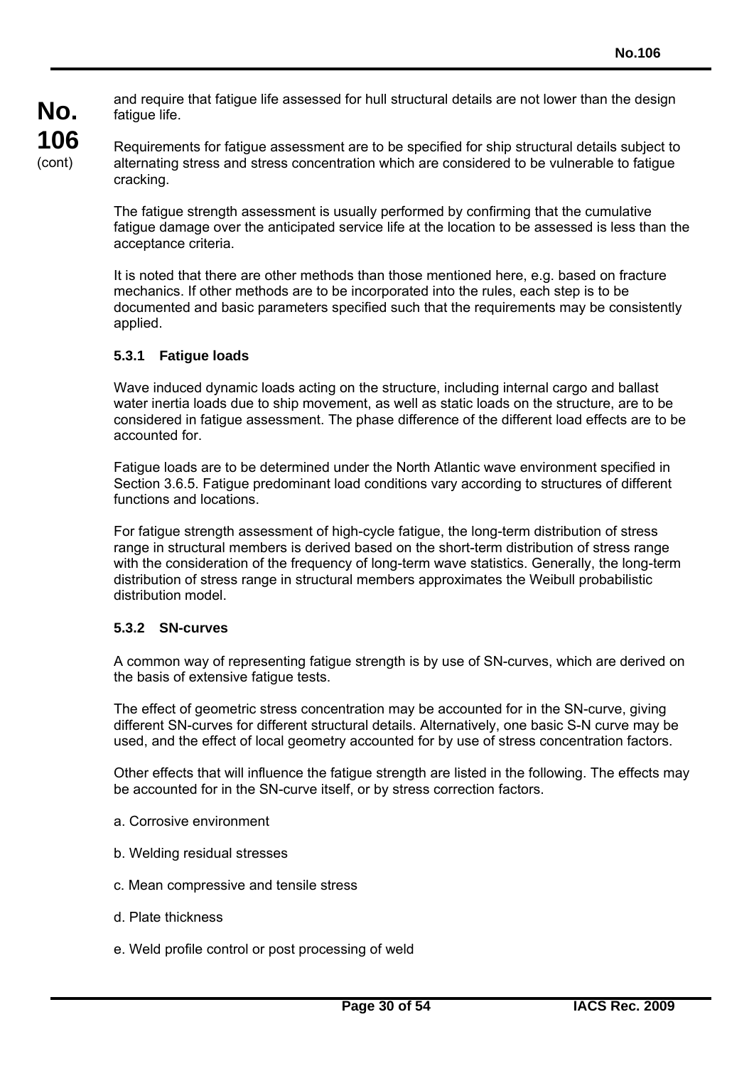and require that fatigue life assessed for hull structural details are not lower than the design fatigue life.

Requirements for fatigue assessment are to be specified for ship structural details subject to alternating stress and stress concentration which are considered to be vulnerable to fatigue cracking.

The fatigue strength assessment is usually performed by confirming that the cumulative fatigue damage over the anticipated service life at the location to be assessed is less than the acceptance criteria.

It is noted that there are other methods than those mentioned here, e.g. based on fracture mechanics. If other methods are to be incorporated into the rules, each step is to be documented and basic parameters specified such that the requirements may be consistently applied.

### 5.3.1 Fatigue loads

Wave induced dynamic loads acting on the structure, including internal cargo and ballast water inertia loads due to ship movement, as well as static loads on the structure, are to be considered in fatigue assessment. The phase difference of the different load effects are to be accounted for.

Fatigue loads are to be determined under the North Atlantic wave environment specified in Section 3.6.5. Fatigue predominant load conditions vary according to structures of different functions and locations.

For fatigue strength assessment of high-cycle fatigue, the long-term distribution of stress range in structural members is derived based on the short-term distribution of stress range with the consideration of the frequency of long-term wave statistics. Generally, the long-term distribution of stress range in structural members approximates the Weibull probabilistic distribution model.

### 5.3.2 SN-curves

A common way of representing fatigue strength is by use of SN-curves, which are derived on the basis of extensive fatigue tests.

The effect of geometric stress concentration may be accounted for in the SN-curve, giving different SN-curves for different structural details. Alternatively, one basic S-N curve may be used, and the effect of local geometry accounted for by use of stress concentration factors.

Other effects that will influence the fatigue strength are listed in the following. The effects may be accounted for in the SN-curve itself, or by stress correction factors.

a. Corrosive environment

b. Welding residual stresses

c. Mean compressive and tensile stress

d. Plate thickness

e. Weld profile control or post processing of weld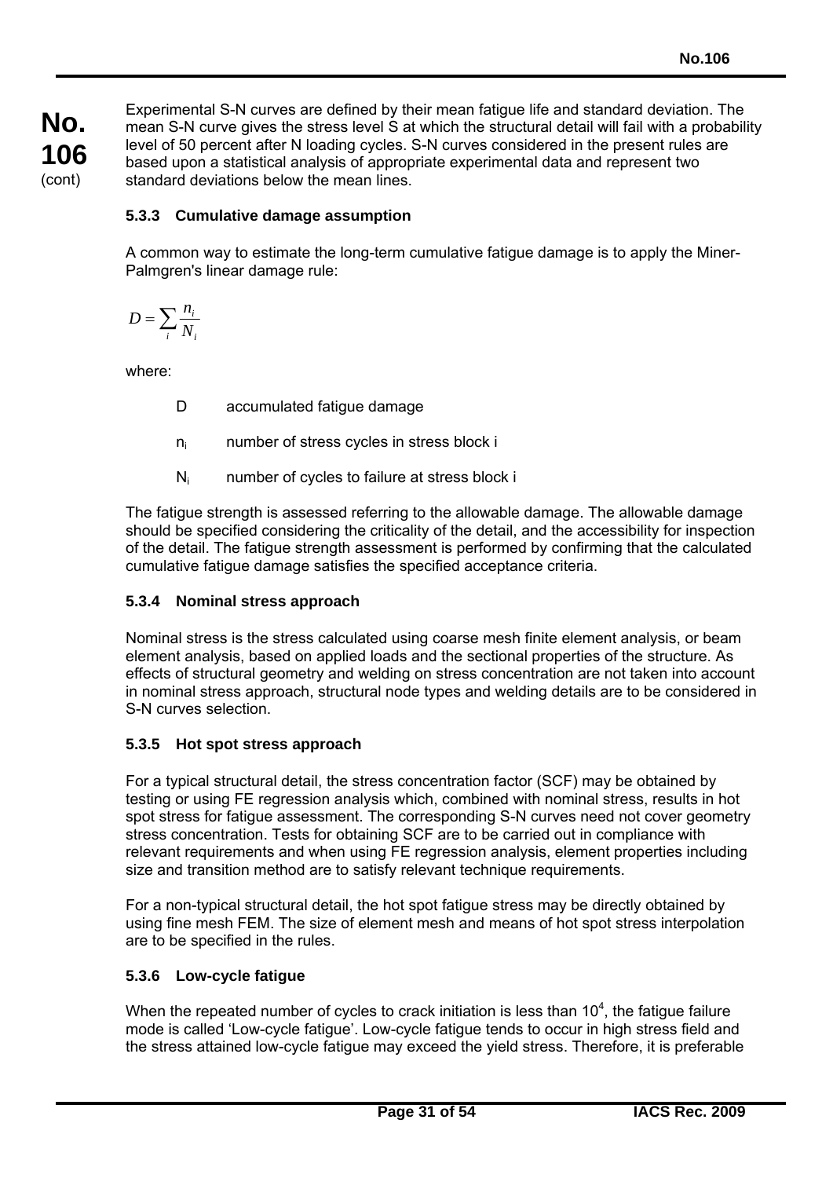Experimental S-N curves are defined by their mean fatigue life and standard deviation. The mean S-N curve gives the stress level S at which the structural detail will fail with a probability level of 50 percent after N loading cycles. S-N curves considered in the present rules are based upon a statistical analysis of appropriate experimental data and represent two standard deviations below the mean lines.

#### 5.3.3 Cumulative damage assumption

A common way to estimate the long-term cumulative fatigue damage is to apply the Miner-Palmgren's linear damage rule:

$$D = \sum_i \frac{n_i}{N_i}$$

where:

- D accumulated fatigue damage
- $n_i$ number of stress cycles in stress block i
- $N_i$ number of cycles to failure at stress block i

The fatigue strength is assessed referring to the allowable damage. The allowable damage should be specified considering the criticality of the detail, and the accessibility for inspection of the detail. The fatigue strength assessment is performed by confirming that the calculated cumulative fatigue damage satisfies the specified acceptance criteria.

#### 5.3.4 Nominal stress approach

Nominal stress is the stress calculated using coarse mesh finite element analysis, or beam element analysis, based on applied loads and the sectional properties of the structure. As effects of structural geometry and welding on stress concentration are not taken into account in nominal stress approach, structural node types and welding details are to be considered in S-N curves selection.

#### 5.3.5 Hot spot stress approach

For a typical structural detail, the stress concentration factor (SCF) may be obtained by testing or using FE regression analysis which, combined with nominal stress, results in hot spot stress for fatigue assessment. The corresponding S-N curves need not cover geometry stress concentration. Tests for obtaining SCF are to be carried out in compliance with relevant requirements and when using FE regression analysis, element properties including size and transition method are to satisfy relevant technique requirements.

For a non-typical structural detail, the hot spot fatigue stress may be directly obtained by using fine mesh FEM. The size of element mesh and means of hot spot stress interpolation are to be specified in the rules.

#### 5.3.6 Low-cycle fatigue

When the repeated number of cycles to crack initiation is less than $10^4$, the fatigue failure mode is called 'Low-cycle fatigue'. Low-cycle fatigue tends to occur in high stress field and the stress attained low-cycle fatigue may exceed the yield stress. Therefore, it is preferable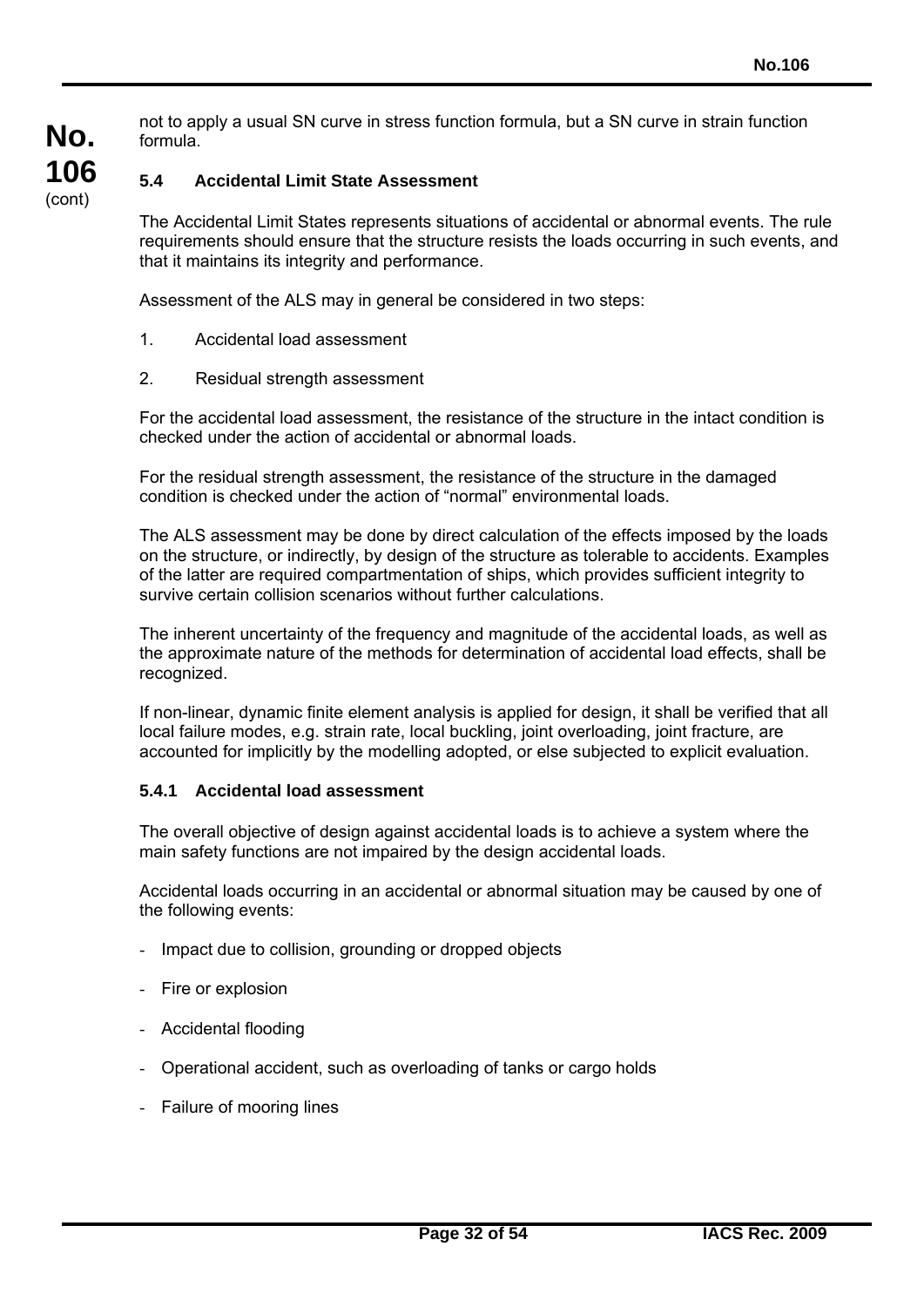not to apply a usual SN curve in stress function formula, but a SN curve in strain function formula.

### 5.4 Accidental Limit State Assessment

The Accidental Limit States represents situations of accidental or abnormal events. The rule requirements should ensure that the structure resists the loads occurring in such events, and that it maintains its integrity and performance.

Assessment of the ALS may in general be considered in two steps:

1. Accidental load assessment

2. Residual strength assessment

For the accidental load assessment, the resistance of the structure in the intact condition is checked under the action of accidental or abnormal loads.

For the residual strength assessment, the resistance of the structure in the damaged condition is checked under the action of "normal" environmental loads.

The ALS assessment may be done by direct calculation of the effects imposed by the loads on the structure, or indirectly, by design of the structure as tolerable to accidents. Examples of the latter are required compartmentation of ships, which provides sufficient integrity to survive certain collision scenarios without further calculations.

The inherent uncertainty of the frequency and magnitude of the accidental loads, as well as the approximate nature of the methods for determination of accidental load effects, shall be recognized.

If non-linear, dynamic finite element analysis is applied for design, it shall be verified that all local failure modes, e.g. strain rate, local buckling, joint overloading, joint fracture, are accounted for implicitly by the modelling adopted, or else subjected to explicit evaluation.

#### 5.4.1 Accidental load assessment

The overall objective of design against accidental loads is to achieve a system where the main safety functions are not impaired by the design accidental loads.

Accidental loads occurring in an accidental or abnormal situation may be caused by one of the following events:

- Impact due to collision, grounding or dropped objects

- Fire or explosion

- Accidental flooding

- Operational accident, such as overloading of tanks or cargo holds

- Failure of mooring lines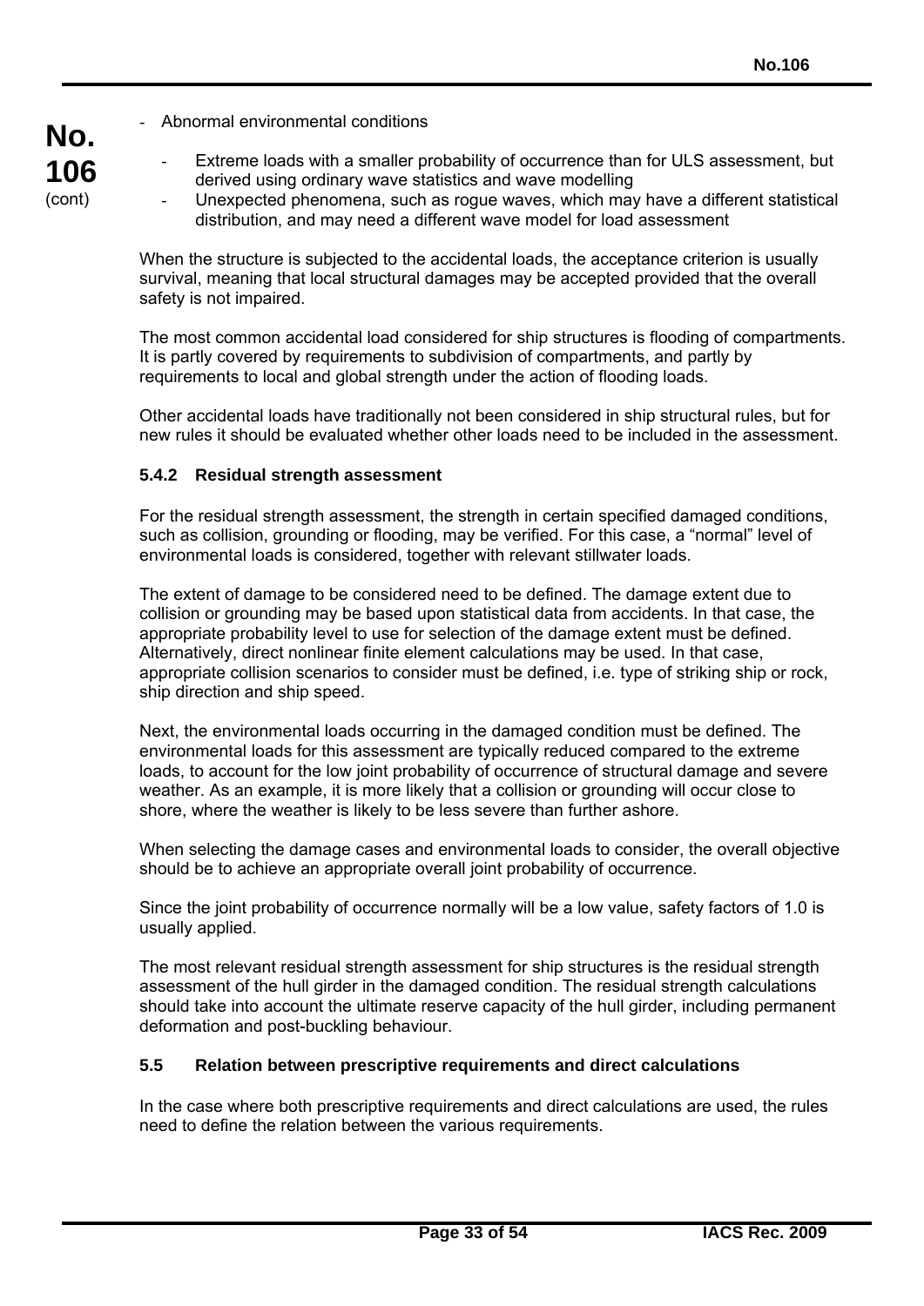- Abnormal environmental conditions
  - Extreme loads with a smaller probability of occurrence than for ULS assessment, but derived using ordinary wave statistics and wave modelling
  - Unexpected phenomena, such as rogue waves, which may have a different statistical distribution, and may need a different wave model for load assessment

When the structure is subjected to the accidental loads, the acceptance criterion is usually survival, meaning that local structural damages may be accepted provided that the overall safety is not impaired.

The most common accidental load considered for ship structures is flooding of compartments. It is partly covered by requirements to subdivision of compartments, and partly by requirements to local and global strength under the action of flooding loads.

Other accidental loads have traditionally not been considered in ship structural rules, but for new rules it should be evaluated whether other loads need to be included in the assessment.

#### 5.4.2 Residual strength assessment

For the residual strength assessment, the strength in certain specified damaged conditions, such as collision, grounding or flooding, may be verified. For this case, a "normal" level of environmental loads is considered, together with relevant stillwater loads.

The extent of damage to be considered need to be defined. The damage extent due to collision or grounding may be based upon statistical data from accidents. In that case, the appropriate probability level to use for selection of the damage extent must be defined. Alternatively, direct nonlinear finite element calculations may be used. In that case, appropriate collision scenarios to consider must be defined, i.e. type of striking ship or rock, ship direction and ship speed.

Next, the environmental loads occurring in the damaged condition must be defined. The environmental loads for this assessment are typically reduced compared to the extreme loads, to account for the low joint probability of occurrence of structural damage and severe weather. As an example, it is more likely that a collision or grounding will occur close to shore, where the weather is likely to be less severe than further ashore.

When selecting the damage cases and environmental loads to consider, the overall objective should be to achieve an appropriate overall joint probability of occurrence.

Since the joint probability of occurrence normally will be a low value, safety factors of 1.0 is usually applied.

The most relevant residual strength assessment for ship structures is the residual strength assessment of the hull girder in the damaged condition. The residual strength calculations should take into account the ultimate reserve capacity of the hull girder, including permanent deformation and post-buckling behaviour.

### 5.5 Relation between prescriptive requirements and direct calculations

In the case where both prescriptive requirements and direct calculations are used, the rules need to define the relation between the various requirements.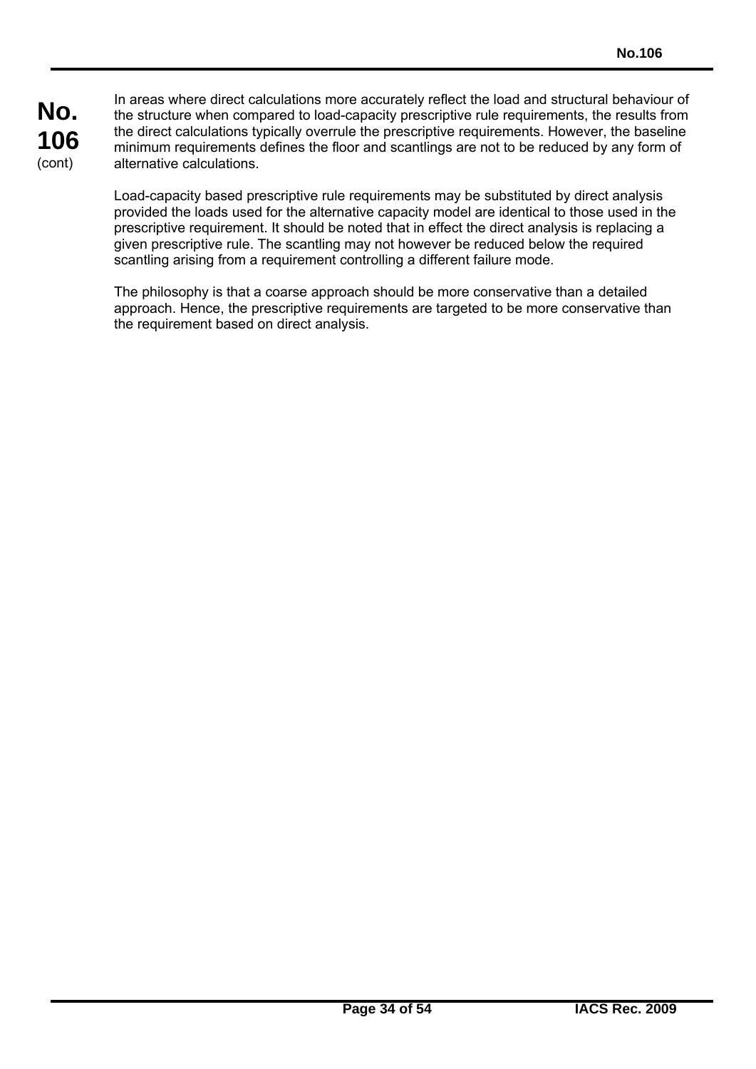In areas where direct calculations more accurately reflect the load and structural behaviour of the structure when compared to load-capacity prescriptive rule requirements, the results from the direct calculations typically overrule the prescriptive requirements. However, the baseline minimum requirements defines the floor and scantlings are not to be reduced by any form of alternative calculations.

Load-capacity based prescriptive rule requirements may be substituted by direct analysis provided the loads used for the alternative capacity model are identical to those used in the prescriptive requirement. It should be noted that in effect the direct analysis is replacing a given prescriptive rule. The scantling may not however be reduced below the required scantling arising from a requirement controlling a different failure mode.

The philosophy is that a coarse approach should be more conservative than a detailed approach. Hence, the prescriptive requirements are targeted to be more conservative than the requirement based on direct analysis.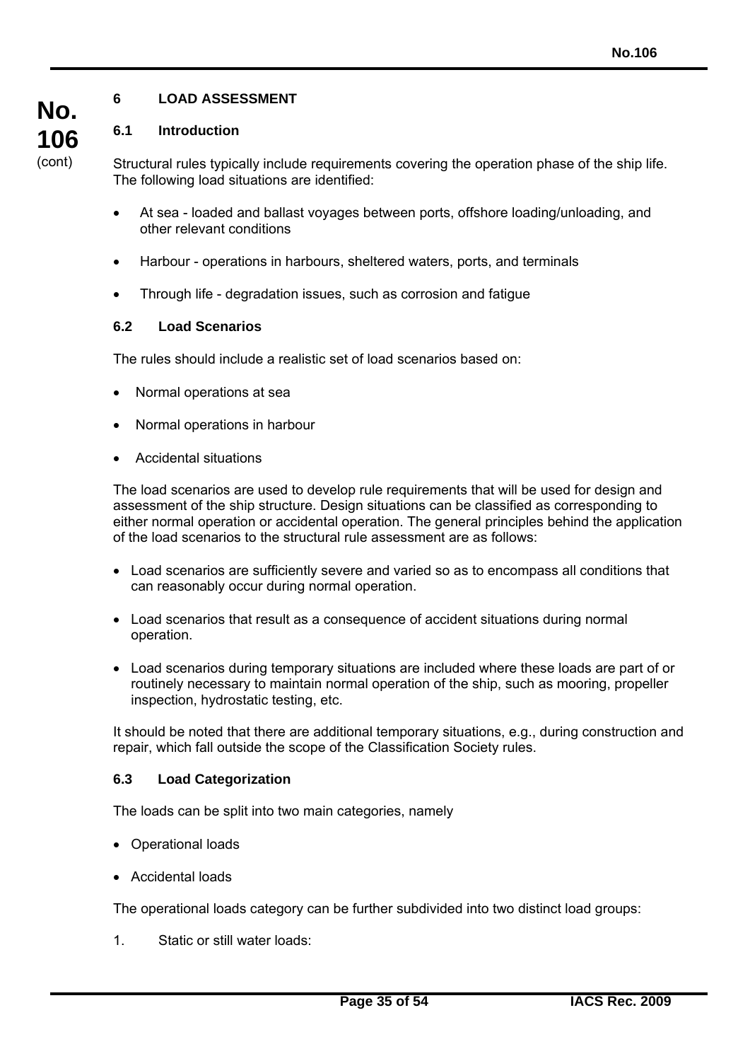## 6 LOAD ASSESSMENT

### 6.1 Introduction

Structural rules typically include requirements covering the operation phase of the ship life. The following load situations are identified:

- At sea - loaded and ballast voyages between ports, offshore loading/unloading, and other relevant conditions
- Harbour - operations in harbours, sheltered waters, ports, and terminals
- Through life - degradation issues, such as corrosion and fatigue

### 6.2 Load Scenarios

The rules should include a realistic set of load scenarios based on:

- Normal operations at sea
- Normal operations in harbour
- Accidental situations

The load scenarios are used to develop rule requirements that will be used for design and assessment of the ship structure. Design situations can be classified as corresponding to either normal operation or accidental operation. The general principles behind the application of the load scenarios to the structural rule assessment are as follows:

- Load scenarios are sufficiently severe and varied so as to encompass all conditions that can reasonably occur during normal operation.
- Load scenarios that result as a consequence of accident situations during normal operation.
- Load scenarios during temporary situations are included where these loads are part of or routinely necessary to maintain normal operation of the ship, such as mooring, propeller inspection, hydrostatic testing, etc.

It should be noted that there are additional temporary situations, e.g., during construction and repair, which fall outside the scope of the Classification Society rules.

### 6.3 Load Categorization

The loads can be split into two main categories, namely

- Operational loads
- Accidental loads

The operational loads category can be further subdivided into two distinct load groups:

1. Static or still water loads: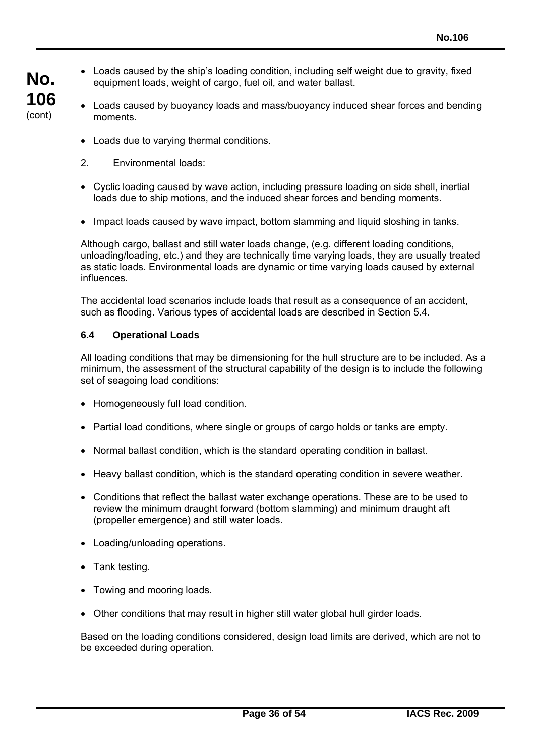- Loads caused by the ship's loading condition, including self weight due to gravity, fixed equipment loads, weight of cargo, fuel oil, and water ballast.
- Loads caused by buoyancy loads and mass/buoyancy induced shear forces and bending moments.
- Loads due to varying thermal conditions.

2. Environmental loads:

- Cyclic loading caused by wave action, including pressure loading on side shell, inertial loads due to ship motions, and the induced shear forces and bending moments.
- Impact loads caused by wave impact, bottom slamming and liquid sloshing in tanks.

Although cargo, ballast and still water loads change, (e.g. different loading conditions, unloading/loading, etc.) and they are technically time varying loads, they are usually treated as static loads. Environmental loads are dynamic or time varying loads caused by external influences.

The accidental load scenarios include loads that result as a consequence of an accident, such as flooding. Various types of accidental loads are described in Section 5.4.

### 6.4 Operational Loads

All loading conditions that may be dimensioning for the hull structure are to be included. As a minimum, the assessment of the structural capability of the design is to include the following set of seagoing load conditions:

- Homogeneously full load condition.
- Partial load conditions, where single or groups of cargo holds or tanks are empty.
- Normal ballast condition, which is the standard operating condition in ballast.
- Heavy ballast condition, which is the standard operating condition in severe weather.
- Conditions that reflect the ballast water exchange operations. These are to be used to review the minimum draught forward (bottom slamming) and minimum draught aft (propeller emergence) and still water loads.
- Loading/unloading operations.
- Tank testing.
- Towing and mooring loads.
- Other conditions that may result in higher still water global hull girder loads.

Based on the loading conditions considered, design load limits are derived, which are not to be exceeded during operation.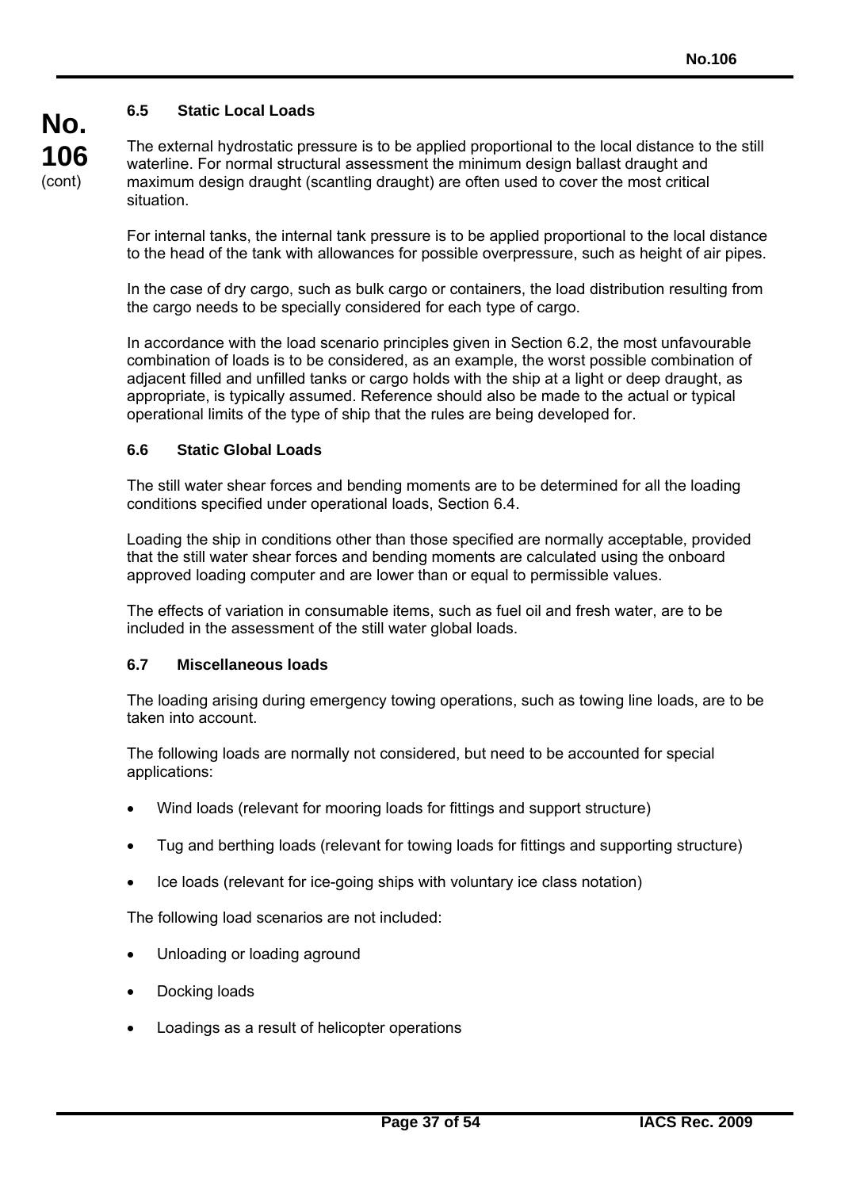### 6.5 Static Local Loads

The external hydrostatic pressure is to be applied proportional to the local distance to the still waterline. For normal structural assessment the minimum design ballast draught and maximum design draught (scantling draught) are often used to cover the most critical situation.

For internal tanks, the internal tank pressure is to be applied proportional to the local distance to the head of the tank with allowances for possible overpressure, such as height of air pipes.

In the case of dry cargo, such as bulk cargo or containers, the load distribution resulting from the cargo needs to be specially considered for each type of cargo.

In accordance with the load scenario principles given in Section 6.2, the most unfavourable combination of loads is to be considered, as an example, the worst possible combination of adjacent filled and unfilled tanks or cargo holds with the ship at a light or deep draught, as appropriate, is typically assumed. Reference should also be made to the actual or typical operational limits of the type of ship that the rules are being developed for.

### 6.6 Static Global Loads

The still water shear forces and bending moments are to be determined for all the loading conditions specified under operational loads, Section 6.4.

Loading the ship in conditions other than those specified are normally acceptable, provided that the still water shear forces and bending moments are calculated using the onboard approved loading computer and are lower than or equal to permissible values.

The effects of variation in consumable items, such as fuel oil and fresh water, are to be included in the assessment of the still water global loads.

### 6.7 Miscellaneous loads

The loading arising during emergency towing operations, such as towing line loads, are to be taken into account.

The following loads are normally not considered, but need to be accounted for special applications:

- Wind loads (relevant for mooring loads for fittings and support structure)
- Tug and berthing loads (relevant for towing loads for fittings and supporting structure)
- Ice loads (relevant for ice-going ships with voluntary ice class notation)

The following load scenarios are not included:

- Unloading or loading aground
- Docking loads
- Loadings as a result of helicopter operations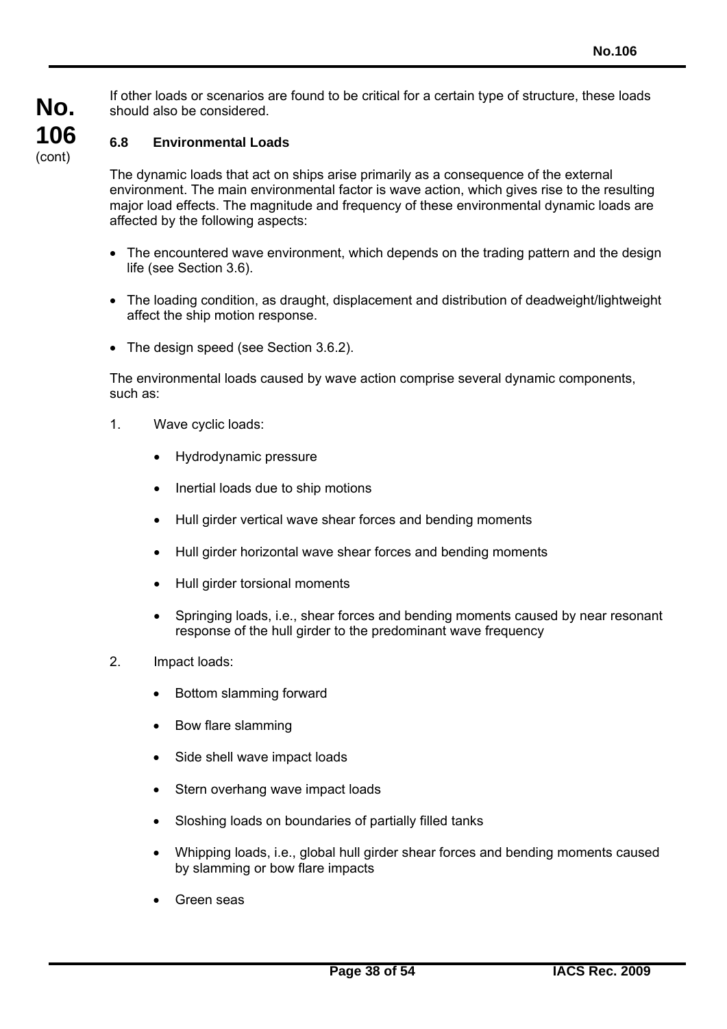If other loads or scenarios are found to be critical for a certain type of structure, these loads should also be considered.

### 6.8 Environmental Loads

The dynamic loads that act on ships arise primarily as a consequence of the external environment. The main environmental factor is wave action, which gives rise to the resulting major load effects. The magnitude and frequency of these environmental dynamic loads are affected by the following aspects:

- The encountered wave environment, which depends on the trading pattern and the design life (see Section 3.6).
- The loading condition, as draught, displacement and distribution of deadweight/lightweight affect the ship motion response.
- The design speed (see Section 3.6.2).

The environmental loads caused by wave action comprise several dynamic components, such as:

1. Wave cyclic loads:
    - Hydrodynamic pressure
    - Inertial loads due to ship motions
    - Hull girder vertical wave shear forces and bending moments
    - Hull girder horizontal wave shear forces and bending moments
    - Hull girder torsional moments
    - Springing loads, i.e., shear forces and bending moments caused by near resonant response of the hull girder to the predominant wave frequency
2. Impact loads:
    - Bottom slamming forward
    - Bow flare slamming
    - Side shell wave impact loads
    - Stern overhang wave impact loads
    - Sloshing loads on boundaries of partially filled tanks
    - Whipping loads, i.e., global hull girder shear forces and bending moments caused by slamming or bow flare impacts
    - Green seas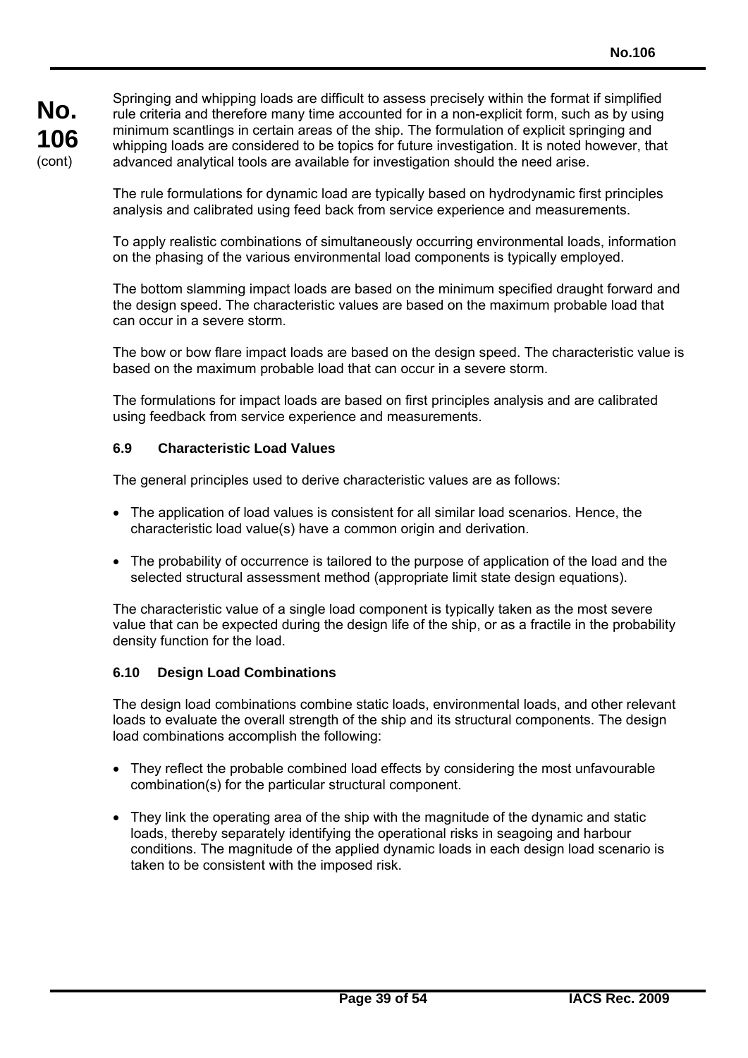Springing and whipping loads are difficult to assess precisely within the format if simplified rule criteria and therefore many time accounted for in a non-explicit form, such as by using minimum scantlings in certain areas of the ship. The formulation of explicit springing and whipping loads are considered to be topics for future investigation. It is noted however, that advanced analytical tools are available for investigation should the need arise.

The rule formulations for dynamic load are typically based on hydrodynamic first principles analysis and calibrated using feed back from service experience and measurements.

To apply realistic combinations of simultaneously occurring environmental loads, information on the phasing of the various environmental load components is typically employed.

The bottom slamming impact loads are based on the minimum specified draught forward and the design speed. The characteristic values are based on the maximum probable load that can occur in a severe storm.

The bow or bow flare impact loads are based on the design speed. The characteristic value is based on the maximum probable load that can occur in a severe storm.

The formulations for impact loads are based on first principles analysis and are calibrated using feedback from service experience and measurements.

### 6.9 Characteristic Load Values

The general principles used to derive characteristic values are as follows:

- The application of load values is consistent for all similar load scenarios. Hence, the characteristic load value(s) have a common origin and derivation.
- The probability of occurrence is tailored to the purpose of application of the load and the selected structural assessment method (appropriate limit state design equations).

The characteristic value of a single load component is typically taken as the most severe value that can be expected during the design life of the ship, or as a fractile in the probability density function for the load.

### 6.10 Design Load Combinations

The design load combinations combine static loads, environmental loads, and other relevant loads to evaluate the overall strength of the ship and its structural components. The design load combinations accomplish the following:

- They reflect the probable combined load effects by considering the most unfavourable combination(s) for the particular structural component.
- They link the operating area of the ship with the magnitude of the dynamic and static loads, thereby separately identifying the operational risks in seagoing and harbour conditions. The magnitude of the applied dynamic loads in each design load scenario is taken to be consistent with the imposed risk.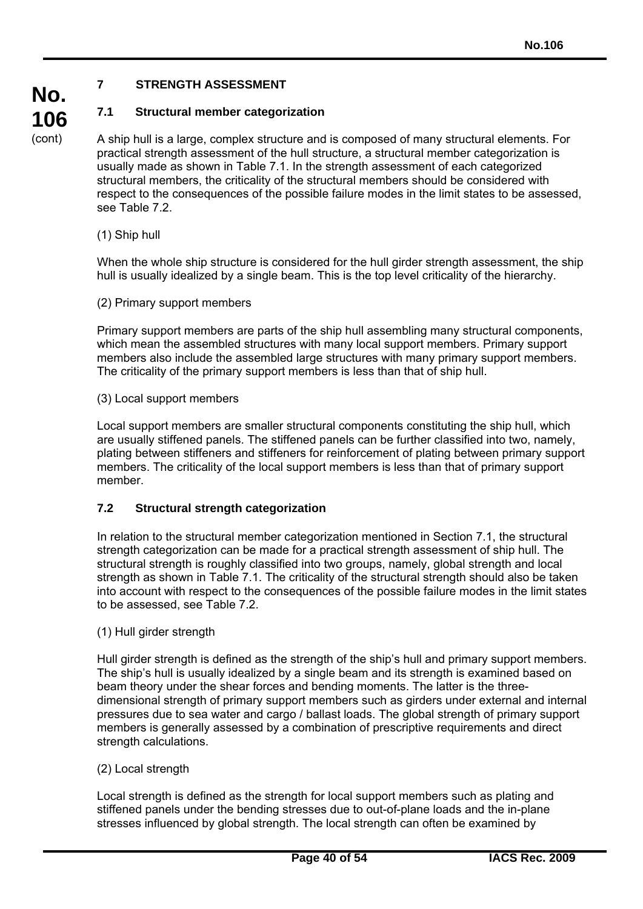# 7 STRENGTH ASSESSMENT

## 7.1 Structural member categorization

A ship hull is a large, complex structure and is composed of many structural elements. For practical strength assessment of the hull structure, a structural member categorization is usually made as shown in Table 7.1. In the strength assessment of each categorized structural members, the criticality of the structural members should be considered with respect to the consequences of the possible failure modes in the limit states to be assessed, see Table 7.2.

(1) Ship hull

When the whole ship structure is considered for the hull girder strength assessment, the ship hull is usually idealized by a single beam. This is the top level criticality of the hierarchy.

(2) Primary support members

Primary support members are parts of the ship hull assembling many structural components, which mean the assembled structures with many local support members. Primary support members also include the assembled large structures with many primary support members. The criticality of the primary support members is less than that of ship hull.

(3) Local support members

Local support members are smaller structural components constituting the ship hull, which are usually stiffened panels. The stiffened panels can be further classified into two, namely, plating between stiffeners and stiffeners for reinforcement of plating between primary support members. The criticality of the local support members is less than that of primary support member.

## 7.2 Structural strength categorization

In relation to the structural member categorization mentioned in Section 7.1, the structural strength categorization can be made for a practical strength assessment of ship hull. The structural strength is roughly classified into two groups, namely, global strength and local strength as shown in Table 7.1. The criticality of the structural strength should also be taken into account with respect to the consequences of the possible failure modes in the limit states to be assessed, see Table 7.2.

(1) Hull girder strength

Hull girder strength is defined as the strength of the ship's hull and primary support members. The ship's hull is usually idealized by a single beam and its strength is examined based on beam theory under the shear forces and bending moments. The latter is the three-dimensional strength of primary support members such as girders under external and internal pressures due to sea water and cargo / ballast loads. The global strength of primary support members is generally assessed by a combination of prescriptive requirements and direct strength calculations.

(2) Local strength

Local strength is defined as the strength for local support members such as plating and stiffened panels under the bending stresses due to out-of-plane loads and the in-plane stresses influenced by global strength. The local strength can often be examined by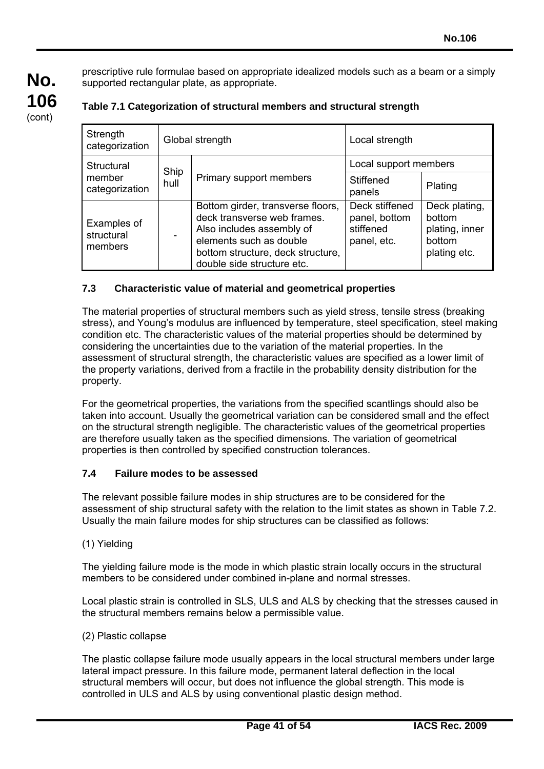prescriptive rule formulae based on appropriate idealized models such as a beam or a simply supported rectangular plate, as appropriate.

**Table 7.1 Categorization of structural members and structural strength**

| Strength categorization | Global strength | | Local strength | |
|---|---|---|---|---|
| Structural member categorization | Ship hull | Primary support members | Local support members | |
| | | | Stiffened panels | Plating |
| Examples of structural members | - | Bottom girder, transverse floors, deck transverse web frames. Also includes assembly of elements such as double bottom structure, deck structure, double side structure etc. | Deck stiffened panel, bottom stiffened panel, etc. | Deck plating, bottom plating, inner bottom plating etc. |

### 7.3 Characteristic value of material and geometrical properties

The material properties of structural members such as yield stress, tensile stress (breaking stress), and Young's modulus are influenced by temperature, steel specification, steel making condition etc. The characteristic values of the material properties should be determined by considering the uncertainties due to the variation of the material properties. In the assessment of structural strength, the characteristic values are specified as a lower limit of the property variations, derived from a fractile in the probability density distribution for the property.

For the geometrical properties, the variations from the specified scantlings should also be taken into account. Usually the geometrical variation can be considered small and the effect on the structural strength negligible. The characteristic values of the geometrical properties are therefore usually taken as the specified dimensions. The variation of geometrical properties is then controlled by specified construction tolerances.

### 7.4 Failure modes to be assessed

The relevant possible failure modes in ship structures are to be considered for the assessment of ship structural safety with the relation to the limit states as shown in Table 7.2. Usually the main failure modes for ship structures can be classified as follows:

(1) Yielding

The yielding failure mode is the mode in which plastic strain locally occurs in the structural members to be considered under combined in-plane and normal stresses.

Local plastic strain is controlled in SLS, ULS and ALS by checking that the stresses caused in the structural members remains below a permissible value.

(2) Plastic collapse

The plastic collapse failure mode usually appears in the local structural members under large lateral impact pressure. In this failure mode, permanent lateral deflection in the local structural members will occur, but does not influence the global strength. This mode is controlled in ULS and ALS by using conventional plastic design method.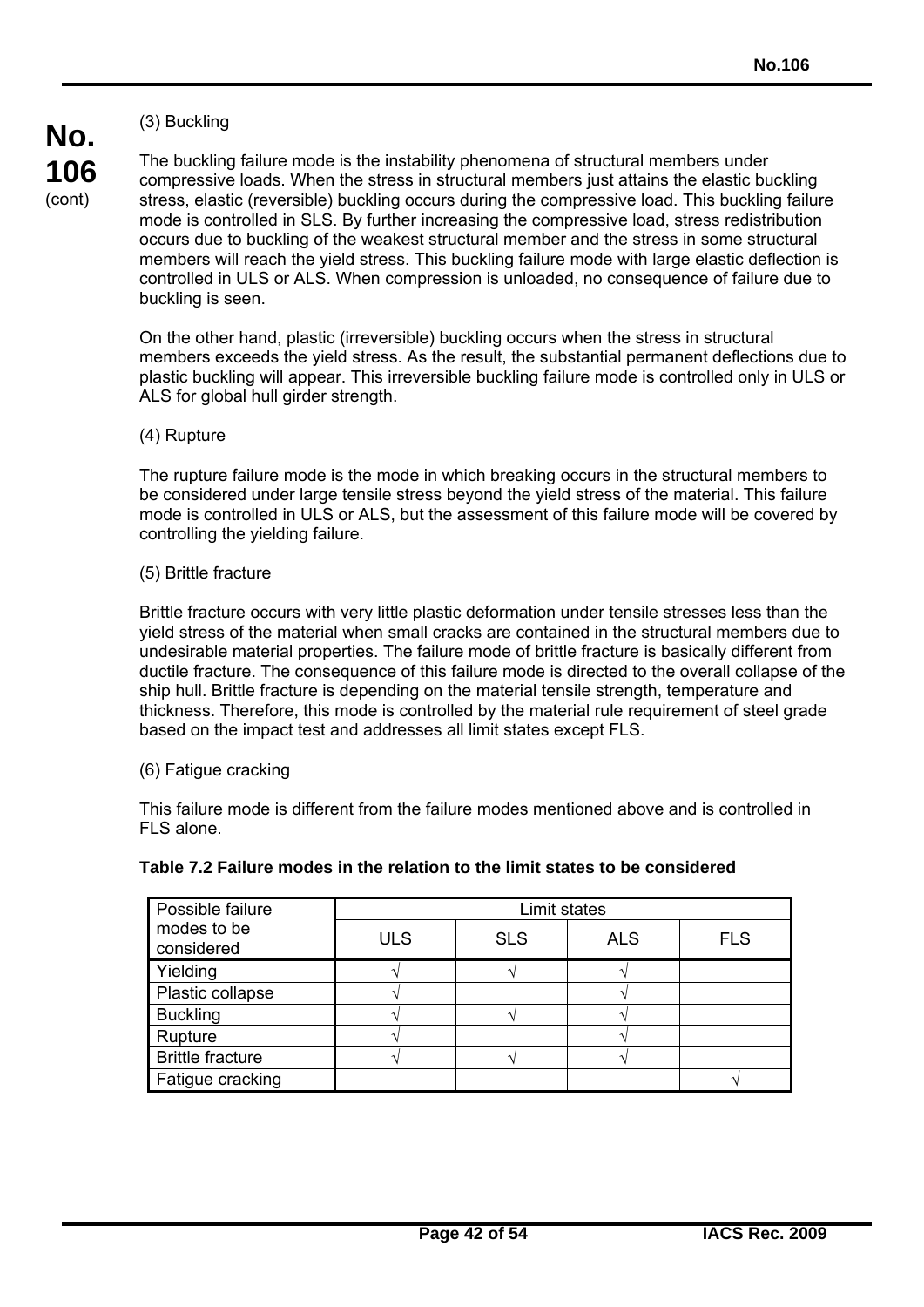(3) Buckling

The buckling failure mode is the instability phenomena of structural members under compressive loads. When the stress in structural members just attains the elastic buckling stress, elastic (reversible) buckling occurs during the compressive load. This buckling failure mode is controlled in SLS. By further increasing the compressive load, stress redistribution occurs due to buckling of the weakest structural member and the stress in some structural members will reach the yield stress. This buckling failure mode with large elastic deflection is controlled in ULS or ALS. When compression is unloaded, no consequence of failure due to buckling is seen.

On the other hand, plastic (irreversible) buckling occurs when the stress in structural members exceeds the yield stress. As the result, the substantial permanent deflections due to plastic buckling will appear. This irreversible buckling failure mode is controlled only in ULS or ALS for global hull girder strength.

(4) Rupture

The rupture failure mode is the mode in which breaking occurs in the structural members to be considered under large tensile stress beyond the yield stress of the material. This failure mode is controlled in ULS or ALS, but the assessment of this failure mode will be covered by controlling the yielding failure.

(5) Brittle fracture

Brittle fracture occurs with very little plastic deformation under tensile stresses less than the yield stress of the material when small cracks are contained in the structural members due to undesirable material properties. The failure mode of brittle fracture is basically different from ductile fracture. The consequence of this failure mode is directed to the overall collapse of the ship hull. Brittle fracture is depending on the material tensile strength, temperature and thickness. Therefore, this mode is controlled by the material rule requirement of steel grade based on the impact test and addresses all limit states except FLS.

(6) Fatigue cracking

This failure mode is different from the failure modes mentioned above and is controlled in FLS alone.

**Table 7.2 Failure modes in the relation to the limit states to be considered**

| Possible failure modes to be considered | Limit states | | | |
|---|---|---|---|---|
| | ULS | SLS | ALS | FLS |
| Yielding | √ | √ | √ | |
| Plastic collapse | √ | | √ | |
| Buckling | √ | √ | √ | |
| Rupture | √ | | √ | |
| Brittle fracture | √ | √ | √ | |
| Fatigue cracking | | | | √ |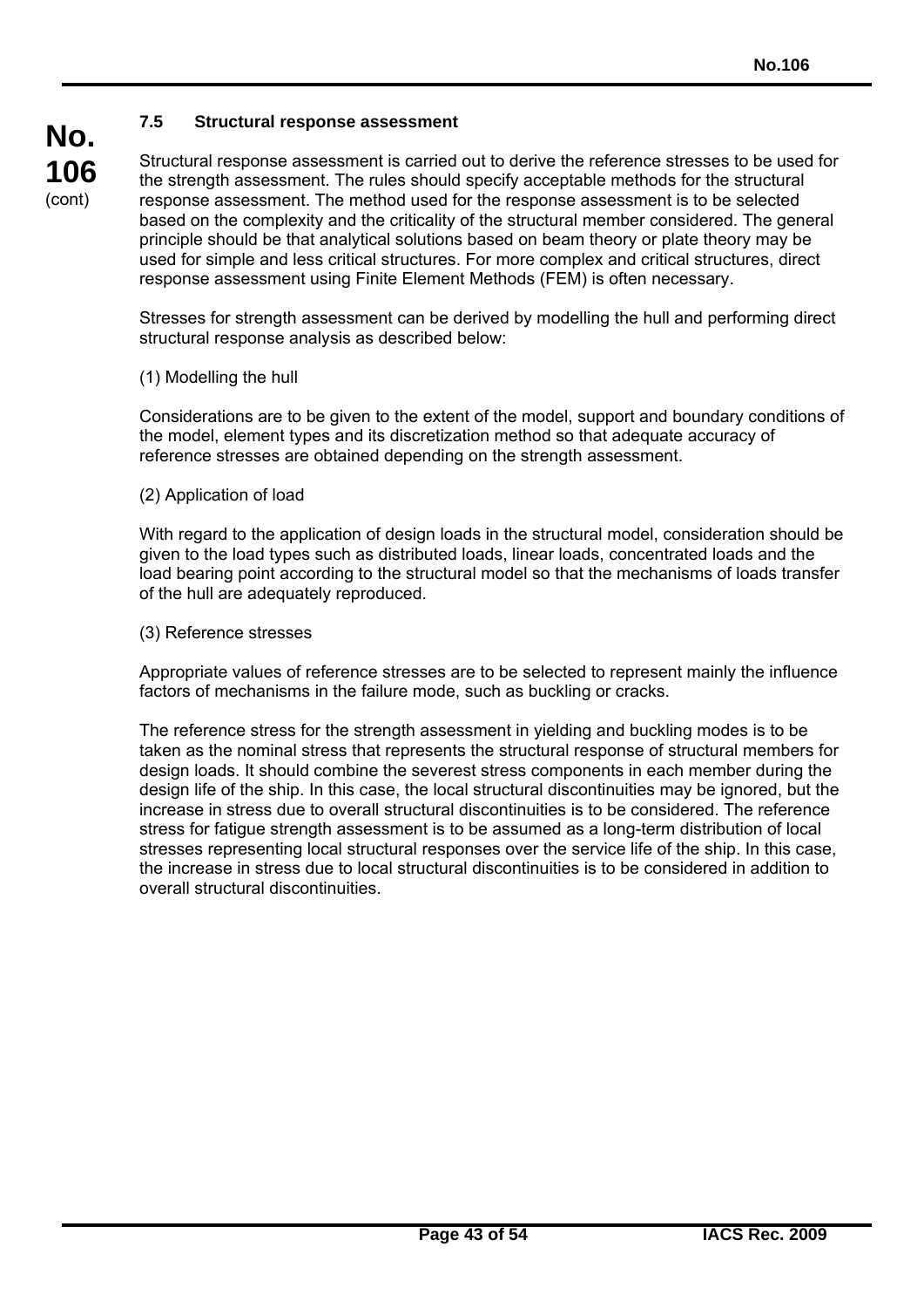### 7.5 Structural response assessment

Structural response assessment is carried out to derive the reference stresses to be used for the strength assessment. The rules should specify acceptable methods for the structural response assessment. The method used for the response assessment is to be selected based on the complexity and the criticality of the structural member considered. The general principle should be that analytical solutions based on beam theory or plate theory may be used for simple and less critical structures. For more complex and critical structures, direct response assessment using Finite Element Methods (FEM) is often necessary.

Stresses for strength assessment can be derived by modelling the hull and performing direct structural response analysis as described below:

(1) Modelling the hull

Considerations are to be given to the extent of the model, support and boundary conditions of the model, element types and its discretization method so that adequate accuracy of reference stresses are obtained depending on the strength assessment.

(2) Application of load

With regard to the application of design loads in the structural model, consideration should be given to the load types such as distributed loads, linear loads, concentrated loads and the load bearing point according to the structural model so that the mechanisms of loads transfer of the hull are adequately reproduced.

(3) Reference stresses

Appropriate values of reference stresses are to be selected to represent mainly the influence factors of mechanisms in the failure mode, such as buckling or cracks.

The reference stress for the strength assessment in yielding and buckling modes is to be taken as the nominal stress that represents the structural response of structural members for design loads. It should combine the severest stress components in each member during the design life of the ship. In this case, the local structural discontinuities may be ignored, but the increase in stress due to overall structural discontinuities is to be considered. The reference stress for fatigue strength assessment is to be assumed as a long-term distribution of local stresses representing local structural responses over the service life of the ship. In this case, the increase in stress due to local structural discontinuities is to be considered in addition to overall structural discontinuities.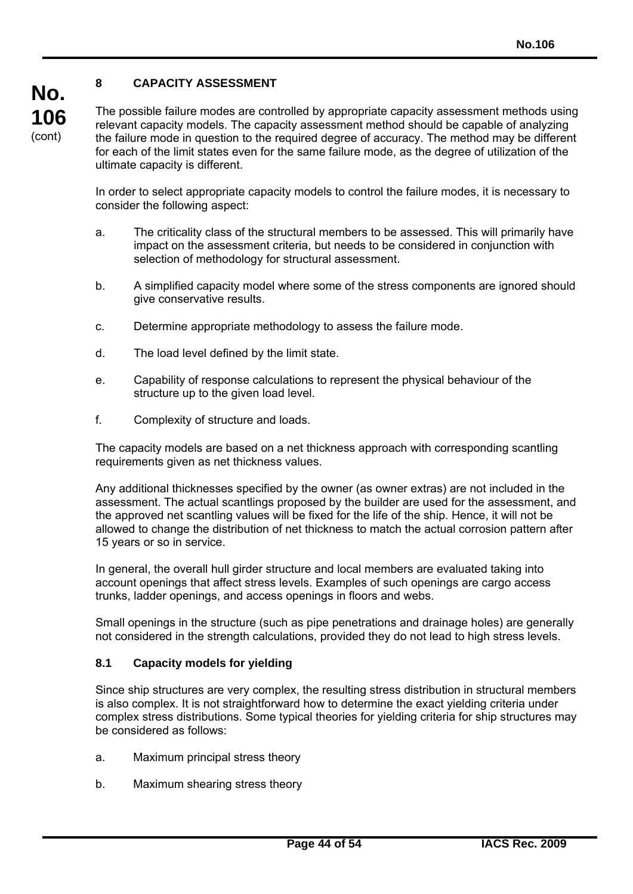## 8 CAPACITY ASSESSMENT

The possible failure modes are controlled by appropriate capacity assessment methods using relevant capacity models. The capacity assessment method should be capable of analyzing the failure mode in question to the required degree of accuracy. The method may be different for each of the limit states even for the same failure mode, as the degree of utilization of the ultimate capacity is different.

In order to select appropriate capacity models to control the failure modes, it is necessary to consider the following aspect:

a. The criticality class of the structural members to be assessed. This will primarily have impact on the assessment criteria, but needs to be considered in conjunction with selection of methodology for structural assessment.

b. A simplified capacity model where some of the stress components are ignored should give conservative results.

c. Determine appropriate methodology to assess the failure mode.

d. The load level defined by the limit state.

e. Capability of response calculations to represent the physical behaviour of the structure up to the given load level.

f. Complexity of structure and loads.

The capacity models are based on a net thickness approach with corresponding scantling requirements given as net thickness values.

Any additional thicknesses specified by the owner (as owner extras) are not included in the assessment. The actual scantlings proposed by the builder are used for the assessment, and the approved net scantling values will be fixed for the life of the ship. Hence, it will not be allowed to change the distribution of net thickness to match the actual corrosion pattern after 15 years or so in service.

In general, the overall hull girder structure and local members are evaluated taking into account openings that affect stress levels. Examples of such openings are cargo access trunks, ladder openings, and access openings in floors and webs.

Small openings in the structure (such as pipe penetrations and drainage holes) are generally not considered in the strength calculations, provided they do not lead to high stress levels.

### 8.1 Capacity models for yielding

Since ship structures are very complex, the resulting stress distribution in structural members is also complex. It is not straightforward how to determine the exact yielding criteria under complex stress distributions. Some typical theories for yielding criteria for ship structures may be considered as follows:

a. Maximum principal stress theory

b. Maximum shearing stress theory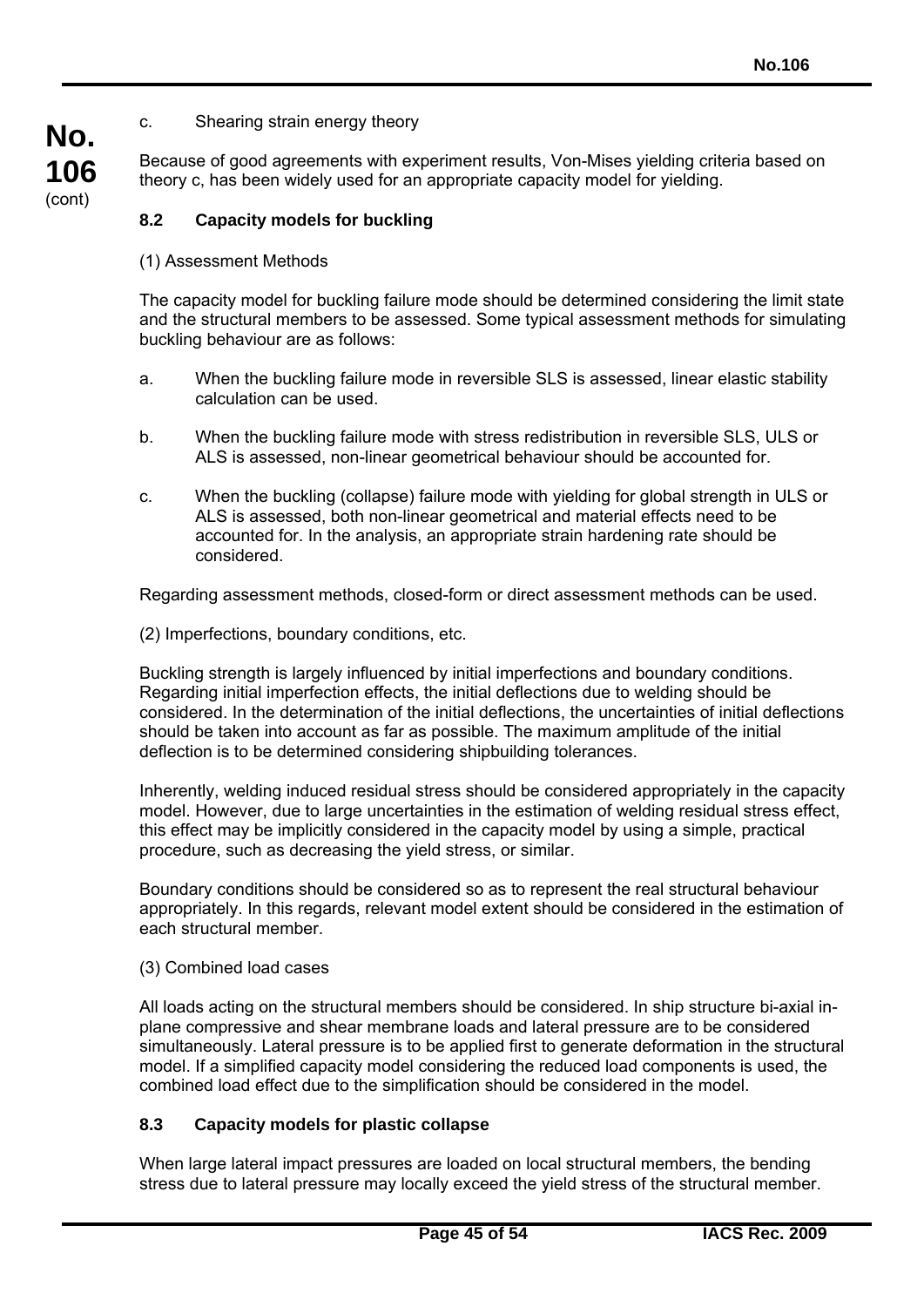c. Shearing strain energy theory

Because of good agreements with experiment results, Von-Mises yielding criteria based on theory c, has been widely used for an appropriate capacity model for yielding.

### 8.2 Capacity models for buckling

(1) Assessment Methods

The capacity model for buckling failure mode should be determined considering the limit state and the structural members to be assessed. Some typical assessment methods for simulating buckling behaviour are as follows:

a. When the buckling failure mode in reversible SLS is assessed, linear elastic stability calculation can be used.

b. When the buckling failure mode with stress redistribution in reversible SLS, ULS or ALS is assessed, non-linear geometrical behaviour should be accounted for.

c. When the buckling (collapse) failure mode with yielding for global strength in ULS or ALS is assessed, both non-linear geometrical and material effects need to be accounted for. In the analysis, an appropriate strain hardening rate should be considered.

Regarding assessment methods, closed-form or direct assessment methods can be used.

(2) Imperfections, boundary conditions, etc.

Buckling strength is largely influenced by initial imperfections and boundary conditions. Regarding initial imperfection effects, the initial deflections due to welding should be considered. In the determination of the initial deflections, the uncertainties of initial deflections should be taken into account as far as possible. The maximum amplitude of the initial deflection is to be determined considering shipbuilding tolerances.

Inherently, welding induced residual stress should be considered appropriately in the capacity model. However, due to large uncertainties in the estimation of welding residual stress effect, this effect may be implicitly considered in the capacity model by using a simple, practical procedure, such as decreasing the yield stress, or similar.

Boundary conditions should be considered so as to represent the real structural behaviour appropriately. In this regards, relevant model extent should be considered in the estimation of each structural member.

(3) Combined load cases

All loads acting on the structural members should be considered. In ship structure bi-axial in-plane compressive and shear membrane loads and lateral pressure are to be considered simultaneously. Lateral pressure is to be applied first to generate deformation in the structural model. If a simplified capacity model considering the reduced load components is used, the combined load effect due to the simplification should be considered in the model.

### 8.3 Capacity models for plastic collapse

When large lateral impact pressures are loaded on local structural members, the bending stress due to lateral pressure may locally exceed the yield stress of the structural member.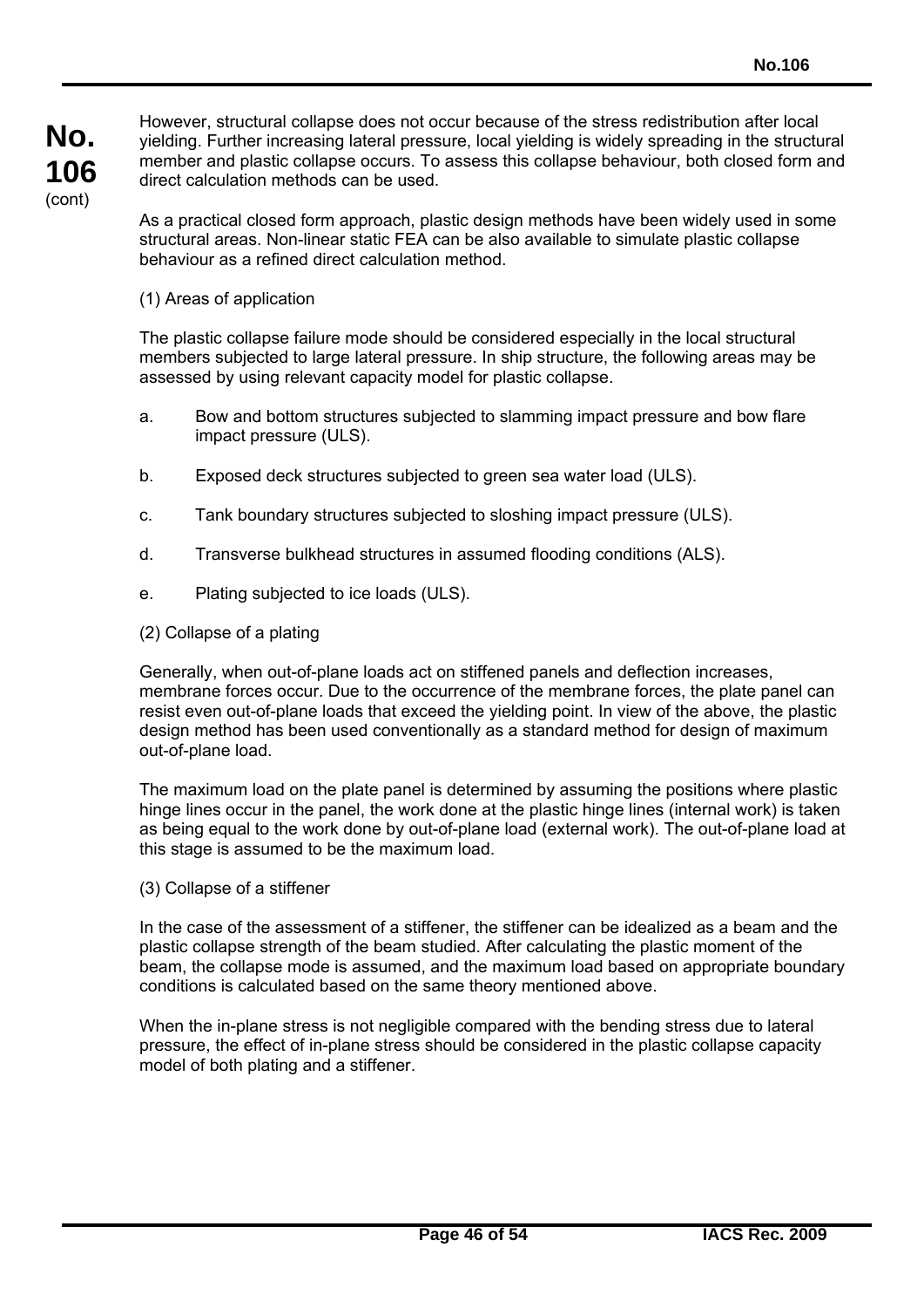However, structural collapse does not occur because of the stress redistribution after local yielding. Further increasing lateral pressure, local yielding is widely spreading in the structural member and plastic collapse occurs. To assess this collapse behaviour, both closed form and direct calculation methods can be used.

As a practical closed form approach, plastic design methods have been widely used in some structural areas. Non-linear static FEA can be also available to simulate plastic collapse behaviour as a refined direct calculation method.

(1) Areas of application

The plastic collapse failure mode should be considered especially in the local structural members subjected to large lateral pressure. In ship structure, the following areas may be assessed by using relevant capacity model for plastic collapse.

a. Bow and bottom structures subjected to slamming impact pressure and bow flare impact pressure (ULS).

b. Exposed deck structures subjected to green sea water load (ULS).

c. Tank boundary structures subjected to sloshing impact pressure (ULS).

d. Transverse bulkhead structures in assumed flooding conditions (ALS).

e. Plating subjected to ice loads (ULS).

(2) Collapse of a plating

Generally, when out-of-plane loads act on stiffened panels and deflection increases, membrane forces occur. Due to the occurrence of the membrane forces, the plate panel can resist even out-of-plane loads that exceed the yielding point. In view of the above, the plastic design method has been used conventionally as a standard method for design of maximum out-of-plane load.

The maximum load on the plate panel is determined by assuming the positions where plastic hinge lines occur in the panel, the work done at the plastic hinge lines (internal work) is taken as being equal to the work done by out-of-plane load (external work). The out-of-plane load at this stage is assumed to be the maximum load.

(3) Collapse of a stiffener

In the case of the assessment of a stiffener, the stiffener can be idealized as a beam and the plastic collapse strength of the beam studied. After calculating the plastic moment of the beam, the collapse mode is assumed, and the maximum load based on appropriate boundary conditions is calculated based on the same theory mentioned above.

When the in-plane stress is not negligible compared with the bending stress due to lateral pressure, the effect of in-plane stress should be considered in the plastic collapse capacity model of both plating and a stiffener.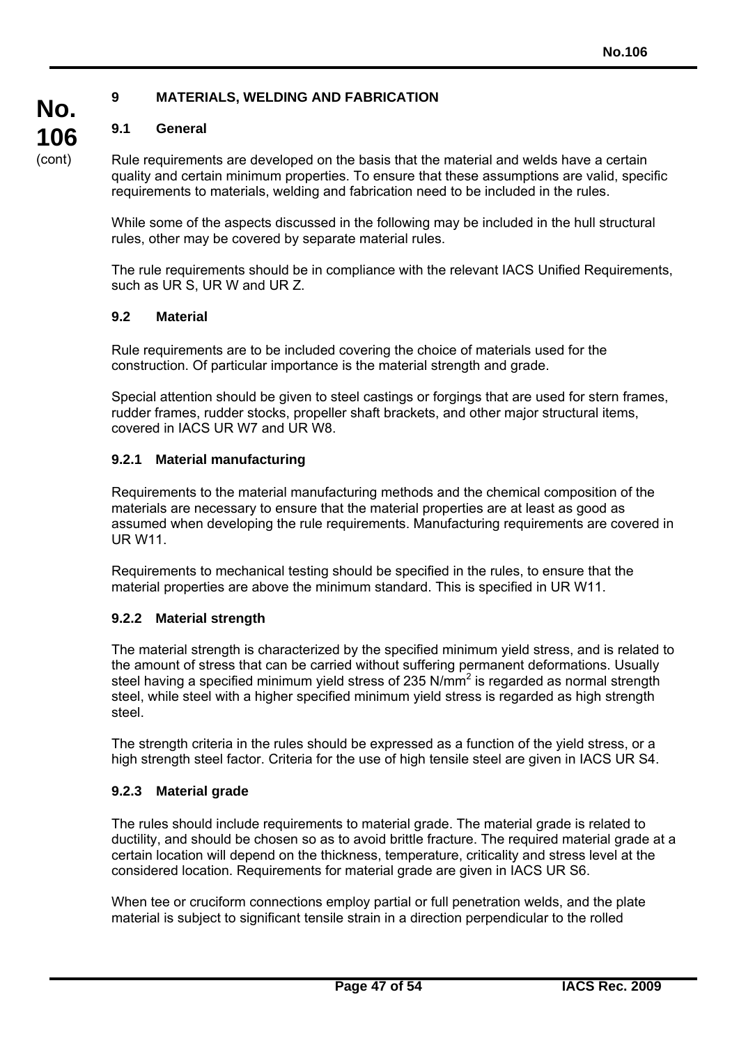## 9 MATERIALS, WELDING AND FABRICATION

### 9.1 General

Rule requirements are developed on the basis that the material and welds have a certain quality and certain minimum properties. To ensure that these assumptions are valid, specific requirements to materials, welding and fabrication need to be included in the rules.

While some of the aspects discussed in the following may be included in the hull structural rules, other may be covered by separate material rules.

The rule requirements should be in compliance with the relevant IACS Unified Requirements, such as UR S, UR W and UR Z.

### 9.2 Material

Rule requirements are to be included covering the choice of materials used for the construction. Of particular importance is the material strength and grade.

Special attention should be given to steel castings or forgings that are used for stern frames, rudder frames, rudder stocks, propeller shaft brackets, and other major structural items, covered in IACS UR W7 and UR W8.

#### 9.2.1 Material manufacturing

Requirements to the material manufacturing methods and the chemical composition of the materials are necessary to ensure that the material properties are at least as good as assumed when developing the rule requirements. Manufacturing requirements are covered in UR W11.

Requirements to mechanical testing should be specified in the rules, to ensure that the material properties are above the minimum standard. This is specified in UR W11.

#### 9.2.2 Material strength

The material strength is characterized by the specified minimum yield stress, and is related to the amount of stress that can be carried without suffering permanent deformations. Usually steel having a specified minimum yield stress of 235 N/mm$^2$ is regarded as normal strength steel, while steel with a higher specified minimum yield stress is regarded as high strength steel.

The strength criteria in the rules should be expressed as a function of the yield stress, or a high strength steel factor. Criteria for the use of high tensile steel are given in IACS UR S4.

#### 9.2.3 Material grade

The rules should include requirements to material grade. The material grade is related to ductility, and should be chosen so as to avoid brittle fracture. The required material grade at a certain location will depend on the thickness, temperature, criticality and stress level at the considered location. Requirements for material grade are given in IACS UR S6.

When tee or cruciform connections employ partial or full penetration welds, and the plate material is subject to significant tensile strain in a direction perpendicular to the rolled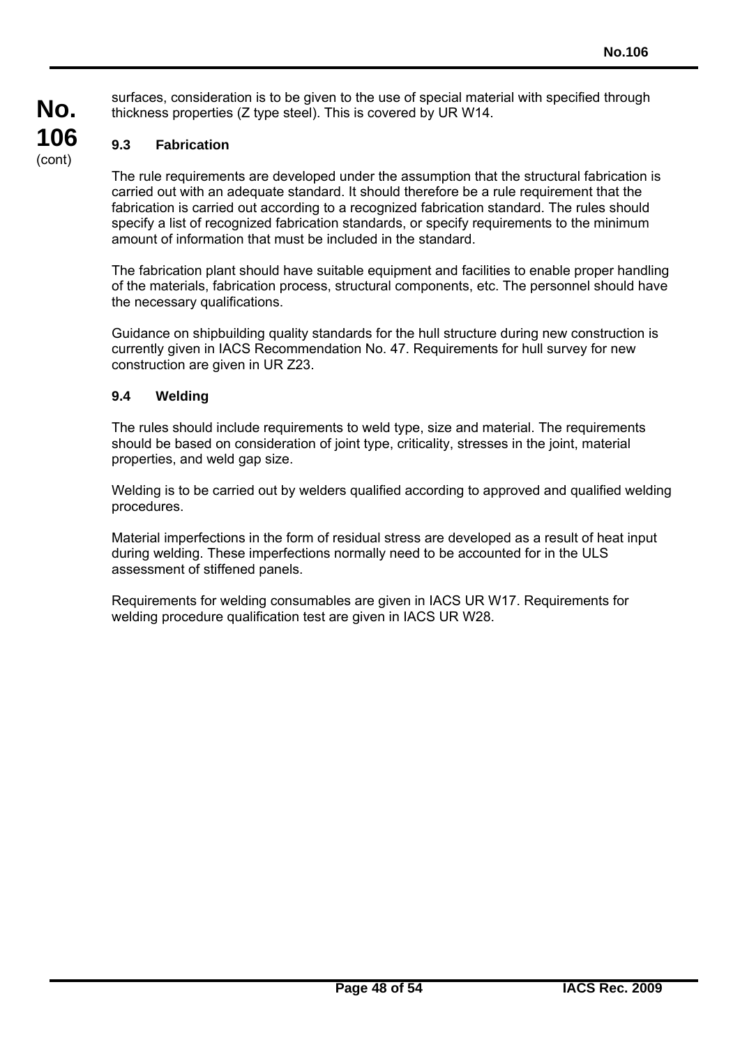surfaces, consideration is to be given to the use of special material with specified through thickness properties (Z type steel). This is covered by UR W14.

### 9.3 Fabrication

The rule requirements are developed under the assumption that the structural fabrication is carried out with an adequate standard. It should therefore be a rule requirement that the fabrication is carried out according to a recognized fabrication standard. The rules should specify a list of recognized fabrication standards, or specify requirements to the minimum amount of information that must be included in the standard.

The fabrication plant should have suitable equipment and facilities to enable proper handling of the materials, fabrication process, structural components, etc. The personnel should have the necessary qualifications.

Guidance on shipbuilding quality standards for the hull structure during new construction is currently given in IACS Recommendation No. 47. Requirements for hull survey for new construction are given in UR Z23.

### 9.4 Welding

The rules should include requirements to weld type, size and material. The requirements should be based on consideration of joint type, criticality, stresses in the joint, material properties, and weld gap size.

Welding is to be carried out by welders qualified according to approved and qualified welding procedures.

Material imperfections in the form of residual stress are developed as a result of heat input during welding. These imperfections normally need to be accounted for in the ULS assessment of stiffened panels.

Requirements for welding consumables are given in IACS UR W17. Requirements for welding procedure qualification test are given in IACS UR W28.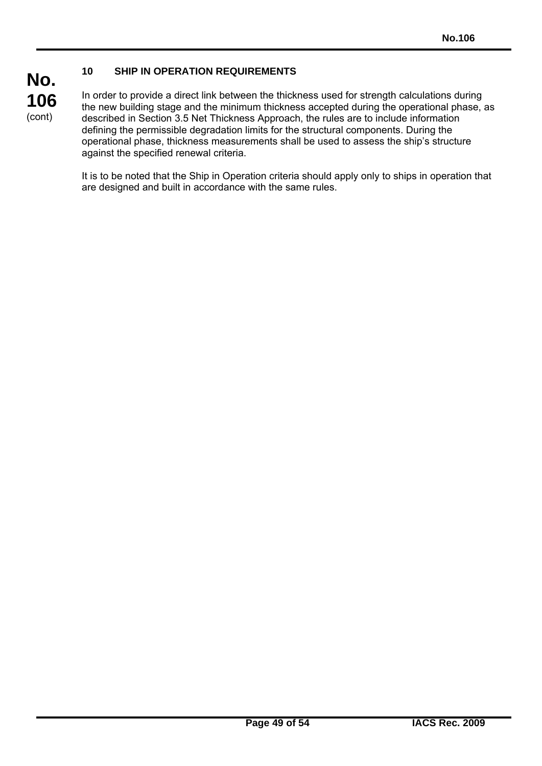## 10 SHIP IN OPERATION REQUIREMENTS

In order to provide a direct link between the thickness used for strength calculations during the new building stage and the minimum thickness accepted during the operational phase, as described in Section 3.5 Net Thickness Approach, the rules are to include information defining the permissible degradation limits for the structural components. During the operational phase, thickness measurements shall be used to assess the ship's structure against the specified renewal criteria.

It is to be noted that the Ship in Operation criteria should apply only to ships in operation that are designed and built in accordance with the same rules.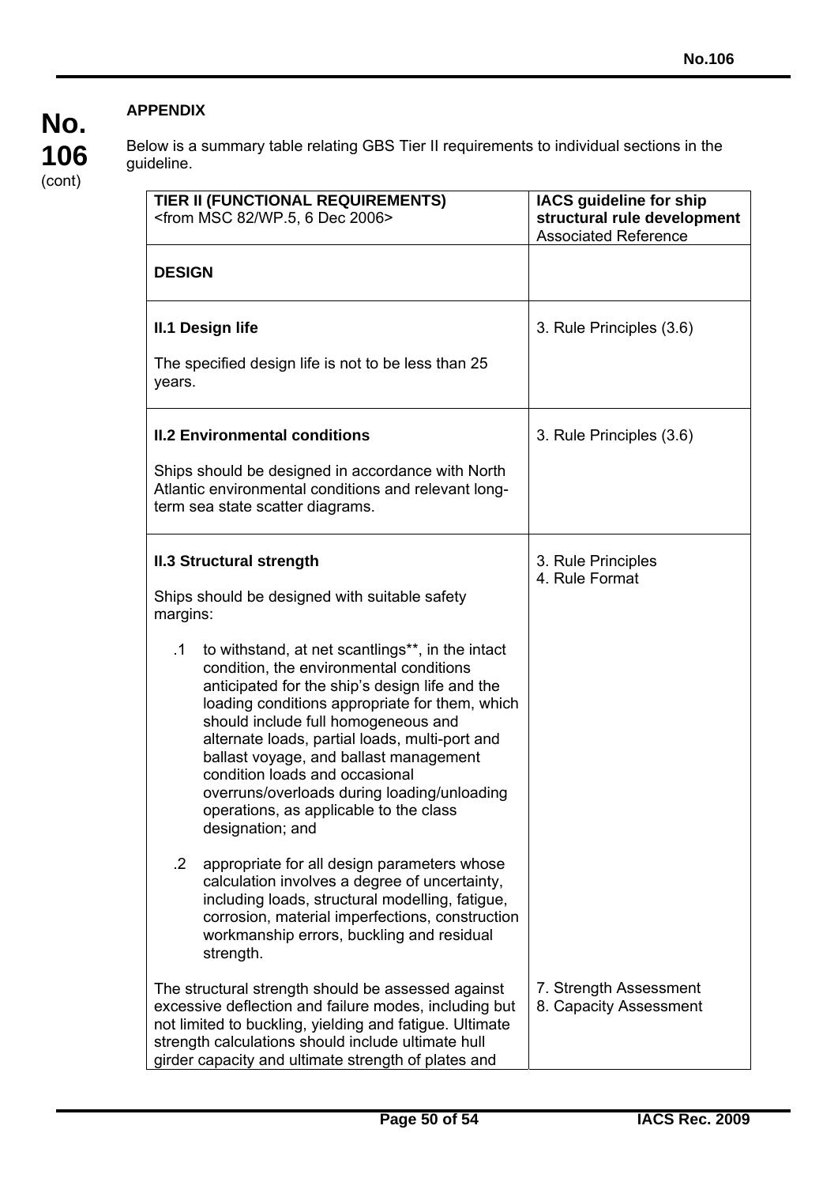**APPENDIX**

Below is a summary table relating GBS Tier II requirements to individual sections in the guideline.

| **TIER II (FUNCTIONAL REQUIREMENTS)** <from MSC 82/WP.5, 6 Dec 2006> | **IACS guideline for ship structural rule development** Associated Reference |
|---|---|
| **DESIGN** | |
| **II.1 Design life**<br><br>The specified design life is not to be less than 25 years. | 3. Rule Principles (3.6) |
| **II.2 Environmental conditions**<br><br>Ships should be designed in accordance with North Atlantic environmental conditions and relevant long-term sea state scatter diagrams. | 3. Rule Principles (3.6) |
| **II.3 Structural strength**<br><br>Ships should be designed with suitable safety margins:<br><br>.1 to withstand, at net scantlings**, in the intact condition, the environmental conditions anticipated for the ship's design life and the loading conditions appropriate for them, which should include full homogeneous and alternate loads, partial loads, multi-port and ballast voyage, and ballast management condition loads and occasional overruns/overloads during loading/unloading operations, as applicable to the class designation; and<br><br>.2 appropriate for all design parameters whose calculation involves a degree of uncertainty, including loads, structural modelling, fatigue, corrosion, material imperfections, construction workmanship errors, buckling and residual strength. | 3. Rule Principles<br>4. Rule Format |
| The structural strength should be assessed against excessive deflection and failure modes, including but not limited to buckling, yielding and fatigue. Ultimate strength calculations should include ultimate hull girder capacity and ultimate strength of plates and | 7. Strength Assessment<br>8. Capacity Assessment |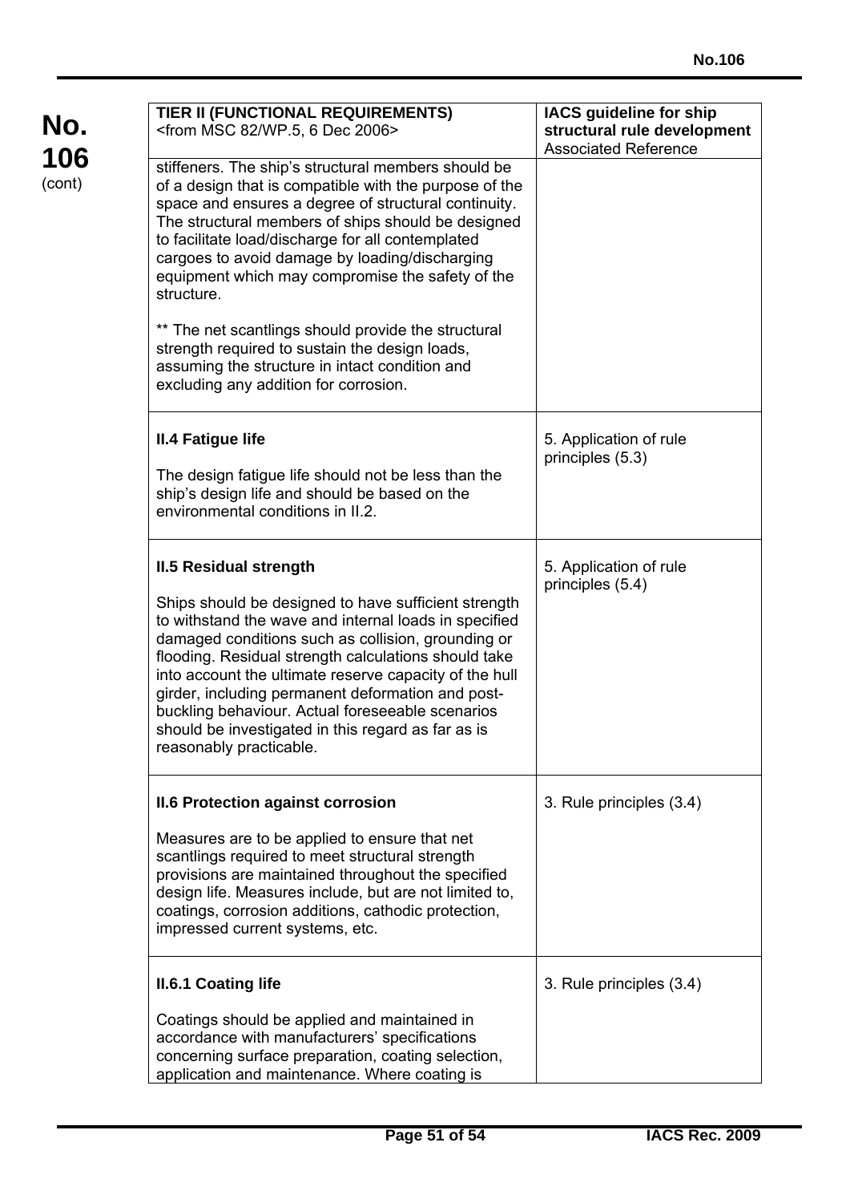| TIER II (FUNCTIONAL REQUIREMENTS) <from MSC 82/WP.5, 6 Dec 2006> | IACS guideline for ship structural rule development Associated Reference |
|---|---|
| stiffeners. The ship's structural members should be of a design that is compatible with the purpose of the space and ensures a degree of structural continuity. The structural members of ships should be designed to facilitate load/discharge for all contemplated cargoes to avoid damage by loading/discharging equipment which may compromise the safety of the structure.<br><br>** The net scantlings should provide the structural strength required to sustain the design loads, assuming the structure in intact condition and excluding any addition for corrosion. | |
| **II.4 Fatigue life**<br><br>The design fatigue life should not be less than the ship's design life and should be based on the environmental conditions in II.2. | 5. Application of rule principles (5.3) |
| **II.5 Residual strength**<br><br>Ships should be designed to have sufficient strength to withstand the wave and internal loads in specified damaged conditions such as collision, grounding or flooding. Residual strength calculations should take into account the ultimate reserve capacity of the hull girder, including permanent deformation and post-buckling behaviour. Actual foreseeable scenarios should be investigated in this regard as far as is reasonably practicable. | 5. Application of rule principles (5.4) |
| **II.6 Protection against corrosion**<br><br>Measures are to be applied to ensure that net scantlings required to meet structural strength provisions are maintained throughout the specified design life. Measures include, but are not limited to, coatings, corrosion additions, cathodic protection, impressed current systems, etc. | 3. Rule principles (3.4) |
| **II.6.1 Coating life**<br><br>Coatings should be applied and maintained in accordance with manufacturers' specifications concerning surface preparation, coating selection, application and maintenance. Where coating is | 3. Rule principles (3.4) |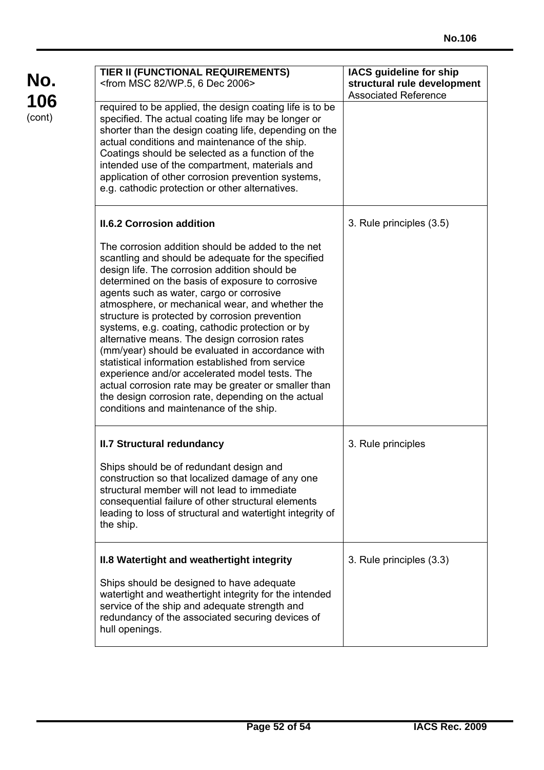**No. 106** (cont)

| TIER II (FUNCTIONAL REQUIREMENTS) <from MSC 82/WP.5, 6 Dec 2006> | IACS guideline for ship structural rule development Associated Reference |
|---|---|
| required to be applied, the design coating life is to be specified. The actual coating life may be longer or shorter than the design coating life, depending on the actual conditions and maintenance of the ship. Coatings should be selected as a function of the intended use of the compartment, materials and application of other corrosion prevention systems, e.g. cathodic protection or other alternatives. | |
| **II.6.2 Corrosion addition**<br><br>The corrosion addition should be added to the net scantling and should be adequate for the specified design life. The corrosion addition should be determined on the basis of exposure to corrosive agents such as water, cargo or corrosive atmosphere, or mechanical wear, and whether the structure is protected by corrosion prevention systems, e.g. coating, cathodic protection or by alternative means. The design corrosion rates (mm/year) should be evaluated in accordance with statistical information established from service experience and/or accelerated model tests. The actual corrosion rate may be greater or smaller than the design corrosion rate, depending on the actual conditions and maintenance of the ship. | 3. Rule principles (3.5) |
| **II.7 Structural redundancy**<br><br>Ships should be of redundant design and construction so that localized damage of any one structural member will not lead to immediate consequential failure of other structural elements leading to loss of structural and watertight integrity of the ship. | 3. Rule principles |
| **II.8 Watertight and weathertight integrity**<br><br>Ships should be designed to have adequate watertight and weathertight integrity for the intended service of the ship and adequate strength and redundancy of the associated securing devices of hull openings. | 3. Rule principles (3.3) |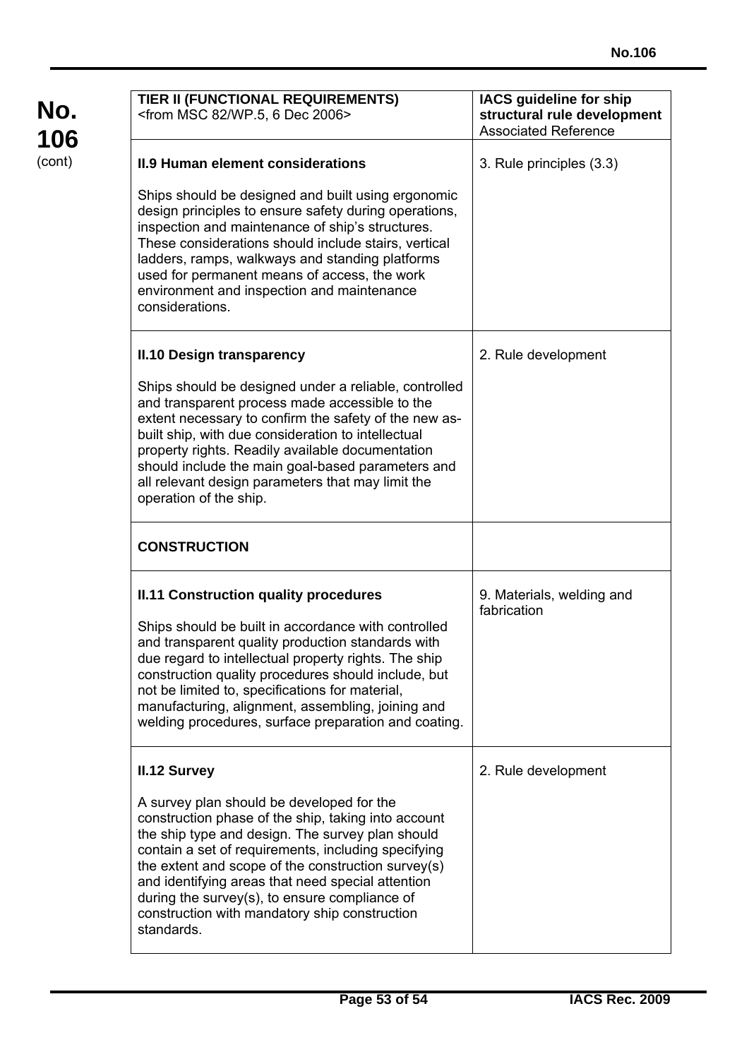| **TIER II (FUNCTIONAL REQUIREMENTS)**<br><from MSC 82/WP.5, 6 Dec 2006> | **IACS guideline for ship structural rule development**<br>Associated Reference |
|---|---|
| **II.9 Human element considerations**<br><br>Ships should be designed and built using ergonomic design principles to ensure safety during operations, inspection and maintenance of ship's structures. These considerations should include stairs, vertical ladders, ramps, walkways and standing platforms used for permanent means of access, the work environment and inspection and maintenance considerations. | 3. Rule principles (3.3) |
| **II.10 Design transparency**<br><br>Ships should be designed under a reliable, controlled and transparent process made accessible to the extent necessary to confirm the safety of the new as-built ship, with due consideration to intellectual property rights. Readily available documentation should include the main goal-based parameters and all relevant design parameters that may limit the operation of the ship. | 2. Rule development |
| **CONSTRUCTION** | |
| **II.11 Construction quality procedures**<br><br>Ships should be built in accordance with controlled and transparent quality production standards with due regard to intellectual property rights. The ship construction quality procedures should include, but not be limited to, specifications for material, manufacturing, alignment, assembling, joining and welding procedures, surface preparation and coating. | 9. Materials, welding and fabrication |
| **II.12 Survey**<br><br>A survey plan should be developed for the construction phase of the ship, taking into account the ship type and design. The survey plan should contain a set of requirements, including specifying the extent and scope of the construction survey(s) and identifying areas that need special attention during the survey(s), to ensure compliance of construction with mandatory ship construction standards. | 2. Rule development |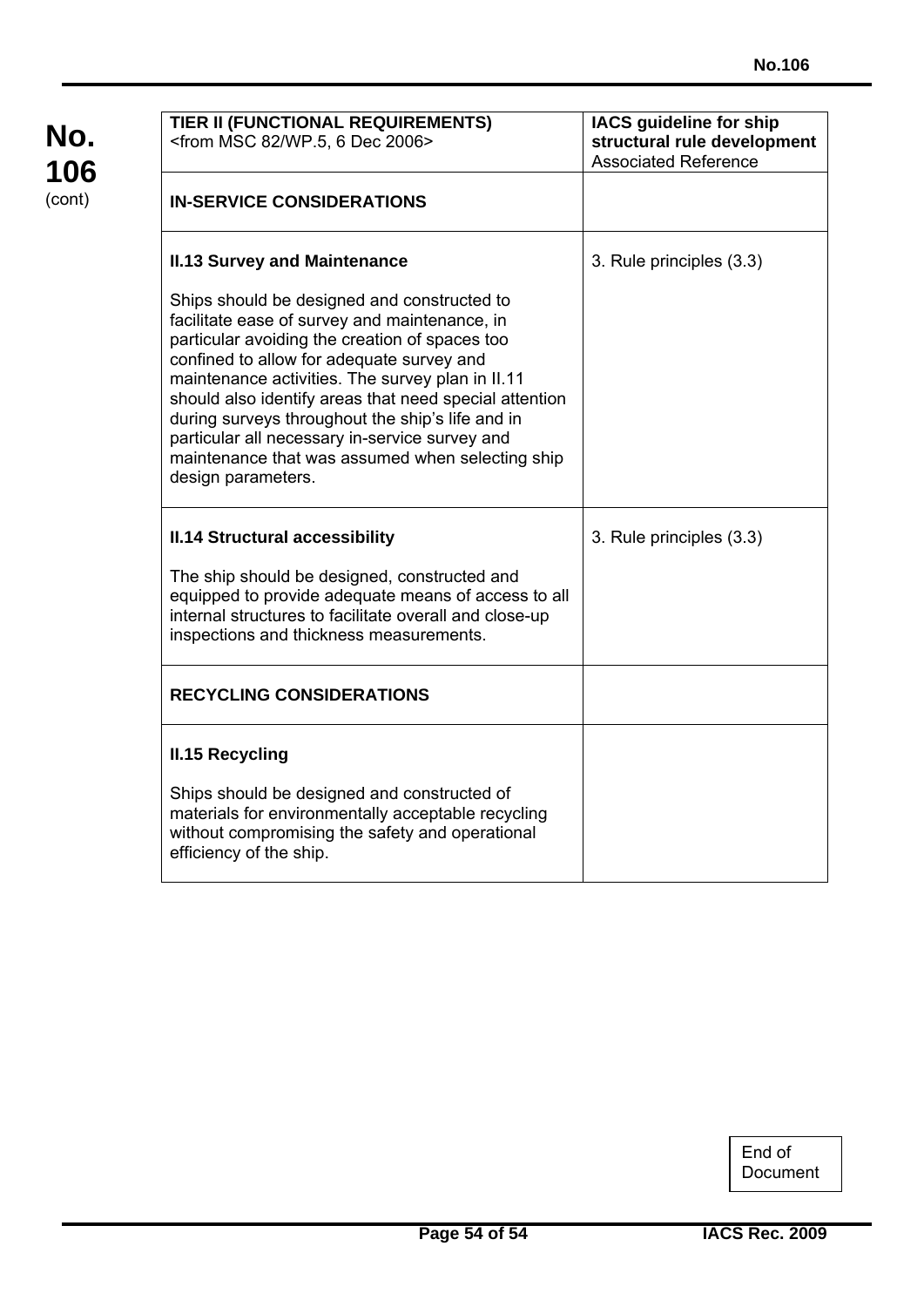| **TIER II (FUNCTIONAL REQUIREMENTS)** <from MSC 82/WP.5, 6 Dec 2006> | **IACS guideline for ship structural rule development** Associated Reference |
|---|---|
| **IN-SERVICE CONSIDERATIONS** | |
| **II.13 Survey and Maintenance**<br><br>Ships should be designed and constructed to facilitate ease of survey and maintenance, in particular avoiding the creation of spaces too confined to allow for adequate survey and maintenance activities. The survey plan in II.11 should also identify areas that need special attention during surveys throughout the ship's life and in particular all necessary in-service survey and maintenance that was assumed when selecting ship design parameters. | 3. Rule principles (3.3) |
| **II.14 Structural accessibility**<br><br>The ship should be designed, constructed and equipped to provide adequate means of access to all internal structures to facilitate overall and close-up inspections and thickness measurements. | 3. Rule principles (3.3) |
| **RECYCLING CONSIDERATIONS** | |
| **II.15 Recycling**<br><br>Ships should be designed and constructed of materials for environmentally acceptable recycling without compromising the safety and operational efficiency of the ship. | |

End of Document